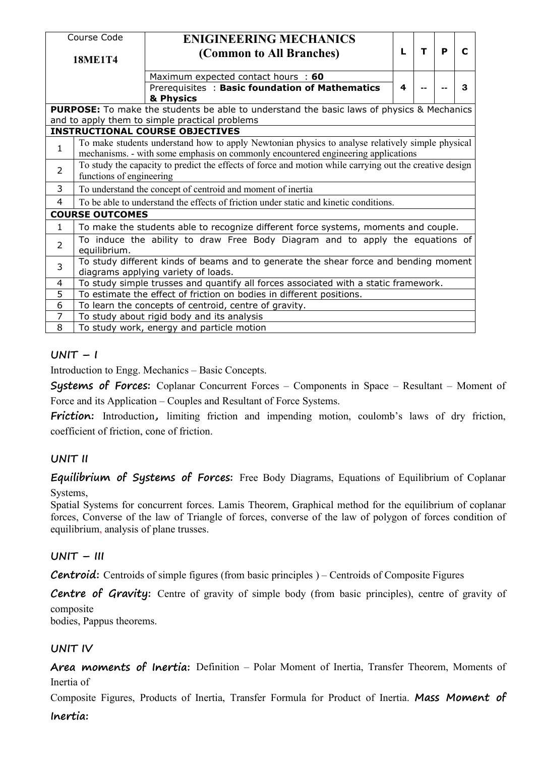| Course Code 18ME1T4 | ENIGINEERING MECHANICS (Common to All Branches) | L | T | P | C |
|---|---|---|---|---|---|
| | Maximum expected contact hours : **60** Prerequisites : **Basic foundation of Mathematics & Physics** | 4 | -- | -- | 3 |

**PURPOSE:** To make the students be able to understand the basic laws of physics & Mechanics and to apply them to simple practical problems

| INSTRUCTIONAL COURSE OBJECTIVES | |
|---|---|
| 1 | To make students understand how to apply Newtonian physics to analyse relatively simple physical mechanisms. - with some emphasis on commonly encountered engineering applications |
| 2 | To study the capacity to predict the effects of force and motion while carrying out the creative design functions of engineering |
| 3 | To understand the concept of centroid and moment of inertia |
| 4 | To be able to understand the effects of friction under static and kinetic conditions. |

| COURSE OUTCOMES | |
|---|---|
| 1 | To make the students able to recognize different force systems, moments and couple. |
| 2 | To induce the ability to draw Free Body Diagram and to apply the equations of equilibrium. |
| 3 | To study different kinds of beams and to generate the shear force and bending moment diagrams applying variety of loads. |
| 4 | To study simple trusses and quantify all forces associated with a static framework. |
| 5 | To estimate the effect of friction on bodies in different positions. |
| 6 | To learn the concepts of centroid, centre of gravity. |
| 7 | To study about rigid body and its analysis |
| 8 | To study work, energy and particle motion |

## UNIT – I

Introduction to Engg. Mechanics – Basic Concepts.

**Systems of Forces:** Coplanar Concurrent Forces – Components in Space – Resultant – Moment of Force and its Application – Couples and Resultant of Force Systems.

**Friction:** Introduction, limiting friction and impending motion, coulomb's laws of dry friction, coefficient of friction, cone of friction.

## UNIT II

**Equilibrium of Systems of Forces:** Free Body Diagrams, Equations of Equilibrium of Coplanar Systems,

Spatial Systems for concurrent forces. Lamis Theorem, Graphical method for the equilibrium of coplanar forces, Converse of the law of Triangle of forces, converse of the law of polygon of forces condition of equilibrium, analysis of plane trusses.

## UNIT – III

**Centroid:** Centroids of simple figures (from basic principles ) – Centroids of Composite Figures

**Centre of Gravity:** Centre of gravity of simple body (from basic principles), centre of gravity of composite bodies, Pappus theorems.

## UNIT IV

**Area moments of Inertia:** Definition – Polar Moment of Inertia, Transfer Theorem, Moments of Inertia of

Composite Figures, Products of Inertia, Transfer Formula for Product of Inertia. **Mass Moment of Inertia:**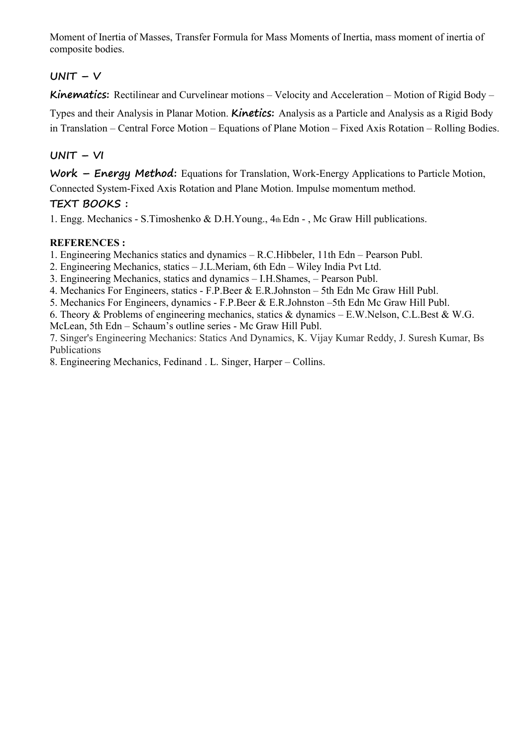Moment of Inertia of Masses, Transfer Formula for Mass Moments of Inertia, mass moment of inertia of composite bodies.

## UNIT – V

**Kinematics:** Rectilinear and Curvelinear motions – Velocity and Acceleration – Motion of Rigid Body – Types and their Analysis in Planar Motion. **Kinetics:** Analysis as a Particle and Analysis as a Rigid Body in Translation – Central Force Motion – Equations of Plane Motion – Fixed Axis Rotation – Rolling Bodies.

## UNIT – VI

**Work – Energy Method:** Equations for Translation, Work-Energy Applications to Particle Motion, Connected System-Fixed Axis Rotation and Plane Motion. Impulse momentum method.

## TEXT BOOKS :

1. Engg. Mechanics - S.Timoshenko & D.H.Young., 4th Edn - , Mc Graw Hill publications.

**REFERENCES :**

1. Engineering Mechanics statics and dynamics – R.C.Hibbeler, 11th Edn – Pearson Publ.
2. Engineering Mechanics, statics – J.L.Meriam, 6th Edn – Wiley India Pvt Ltd.
3. Engineering Mechanics, statics and dynamics – I.H.Shames, – Pearson Publ.
4. Mechanics For Engineers, statics - F.P.Beer & E.R.Johnston – 5th Edn Mc Graw Hill Publ.
5. Mechanics For Engineers, dynamics - F.P.Beer & E.R.Johnston –5th Edn Mc Graw Hill Publ.
6. Theory & Problems of engineering mechanics, statics & dynamics – E.W.Nelson, C.L.Best & W.G. McLean, 5th Edn – Schaum's outline series - Mc Graw Hill Publ.
7. Singer's Engineering Mechanics: Statics And Dynamics, K. Vijay Kumar Reddy, J. Suresh Kumar, Bs Publications
8. Engineering Mechanics, Fedinand . L. Singer, Harper – Collins.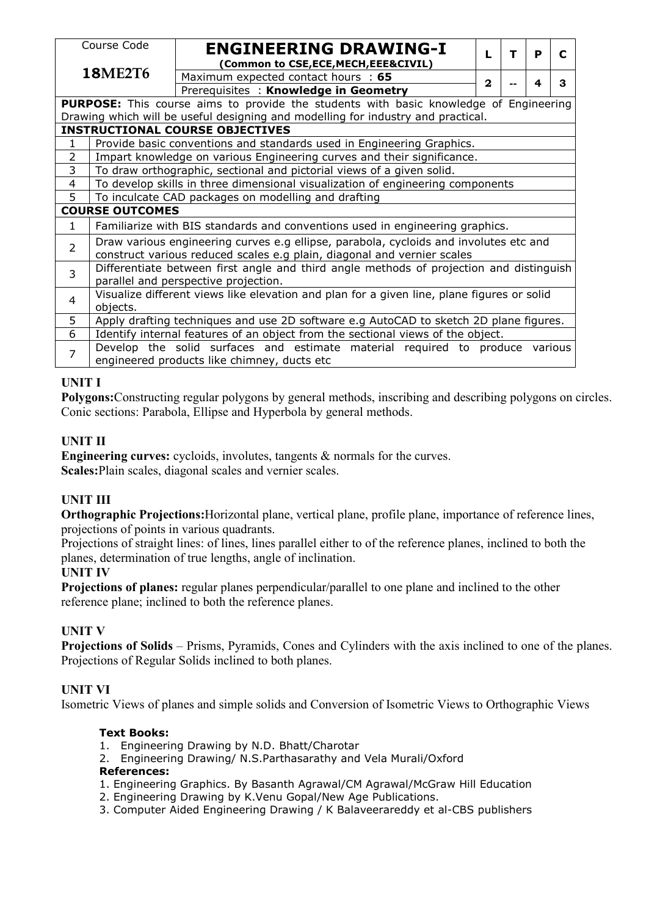| Course Code | ENGINEERING DRAWING-I (Common to CSE,ECE,MECH,EEE&CIVIL) | L | T | P | C |
|---|---|---|---|---|---|
| **18ME2T6** | Maximum expected contact hours : **65** | 2 | -- | 4 | 3 |
| | Prerequisites : **Knowledge in Geometry** | | | | |

**PURPOSE:** This course aims to provide the students with basic knowledge of Engineering Drawing which will be useful designing and modelling for industry and practical.

**INSTRUCTIONAL COURSE OBJECTIVES**

| | |
|---|---|
| 1 | Provide basic conventions and standards used in Engineering Graphics. |
| 2 | Impart knowledge on various Engineering curves and their significance. |
| 3 | To draw orthographic, sectional and pictorial views of a given solid. |
| 4 | To develop skills in three dimensional visualization of engineering components |
| 5 | To inculcate CAD packages on modelling and drafting |

**COURSE OUTCOMES**

| | |
|---|---|
| 1 | Familiarize with BIS standards and conventions used in engineering graphics. |
| 2 | Draw various engineering curves e.g ellipse, parabola, cycloids and involutes etc and construct various reduced scales e.g plain, diagonal and vernier scales |
| 3 | Differentiate between first angle and third angle methods of projection and distinguish parallel and perspective projection. |
| 4 | Visualize different views like elevation and plan for a given line, plane figures or solid objects. |
| 5 | Apply drafting techniques and use 2D software e.g AutoCAD to sketch 2D plane figures. |
| 6 | Identify internal features of an object from the sectional views of the object. |
| 7 | Develop the solid surfaces and estimate material required to produce various engineered products like chimney, ducts etc |

## UNIT I

**Polygons:**Constructing regular polygons by general methods, inscribing and describing polygons on circles. Conic sections: Parabola, Ellipse and Hyperbola by general methods.

## UNIT II

**Engineering curves:** cycloids, involutes, tangents & normals for the curves.
**Scales:**Plain scales, diagonal scales and vernier scales.

## UNIT III

**Orthographic Projections:**Horizontal plane, vertical plane, profile plane, importance of reference lines, projections of points in various quadrants.

Projections of straight lines: of lines, lines parallel either to of the reference planes, inclined to both the planes, determination of true lengths, angle of inclination.

## UNIT IV

**Projections of planes:** regular planes perpendicular/parallel to one plane and inclined to the other reference plane; inclined to both the reference planes.

## UNIT V

**Projections of Solids** – Prisms, Pyramids, Cones and Cylinders with the axis inclined to one of the planes. Projections of Regular Solids inclined to both planes.

## UNIT VI

Isometric Views of planes and simple solids and Conversion of Isometric Views to Orthographic Views

**Text Books:**

1. Engineering Drawing by N.D. Bhatt/Charotar
2. Engineering Drawing/ N.S.Parthasarathy and Vela Murali/Oxford

**References:**

1. Engineering Graphics. By Basanth Agrawal/CM Agrawal/McGraw Hill Education
2. Engineering Drawing by K.Venu Gopal/New Age Publications.
3. Computer Aided Engineering Drawing / K Balaveerareddy et al-CBS publishers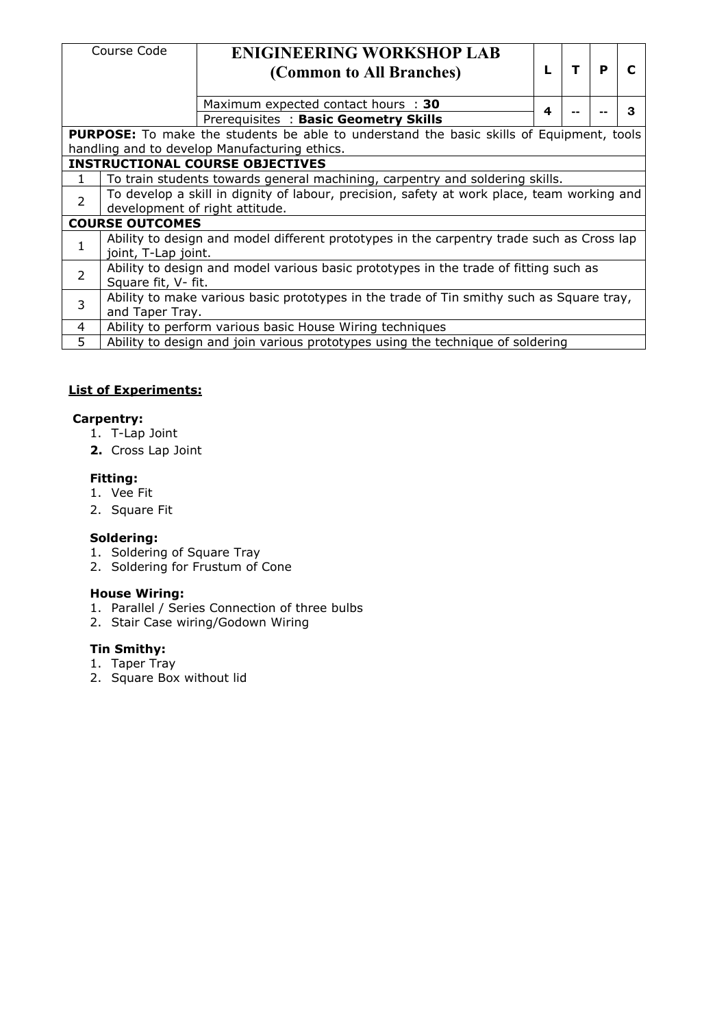| Course Code | ENIGINEERING WORKSHOP LAB (Common to All Branches) | L | T | P | C |
|---|---|---|---|---|---|
| | Maximum expected contact hours : **30** | 4 | -- | -- | 3 |
| | Prerequisites : **Basic Geometry Skills** | | | | |

| | |
|---|---|
| **PURPOSE:** To make the students be able to understand the basic skills of Equipment, tools handling and to develop Manufacturing ethics. | |
| **INSTRUCTIONAL COURSE OBJECTIVES** | |
| 1 | To train students towards general machining, carpentry and soldering skills. |
| 2 | To develop a skill in dignity of labour, precision, safety at work place, team working and development of right attitude. |
| **COURSE OUTCOMES** | |
| 1 | Ability to design and model different prototypes in the carpentry trade such as Cross lap joint, T-Lap joint. |
| 2 | Ability to design and model various basic prototypes in the trade of fitting such as Square fit, V- fit. |
| 3 | Ability to make various basic prototypes in the trade of Tin smithy such as Square tray, and Taper Tray. |
| 4 | Ability to perform various basic House Wiring techniques |
| 5 | Ability to design and join various prototypes using the technique of soldering |

**List of Experiments:**

**Carpentry:**
1. T-Lap Joint
2. Cross Lap Joint

**Fitting:**
1. Vee Fit
2. Square Fit

**Soldering:**
1. Soldering of Square Tray
2. Soldering for Frustum of Cone

**House Wiring:**
1. Parallel / Series Connection of three bulbs
2. Stair Case wiring/Godown Wiring

**Tin Smithy:**
1. Taper Tray
2. Square Box without lid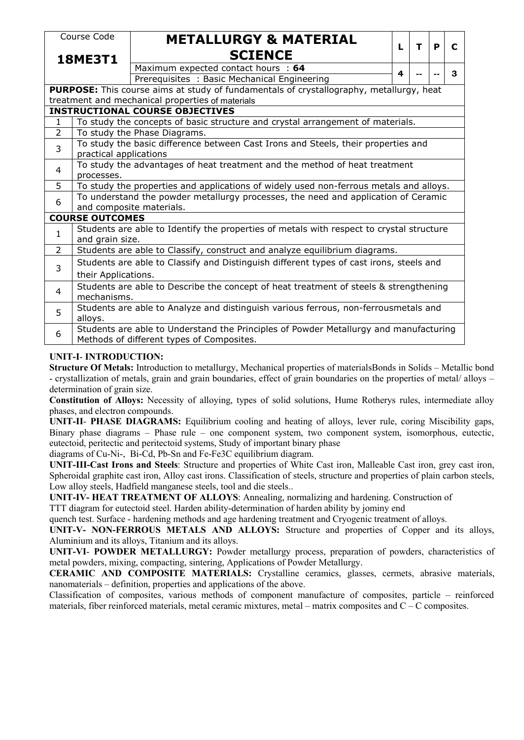| Course Code | METALLURGY & MATERIAL SCIENCE | L | T | P | C |
|---|---|---|---|---|---|
| **18ME3T1** | Maximum expected contact hours : **64** | 4 | -- | -- | 3 |
| | Prerequisites : Basic Mechanical Engineering | | | | |

**PURPOSE:** This course aims at study of fundamentals of crystallography, metallurgy, heat treatment and mechanical properties of materials

**INSTRUCTIONAL COURSE OBJECTIVES**

| | |
|---|---|
| 1 | To study the concepts of basic structure and crystal arrangement of materials. |
| 2 | To study the Phase Diagrams. |
| 3 | To study the basic difference between Cast Irons and Steels, their properties and practical applications |
| 4 | To study the advantages of heat treatment and the method of heat treatment processes. |
| 5 | To study the properties and applications of widely used non-ferrous metals and alloys. |
| 6 | To understand the powder metallurgy processes, the need and application of Ceramic and composite materials. |

**COURSE OUTCOMES**

| | |
|---|---|
| 1 | Students are able to Identify the properties of metals with respect to crystal structure and grain size. |
| 2 | Students are able to Classify, construct and analyze equilibrium diagrams. |
| 3 | Students are able to Classify and Distinguish different types of cast irons, steels and their Applications. |
| 4 | Students are able to Describe the concept of heat treatment of steels & strengthening mechanisms. |
| 5 | Students are able to Analyze and distinguish various ferrous, non-ferrousmetals and alloys. |
| 6 | Students are able to Understand the Principles of Powder Metallurgy and manufacturing Methods of different types of Composites. |

**UNIT-I- INTRODUCTION:**

**Structure Of Metals:** Introduction to metallurgy, Mechanical properties of materialsBonds in Solids – Metallic bond - crystallization of metals, grain and grain boundaries, effect of grain boundaries on the properties of metal/ alloys – determination of grain size.

**Constitution of Alloys:** Necessity of alloying, types of solid solutions, Hume Rotherys rules, intermediate alloy phases, and electron compounds.

**UNIT-II- PHASE DIAGRAMS:** Equilibrium cooling and heating of alloys, lever rule, coring Miscibility gaps, Binary phase diagrams – Phase rule – one component system, two component system, isomorphous, eutectic, eutectoid, peritectic and peritectoid systems, Study of important binary phase diagrams of Cu-Ni-, Bi-Cd, Pb-Sn and Fe-Fe3C equilibrium diagram.

**UNIT-III-Cast Irons and Steels**: Structure and properties of White Cast iron, Malleable Cast iron, grey cast iron, Spheroidal graphite cast iron, Alloy cast irons. Classification of steels, structure and properties of plain carbon steels, Low alloy steels, Hadfield manganese steels, tool and die steels..

**UNIT-IV- HEAT TREATMENT OF ALLOYS**: Annealing, normalizing and hardening. Construction of TTT diagram for eutectoid steel. Harden ability-determination of harden ability by jominy end quench test. Surface - hardening methods and age hardening treatment and Cryogenic treatment of alloys.

**UNIT-V- NON-FERROUS METALS AND ALLOYS:** Structure and properties of Copper and its alloys, Aluminium and its alloys, Titanium and its alloys.

**UNIT-VI- POWDER METALLURGY:** Powder metallurgy process, preparation of powders, characteristics of metal powders, mixing, compacting, sintering, Applications of Powder Metallurgy.

**CERAMIC AND COMPOSITE MATERIALS:** Crystalline ceramics, glasses, cermets, abrasive materials, nanomaterials – definition, properties and applications of the above.

Classification of composites, various methods of component manufacture of composites, particle – reinforced materials, fiber reinforced materials, metal ceramic mixtures, metal – matrix composites and C – C composites.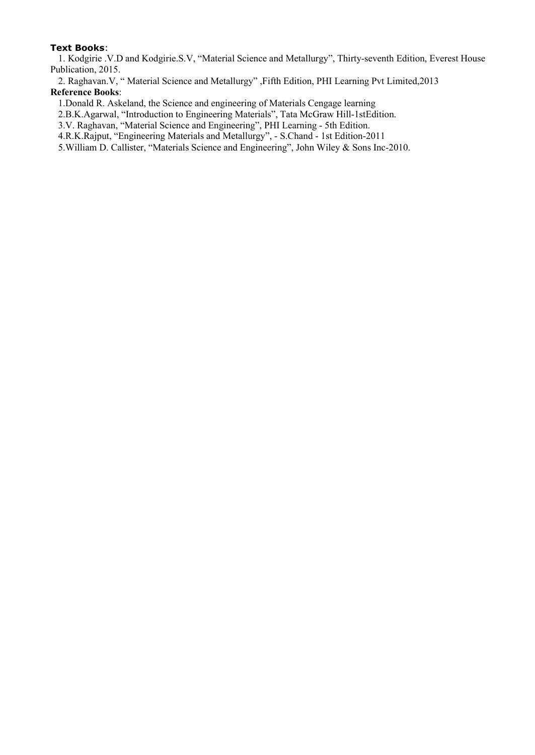**Text Books**:

1. Kodgirie .V.D and Kodgirie.S.V, "Material Science and Metallurgy", Thirty-seventh Edition, Everest House Publication, 2015.
2. Raghavan.V, " Material Science and Metallurgy" ,Fifth Edition, PHI Learning Pvt Limited,2013

**Reference Books**:

1.Donald R. Askeland, the Science and engineering of Materials Cengage learning
2.B.K.Agarwal, "Introduction to Engineering Materials", Tata McGraw Hill-1stEdition.
3.V. Raghavan, "Material Science and Engineering", PHI Learning - 5th Edition.
4.R.K.Rajput, "Engineering Materials and Metallurgy", - S.Chand - 1st Edition-2011
5.William D. Callister, "Materials Science and Engineering", John Wiley & Sons Inc-2010.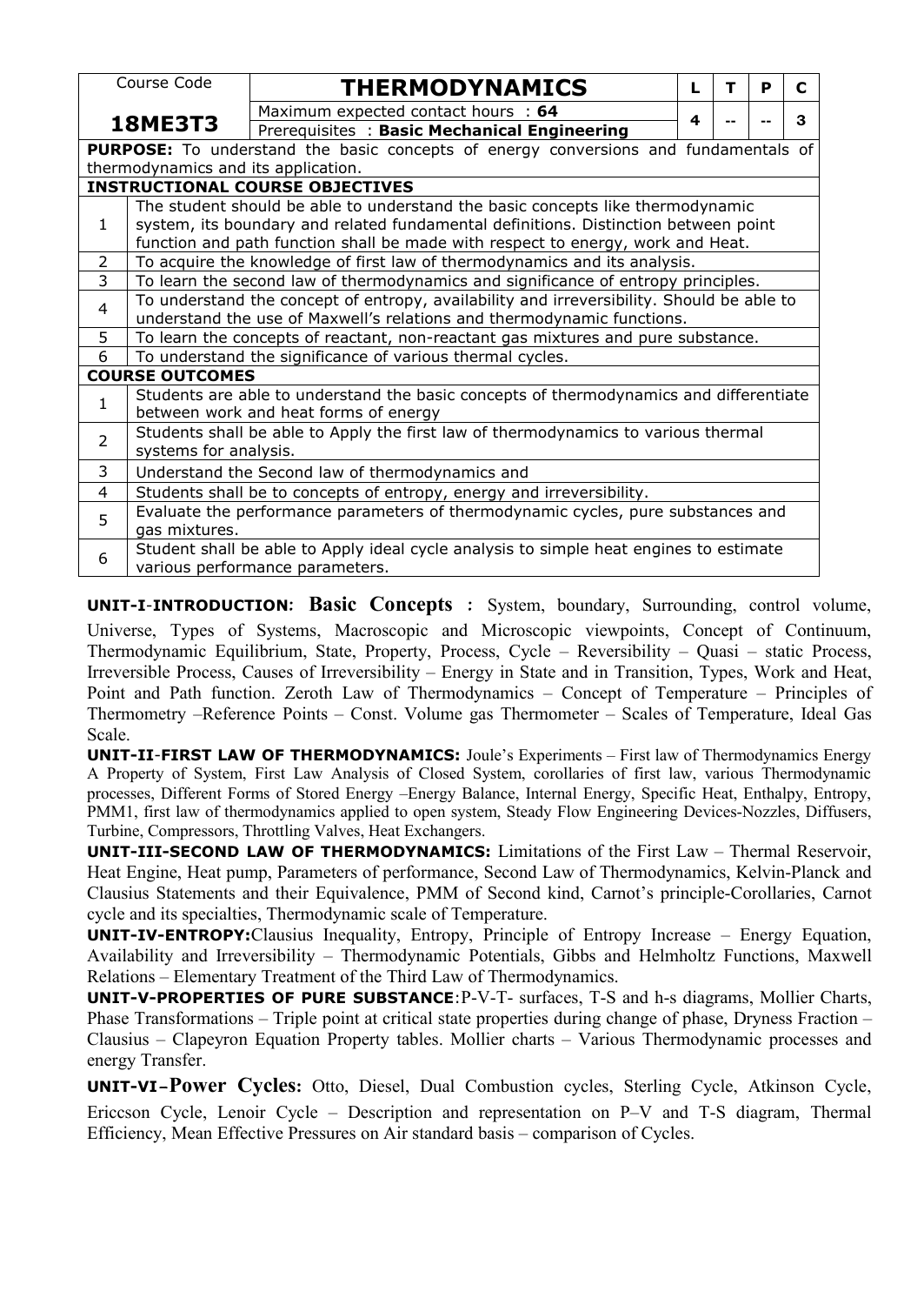| Course Code | THERMODYNAMICS | L | T | P | C |
|---|---|---|---|---|---|
| **18ME3T3** | Maximum expected contact hours : **64** | 4 | -- | -- | 3 |
| | Prerequisites : **Basic Mechanical Engineering** | | | | |

**PURPOSE:** To understand the basic concepts of energy conversions and fundamentals of thermodynamics and its application.

**INSTRUCTIONAL COURSE OBJECTIVES**

| | |
|---|---|
| 1 | The student should be able to understand the basic concepts like thermodynamic system, its boundary and related fundamental definitions. Distinction between point function and path function shall be made with respect to energy, work and Heat. |
| 2 | To acquire the knowledge of first law of thermodynamics and its analysis. |
| 3 | To learn the second law of thermodynamics and significance of entropy principles. |
| 4 | To understand the concept of entropy, availability and irreversibility. Should be able to understand the use of Maxwell's relations and thermodynamic functions. |
| 5 | To learn the concepts of reactant, non-reactant gas mixtures and pure substance. |
| 6 | To understand the significance of various thermal cycles. |

**COURSE OUTCOMES**

| | |
|---|---|
| 1 | Students are able to understand the basic concepts of thermodynamics and differentiate between work and heat forms of energy |
| 2 | Students shall be able to Apply the first law of thermodynamics to various thermal systems for analysis. |
| 3 | Understand the Second law of thermodynamics and |
| 4 | Students shall be to concepts of entropy, energy and irreversibility. |
| 5 | Evaluate the performance parameters of thermodynamic cycles, pure substances and gas mixtures. |
| 6 | Student shall be able to Apply ideal cycle analysis to simple heat engines to estimate various performance parameters. |

**UNIT-I-INTRODUCTION: Basic Concepts :** System, boundary, Surrounding, control volume, Universe, Types of Systems, Macroscopic and Microscopic viewpoints, Concept of Continuum, Thermodynamic Equilibrium, State, Property, Process, Cycle – Reversibility – Quasi – static Process, Irreversible Process, Causes of Irreversibility – Energy in State and in Transition, Types, Work and Heat, Point and Path function. Zeroth Law of Thermodynamics – Concept of Temperature – Principles of Thermometry –Reference Points – Const. Volume gas Thermometer – Scales of Temperature, Ideal Gas Scale.

**UNIT-II-FIRST LAW OF THERMODYNAMICS:** Joule's Experiments – First law of Thermodynamics Energy A Property of System, First Law Analysis of Closed System, corollaries of first law, various Thermodynamic processes, Different Forms of Stored Energy –Energy Balance, Internal Energy, Specific Heat, Enthalpy, Entropy, PMM1, first law of thermodynamics applied to open system, Steady Flow Engineering Devices-Nozzles, Diffusers, Turbine, Compressors, Throttling Valves, Heat Exchangers.

**UNIT-III-SECOND LAW OF THERMODYNAMICS:** Limitations of the First Law – Thermal Reservoir, Heat Engine, Heat pump, Parameters of performance, Second Law of Thermodynamics, Kelvin-Planck and Clausius Statements and their Equivalence, PMM of Second kind, Carnot's principle-Corollaries, Carnot cycle and its specialties, Thermodynamic scale of Temperature.

**UNIT-IV-ENTROPY:** Clausius Inequality, Entropy, Principle of Entropy Increase – Energy Equation, Availability and Irreversibility – Thermodynamic Potentials, Gibbs and Helmholtz Functions, Maxwell Relations – Elementary Treatment of the Third Law of Thermodynamics.

**UNIT-V-PROPERTIES OF PURE SUBSTANCE**:P-V-T- surfaces, T-S and h-s diagrams, Mollier Charts, Phase Transformations – Triple point at critical state properties during change of phase, Dryness Fraction – Clausius – Clapeyron Equation Property tables. Mollier charts – Various Thermodynamic processes and energy Transfer.

**UNIT-VI–Power Cycles:** Otto, Diesel, Dual Combustion cycles, Sterling Cycle, Atkinson Cycle, Ericcson Cycle, Lenoir Cycle – Description and representation on P–V and T-S diagram, Thermal Efficiency, Mean Effective Pressures on Air standard basis – comparison of Cycles.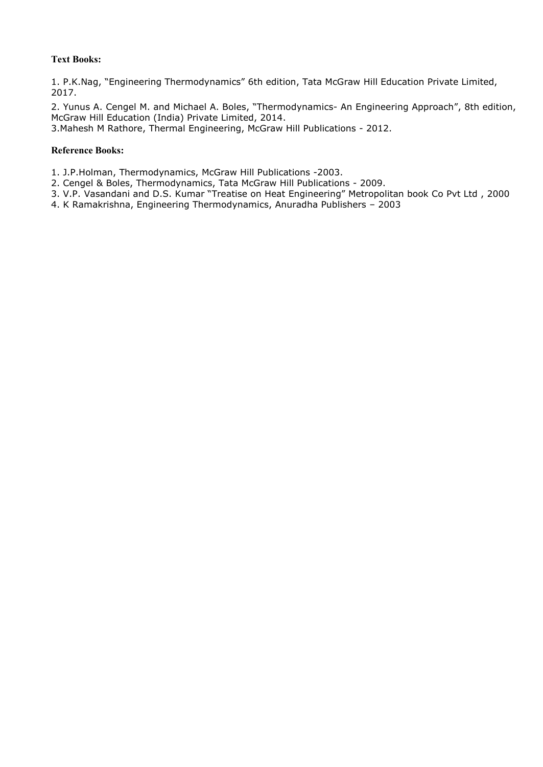**Text Books:**

1. P.K.Nag, "Engineering Thermodynamics" 6th edition, Tata McGraw Hill Education Private Limited, 2017.

2. Yunus A. Cengel M. and Michael A. Boles, "Thermodynamics- An Engineering Approach", 8th edition, McGraw Hill Education (India) Private Limited, 2014.

3.Mahesh M Rathore, Thermal Engineering, McGraw Hill Publications - 2012.

**Reference Books:**

1. J.P.Holman, Thermodynamics, McGraw Hill Publications -2003.
2. Cengel & Boles, Thermodynamics, Tata McGraw Hill Publications - 2009.
3. V.P. Vasandani and D.S. Kumar "Treatise on Heat Engineering" Metropolitan book Co Pvt Ltd , 2000
4. K Ramakrishna, Engineering Thermodynamics, Anuradha Publishers – 2003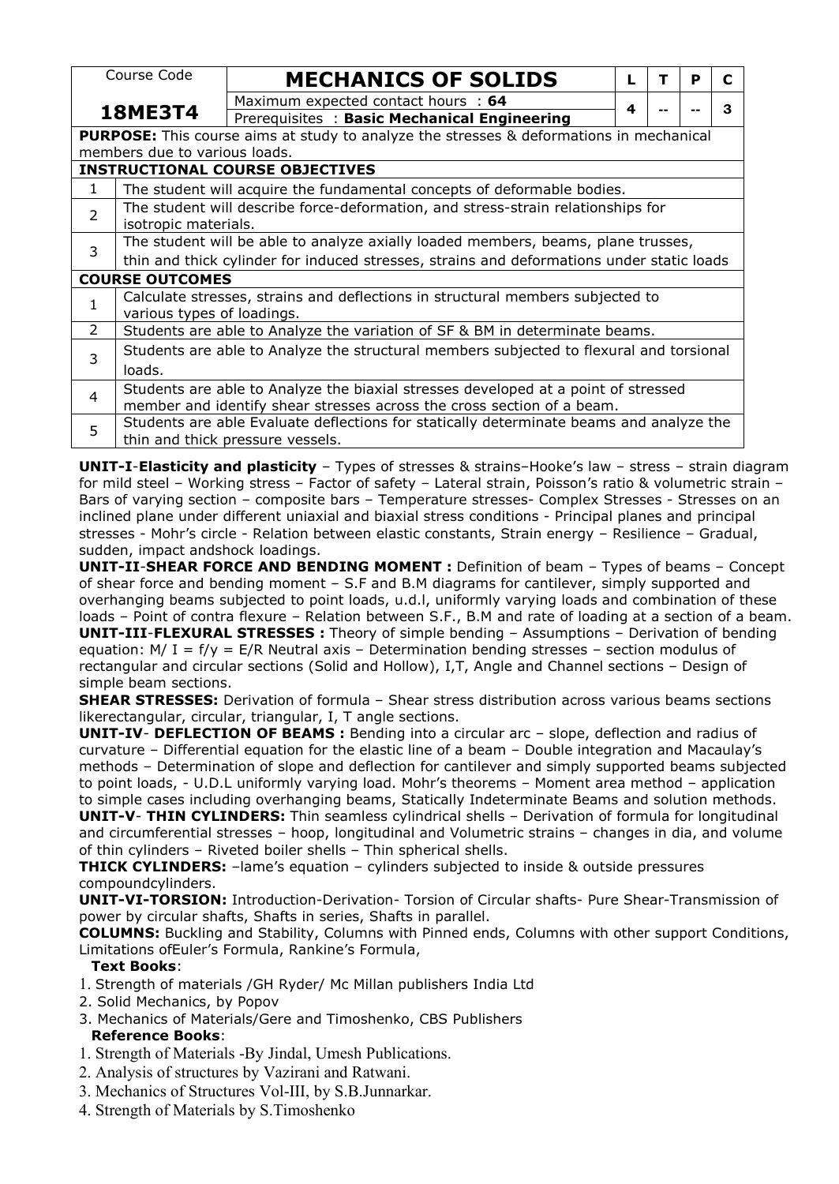| Course Code | MECHANICS OF SOLIDS | L | T | P | C |
|---|---|---|---|---|---|
| **18ME3T4** | Maximum expected contact hours : **64** | 4 | -- | -- | 3 |
| | Prerequisites : **Basic Mechanical Engineering** | | | | |

**PURPOSE:** This course aims at study to analyze the stresses & deformations in mechanical members due to various loads.

**INSTRUCTIONAL COURSE OBJECTIVES**

| | |
|---|---|
| 1 | The student will acquire the fundamental concepts of deformable bodies. |
| 2 | The student will describe force-deformation, and stress-strain relationships for isotropic materials. |
| 3 | The student will be able to analyze axially loaded members, beams, plane trusses, thin and thick cylinder for induced stresses, strains and deformations under static loads |

**COURSE OUTCOMES**

| | |
|---|---|
| 1 | Calculate stresses, strains and deflections in structural members subjected to various types of loadings. |
| 2 | Students are able to Analyze the variation of SF & BM in determinate beams. |
| 3 | Students are able to Analyze the structural members subjected to flexural and torsional loads. |
| 4 | Students are able to Analyze the biaxial stresses developed at a point of stressed member and identify shear stresses across the cross section of a beam. |
| 5 | Students are able Evaluate deflections for statically determinate beams and analyze the thin and thick pressure vessels. |

**UNIT-I**-**Elasticity and plasticity** – Types of stresses & strains–Hooke's law – stress – strain diagram for mild steel – Working stress – Factor of safety – Lateral strain, Poisson's ratio & volumetric strain – Bars of varying section – composite bars – Temperature stresses- Complex Stresses - Stresses on an inclined plane under different uniaxial and biaxial stress conditions - Principal planes and principal stresses - Mohr's circle - Relation between elastic constants, Strain energy – Resilience – Gradual, sudden, impact andshock loadings.

**UNIT-II**-**SHEAR FORCE AND BENDING MOMENT :** Definition of beam – Types of beams – Concept of shear force and bending moment – S.F and B.M diagrams for cantilever, simply supported and overhanging beams subjected to point loads, u.d.l, uniformly varying loads and combination of these loads – Point of contra flexure – Relation between S.F., B.M and rate of loading at a section of a beam.

**UNIT-III**-**FLEXURAL STRESSES :** Theory of simple bending – Assumptions – Derivation of bending equation: $M/I = f/y = E/R$ Neutral axis – Determination bending stresses – section modulus of rectangular and circular sections (Solid and Hollow), I,T, Angle and Channel sections – Design of simple beam sections.

**SHEAR STRESSES:** Derivation of formula – Shear stress distribution across various beams sections likerectangular, circular, triangular, I, T angle sections.

**UNIT-IV**- **DEFLECTION OF BEAMS :** Bending into a circular arc – slope, deflection and radius of curvature – Differential equation for the elastic line of a beam – Double integration and Macaulay's methods – Determination of slope and deflection for cantilever and simply supported beams subjected to point loads, - U.D.L uniformly varying load. Mohr's theorems – Moment area method – application to simple cases including overhanging beams, Statically Indeterminate Beams and solution methods.

**UNIT-V**- **THIN CYLINDERS:** Thin seamless cylindrical shells – Derivation of formula for longitudinal and circumferential stresses – hoop, longitudinal and Volumetric strains – changes in dia, and volume of thin cylinders – Riveted boiler shells – Thin spherical shells.

**THICK CYLINDERS:** –lame's equation – cylinders subjected to inside & outside pressures compoundcylinders.

**UNIT-VI-TORSION:** Introduction-Derivation- Torsion of Circular shafts- Pure Shear-Transmission of power by circular shafts, Shafts in series, Shafts in parallel.

**COLUMNS:** Buckling and Stability, Columns with Pinned ends, Columns with other support Conditions, Limitations ofEuler's Formula, Rankine's Formula,

**Text Books**:

1. Strength of materials /GH Ryder/ Mc Millan publishers India Ltd
2. Solid Mechanics, by Popov
3. Mechanics of Materials/Gere and Timoshenko, CBS Publishers

**Reference Books**:

1. Strength of Materials -By Jindal, Umesh Publications.
2. Analysis of structures by Vazirani and Ratwani.
3. Mechanics of Structures Vol-III, by S.B.Junnarkar.
4. Strength of Materials by S.Timoshenko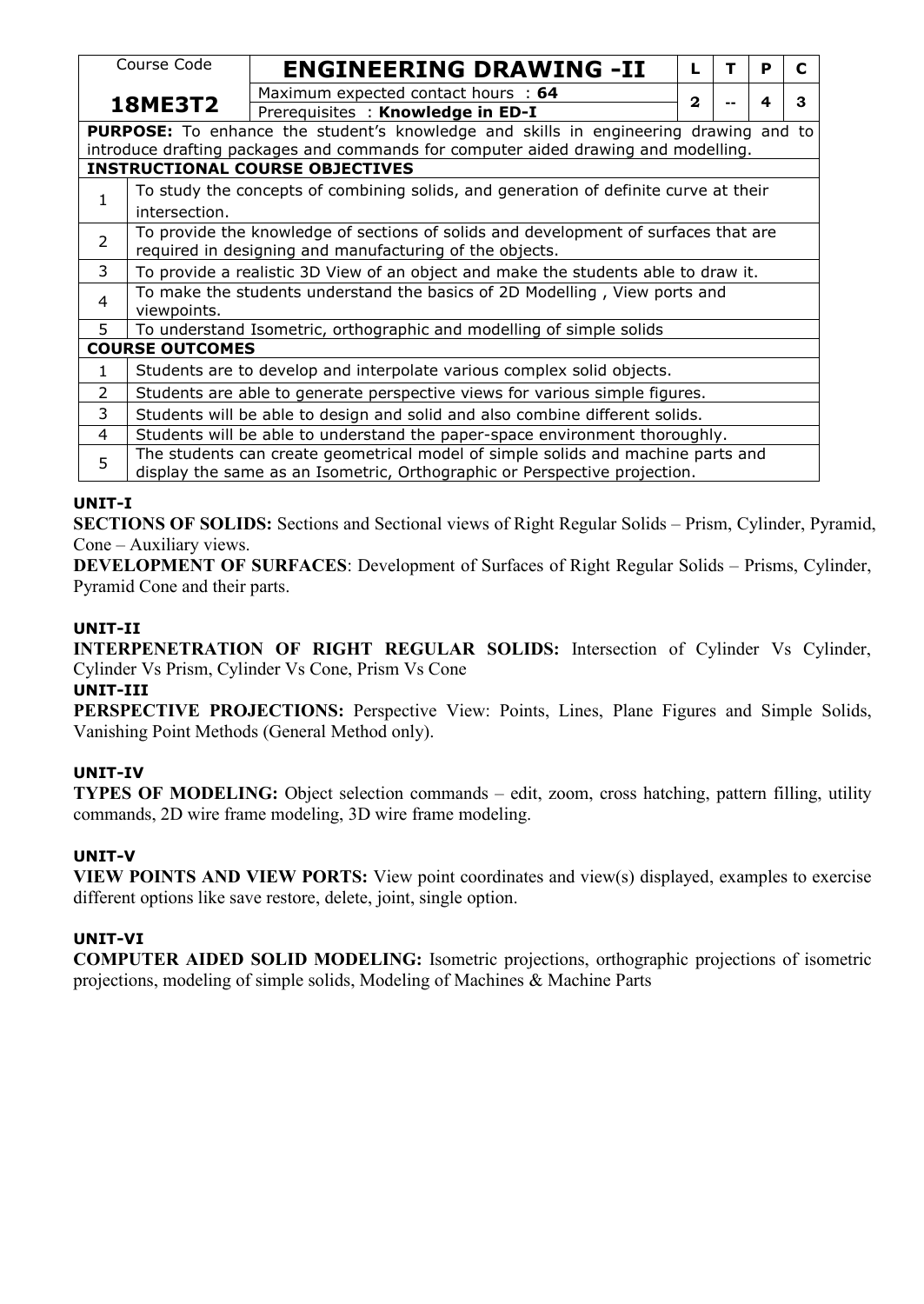| Course Code | ENGINEERING DRAWING -II | L | T | P | C |
|---|---|---|---|---|---|
| **18ME3T2** | Maximum expected contact hours : **64** | 2 | -- | 4 | 3 |
| | Prerequisites : **Knowledge in ED-I** | | | | |

**PURPOSE:** To enhance the student's knowledge and skills in engineering drawing and to introduce drafting packages and commands for computer aided drawing and modelling.

| **INSTRUCTIONAL COURSE OBJECTIVES** | |
|---|---|
| 1 | To study the concepts of combining solids, and generation of definite curve at their intersection. |
| 2 | To provide the knowledge of sections of solids and development of surfaces that are required in designing and manufacturing of the objects. |
| 3 | To provide a realistic 3D View of an object and make the students able to draw it. |
| 4 | To make the students understand the basics of 2D Modelling , View ports and viewpoints. |
| 5 | To understand Isometric, orthographic and modelling of simple solids |

| **COURSE OUTCOMES** | |
|---|---|
| 1 | Students are to develop and interpolate various complex solid objects. |
| 2 | Students are able to generate perspective views for various simple figures. |
| 3 | Students will be able to design and solid and also combine different solids. |
| 4 | Students will be able to understand the paper-space environment thoroughly. |
| 5 | The students can create geometrical model of simple solids and machine parts and display the same as an Isometric, Orthographic or Perspective projection. |

### UNIT-I

**SECTIONS OF SOLIDS:** Sections and Sectional views of Right Regular Solids – Prism, Cylinder, Pyramid, Cone – Auxiliary views.

**DEVELOPMENT OF SURFACES**: Development of Surfaces of Right Regular Solids – Prisms, Cylinder, Pyramid Cone and their parts.

### UNIT-II

**INTERPENETRATION OF RIGHT REGULAR SOLIDS:** Intersection of Cylinder Vs Cylinder, Cylinder Vs Prism, Cylinder Vs Cone, Prism Vs Cone

### UNIT-III

**PERSPECTIVE PROJECTIONS:** Perspective View: Points, Lines, Plane Figures and Simple Solids, Vanishing Point Methods (General Method only).

### UNIT-IV

**TYPES OF MODELING:** Object selection commands – edit, zoom, cross hatching, pattern filling, utility commands, 2D wire frame modeling, 3D wire frame modeling.

### UNIT-V

**VIEW POINTS AND VIEW PORTS:** View point coordinates and view(s) displayed, examples to exercise different options like save restore, delete, joint, single option.

### UNIT-VI

**COMPUTER AIDED SOLID MODELING:** Isometric projections, orthographic projections of isometric projections, modeling of simple solids, Modeling of Machines & Machine Parts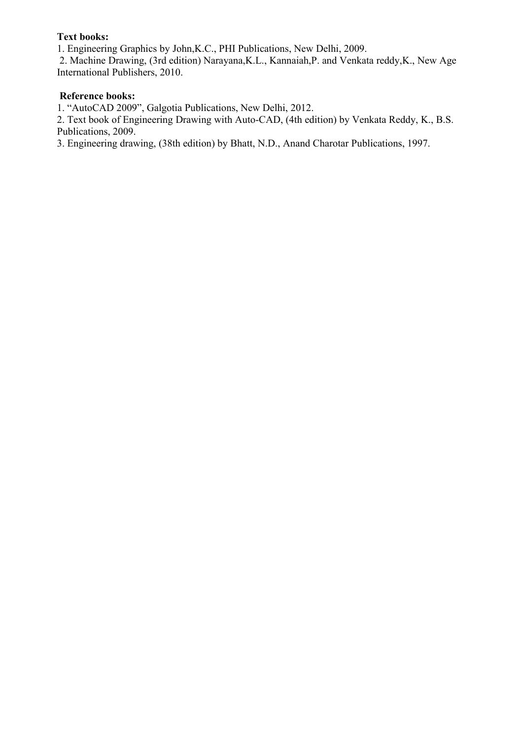**Text books:**

1. Engineering Graphics by John,K.C., PHI Publications, New Delhi, 2009.
2. Machine Drawing, (3rd edition) Narayana,K.L., Kannaiah,P. and Venkata reddy,K., New Age International Publishers, 2010.

**Reference books:**

1. “AutoCAD 2009”, Galgotia Publications, New Delhi, 2012.
2. Text book of Engineering Drawing with Auto-CAD, (4th edition) by Venkata Reddy, K., B.S. Publications, 2009.
3. Engineering drawing, (38th edition) by Bhatt, N.D., Anand Charotar Publications, 1997.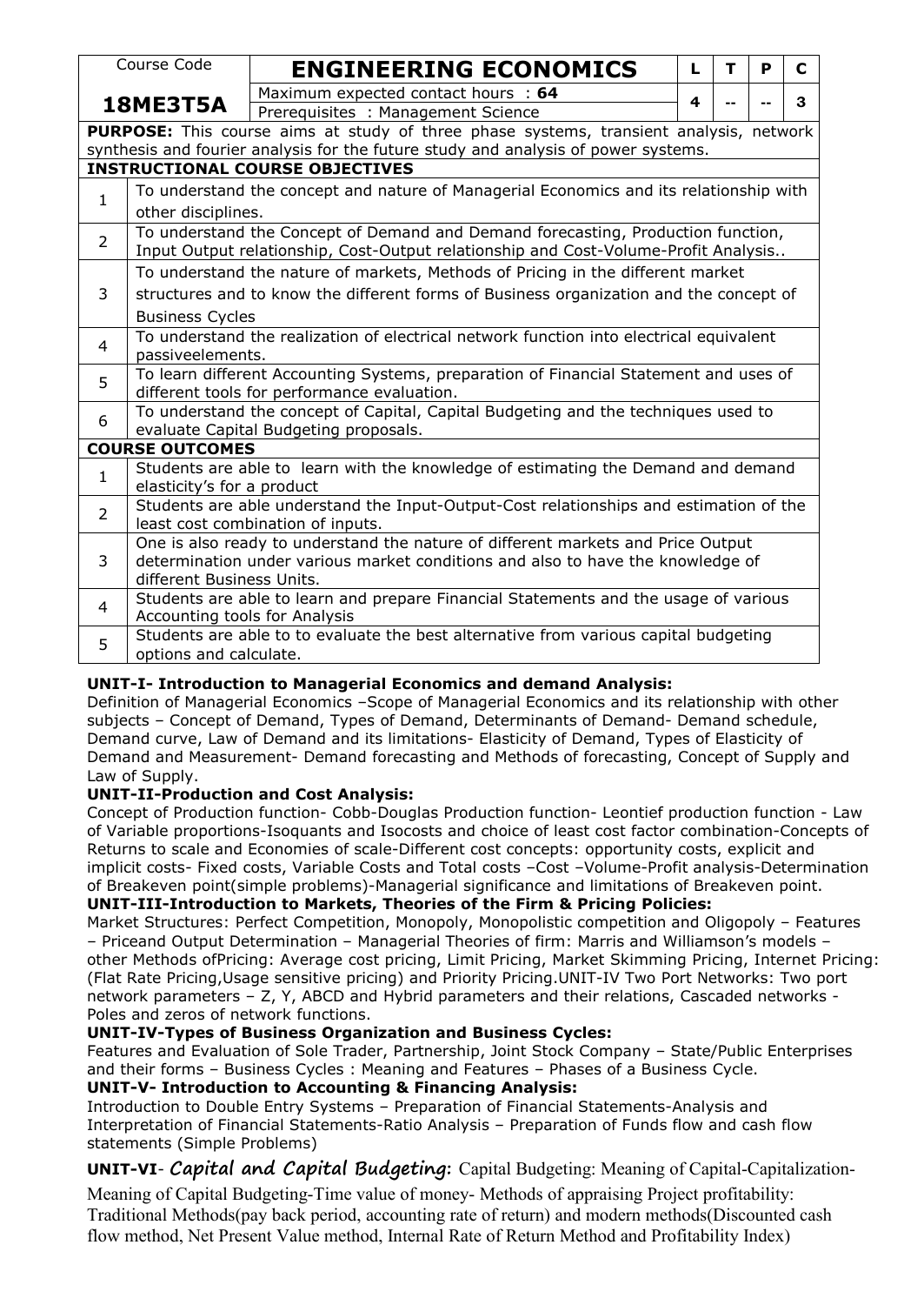| Course Code | ENGINEERING ECONOMICS | L | T | P | C |
|---|---|---|---|---|---|
| **18ME3T5A** | Maximum expected contact hours : **64** | 4 | -- | -- | 3 |
| | Prerequisites : Management Science | | | | |

**PURPOSE:** This course aims at study of three phase systems, transient analysis, network synthesis and fourier analysis for the future study and analysis of power systems.

**INSTRUCTIONAL COURSE OBJECTIVES**

| | |
|---|---|
| 1 | To understand the concept and nature of Managerial Economics and its relationship with other disciplines. |
| 2 | To understand the Concept of Demand and Demand forecasting, Production function, Input Output relationship, Cost-Output relationship and Cost-Volume-Profit Analysis.. |
| 3 | To understand the nature of markets, Methods of Pricing in the different market structures and to know the different forms of Business organization and the concept of Business Cycles |
| 4 | To understand the realization of electrical network function into electrical equivalent passiveelements. |
| 5 | To learn different Accounting Systems, preparation of Financial Statement and uses of different tools for performance evaluation. |
| 6 | To understand the concept of Capital, Capital Budgeting and the techniques used to evaluate Capital Budgeting proposals. |

**COURSE OUTCOMES**

| | |
|---|---|
| 1 | Students are able to learn with the knowledge of estimating the Demand and demand elasticity's for a product |
| 2 | Students are able understand the Input-Output-Cost relationships and estimation of the least cost combination of inputs. |
| 3 | One is also ready to understand the nature of different markets and Price Output determination under various market conditions and also to have the knowledge of different Business Units. |
| 4 | Students are able to learn and prepare Financial Statements and the usage of various Accounting tools for Analysis |
| 5 | Students are able to to evaluate the best alternative from various capital budgeting options and calculate. |

**UNIT-I- Introduction to Managerial Economics and demand Analysis:**
Definition of Managerial Economics –Scope of Managerial Economics and its relationship with other subjects – Concept of Demand, Types of Demand, Determinants of Demand- Demand schedule, Demand curve, Law of Demand and its limitations- Elasticity of Demand, Types of Elasticity of Demand and Measurement- Demand forecasting and Methods of forecasting, Concept of Supply and Law of Supply.

**UNIT-II-Production and Cost Analysis:**
Concept of Production function- Cobb-Douglas Production function- Leontief production function - Law of Variable proportions-Isoquants and Isocosts and choice of least cost factor combination-Concepts of Returns to scale and Economies of scale-Different cost concepts: opportunity costs, explicit and implicit costs- Fixed costs, Variable Costs and Total costs –Cost –Volume-Profit analysis-Determination of Breakeven point(simple problems)-Managerial significance and limitations of Breakeven point.

**UNIT-III-Introduction to Markets, Theories of the Firm & Pricing Policies:**
Market Structures: Perfect Competition, Monopoly, Monopolistic competition and Oligopoly – Features – Priceand Output Determination – Managerial Theories of firm: Marris and Williamson's models – other Methods ofPricing: Average cost pricing, Limit Pricing, Market Skimming Pricing, Internet Pricing: (Flat Rate Pricing,Usage sensitive pricing) and Priority Pricing.UNIT-IV Two Port Networks: Two port network parameters – Z, Y, ABCD and Hybrid parameters and their relations, Cascaded networks - Poles and zeros of network functions.

**UNIT-IV-Types of Business Organization and Business Cycles:**
Features and Evaluation of Sole Trader, Partnership, Joint Stock Company – State/Public Enterprises and their forms – Business Cycles : Meaning and Features – Phases of a Business Cycle.

**UNIT-V- Introduction to Accounting & Financing Analysis:**
Introduction to Double Entry Systems – Preparation of Financial Statements-Analysis and Interpretation of Financial Statements-Ratio Analysis – Preparation of Funds flow and cash flow statements (Simple Problems)

**UNIT-VI**- ***Capital and Capital Budgeting*****:** Capital Budgeting: Meaning of Capital-Capitalization-Meaning of Capital Budgeting-Time value of money- Methods of appraising Project profitability: Traditional Methods(pay back period, accounting rate of return) and modern methods(Discounted cash flow method, Net Present Value method, Internal Rate of Return Method and Profitability Index)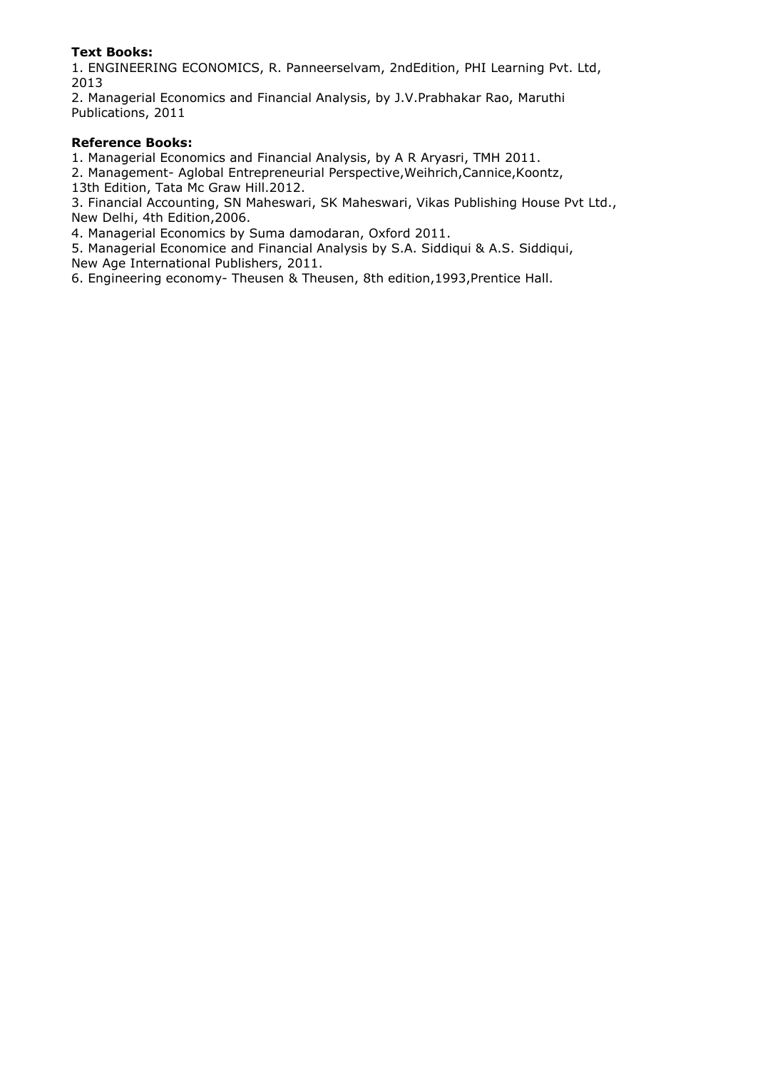**Text Books:**

1. ENGINEERING ECONOMICS, R. Panneerselvam, 2ndEdition, PHI Learning Pvt. Ltd, 2013
2. Managerial Economics and Financial Analysis, by J.V.Prabhakar Rao, Maruthi Publications, 2011

**Reference Books:**

1. Managerial Economics and Financial Analysis, by A R Aryasri, TMH 2011.
2. Management- Aglobal Entrepreneurial Perspective,Weihrich,Cannice,Koontz, 13th Edition, Tata Mc Graw Hill.2012.
3. Financial Accounting, SN Maheswari, SK Maheswari, Vikas Publishing House Pvt Ltd., New Delhi, 4th Edition,2006.
4. Managerial Economics by Suma damodaran, Oxford 2011.
5. Managerial Economice and Financial Analysis by S.A. Siddiqui & A.S. Siddiqui, New Age International Publishers, 2011.
6. Engineering economy- Theusen & Theusen, 8th edition,1993,Prentice Hall.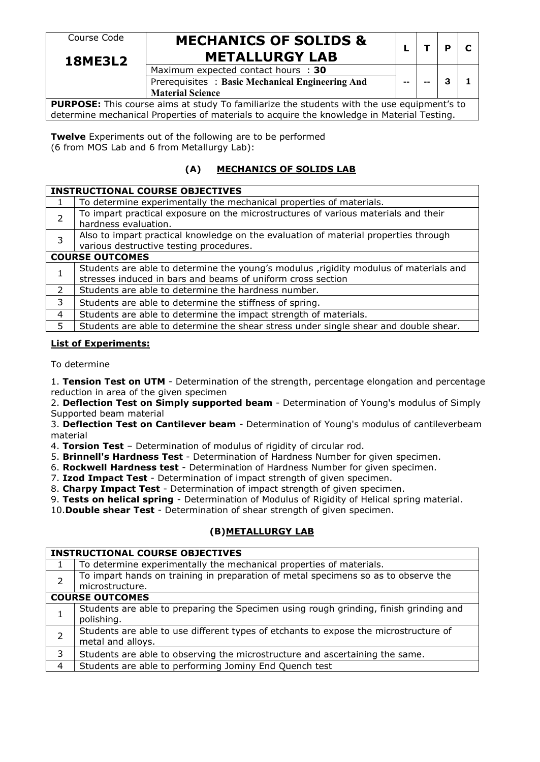| Course Code | MECHANICS OF SOLIDS & METALLURGY LAB | L | T | P | C |
|---|---|---|---|---|---|
| **18ME3L2** | Maximum expected contact hours : **30** | | | | |
| | Prerequisites : **Basic Mechanical Engineering And Material Science** | -- | -- | 3 | 1 |

**PURPOSE:** This course aims at study To familiarize the students with the use equipment's to determine mechanical Properties of materials to acquire the knowledge in Material Testing.

**Twelve** Experiments out of the following are to be performed
(6 from MOS Lab and 6 from Metallurgy Lab):

## (A) MECHANICS OF SOLIDS LAB

| INSTRUCTIONAL COURSE OBJECTIVES | |
|---|---|
| 1 | To determine experimentally the mechanical properties of materials. |
| 2 | To impart practical exposure on the microstructures of various materials and their hardness evaluation. |
| 3 | Also to impart practical knowledge on the evaluation of material properties through various destructive testing procedures. |
| **COURSE OUTCOMES** | |
| 1 | Students are able to determine the young's modulus ,rigidity modulus of materials and stresses induced in bars and beams of uniform cross section |
| 2 | Students are able to determine the hardness number. |
| 3 | Students are able to determine the stiffness of spring. |
| 4 | Students are able to determine the impact strength of materials. |
| 5 | Students are able to determine the shear stress under single shear and double shear. |

**List of Experiments:**

To determine

1. **Tension Test on UTM** - Determination of the strength, percentage elongation and percentage reduction in area of the given specimen
2. **Deflection Test on Simply supported beam** - Determination of Young's modulus of Simply Supported beam material
3. **Deflection Test on Cantilever beam** - Determination of Young's modulus of cantileverbeam material
4. **Torsion Test** – Determination of modulus of rigidity of circular rod.
5. **Brinnell's Hardness Test** - Determination of Hardness Number for given specimen.
6. **Rockwell Hardness test** - Determination of Hardness Number for given specimen.
7. **Izod Impact Test** - Determination of impact strength of given specimen.
8. **Charpy Impact Test** - Determination of impact strength of given specimen.
9. **Tests on helical spring** - Determination of Modulus of Rigidity of Helical spring material.
10. **Double shear Test** - Determination of shear strength of given specimen.

## (B) METALLURGY LAB

| INSTRUCTIONAL COURSE OBJECTIVES | |
|---|---|
| 1 | To determine experimentally the mechanical properties of materials. |
| 2 | To impart hands on training in preparation of metal specimens so as to observe the microstructure. |
| **COURSE OUTCOMES** | |
| 1 | Students are able to preparing the Specimen using rough grinding, finish grinding and polishing. |
| 2 | Students are able to use different types of etchants to expose the microstructure of metal and alloys. |
| 3 | Students are able to observing the microstructure and ascertaining the same. |
| 4 | Students are able to performing Jominy End Quench test |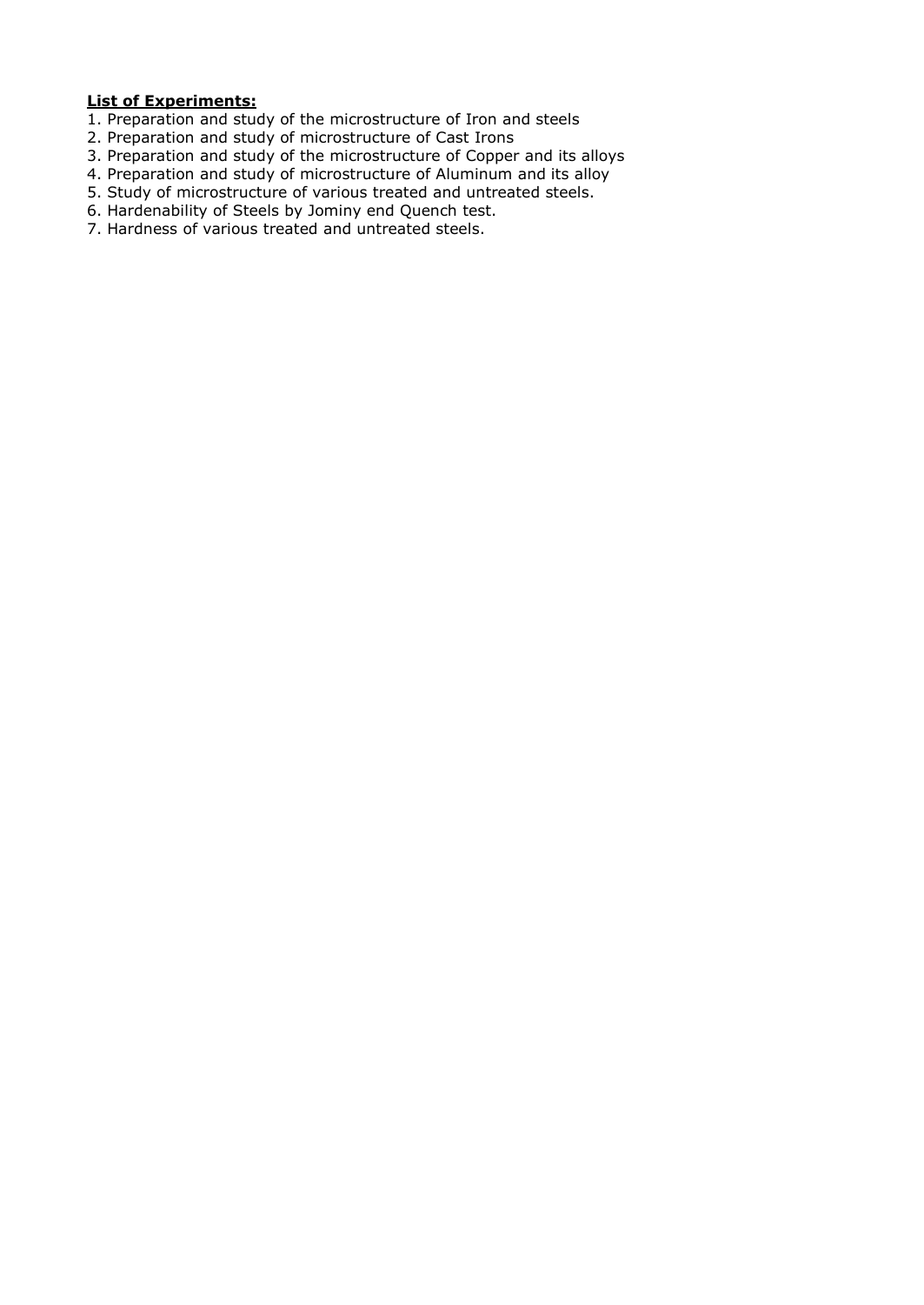**List of Experiments:**

1. Preparation and study of the microstructure of Iron and steels
2. Preparation and study of microstructure of Cast Irons
3. Preparation and study of the microstructure of Copper and its alloys
4. Preparation and study of microstructure of Aluminum and its alloy
5. Study of microstructure of various treated and untreated steels.
6. Hardenability of Steels by Jominy end Quench test.
7. Hardness of various treated and untreated steels.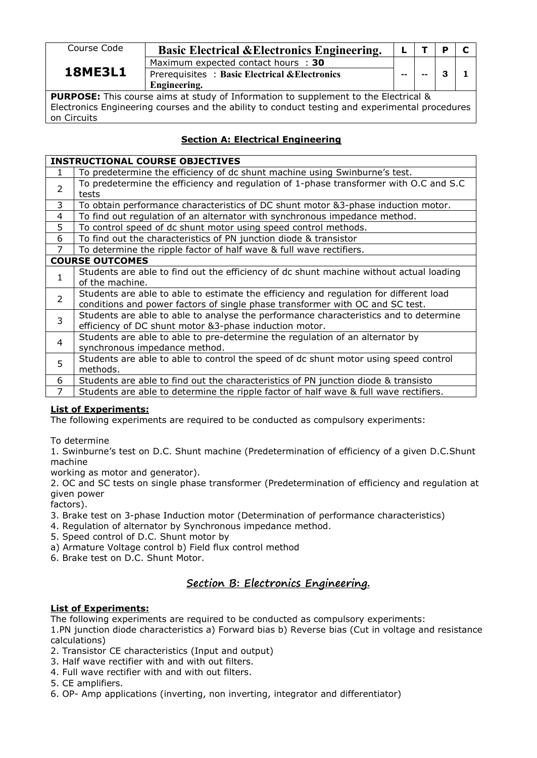| Course Code | Basic Electrical &Electronics Engineering. | L | T | P | C |
|---|---|---|---|---|---|
| **18ME3L1** | Maximum expected contact hours : **30** | -- | -- | 3 | 1 |
| | Prerequisites : **Basic Electrical &Electronics Engineering.** | | | | |

**PURPOSE:** This course aims at study of Information to supplement to the Electrical & Electronics Engineering courses and the ability to conduct testing and experimental procedures on Circuits

## Section A: Electrical Engineering

| INSTRUCTIONAL COURSE OBJECTIVES | |
|---|---|
| 1 | To predetermine the efficiency of dc shunt machine using Swinburne's test. |
| 2 | To predetermine the efficiency and regulation of 1-phase transformer with O.C and S.C tests |
| 3 | To obtain performance characteristics of DC shunt motor &3-phase induction motor. |
| 4 | To find out regulation of an alternator with synchronous impedance method. |
| 5 | To control speed of dc shunt motor using speed control methods. |
| 6 | To find out the characteristics of PN junction diode & transistor |
| 7 | To determine the ripple factor of half wave & full wave rectifiers. |
| **COURSE OUTCOMES** | |
| 1 | Students are able to find out the efficiency of dc shunt machine without actual loading of the machine. |
| 2 | Students are able to able to estimate the efficiency and regulation for different load conditions and power factors of single phase transformer with OC and SC test. |
| 3 | Students are able to able to analyse the performance characteristics and to determine efficiency of DC shunt motor &3-phase induction motor. |
| 4 | Students are able to able to pre-determine the regulation of an alternator by synchronous impedance method. |
| 5 | Students are able to able to control the speed of dc shunt motor using speed control methods. |
| 6 | Students are able to find out the characteristics of PN junction diode & transisto |
| 7 | Students are able to determine the ripple factor of half wave & full wave rectifiers. |

**List of Experiments:**

The following experiments are required to be conducted as compulsory experiments:

To determine

1. Swinburne's test on D.C. Shunt machine (Predetermination of efficiency of a given D.C.Shunt machine working as motor and generator).
2. OC and SC tests on single phase transformer (Predetermination of efficiency and regulation at given power factors).
3. Brake test on 3-phase Induction motor (Determination of performance characteristics)
4. Regulation of alternator by Synchronous impedance method.
5. Speed control of D.C. Shunt motor by
   a) Armature Voltage control b) Field flux control method
6. Brake test on D.C. Shunt Motor.

## Section B: Electronics Engineering.

**List of Experiments:**

The following experiments are required to be conducted as compulsory experiments:

1. PN junction diode characteristics a) Forward bias b) Reverse bias (Cut in voltage and resistance calculations)
2. Transistor CE characteristics (Input and output)
3. Half wave rectifier with and with out filters.
4. Full wave rectifier with and with out filters.
5. CE amplifiers.
6. OP- Amp applications (inverting, non inverting, integrator and differentiator)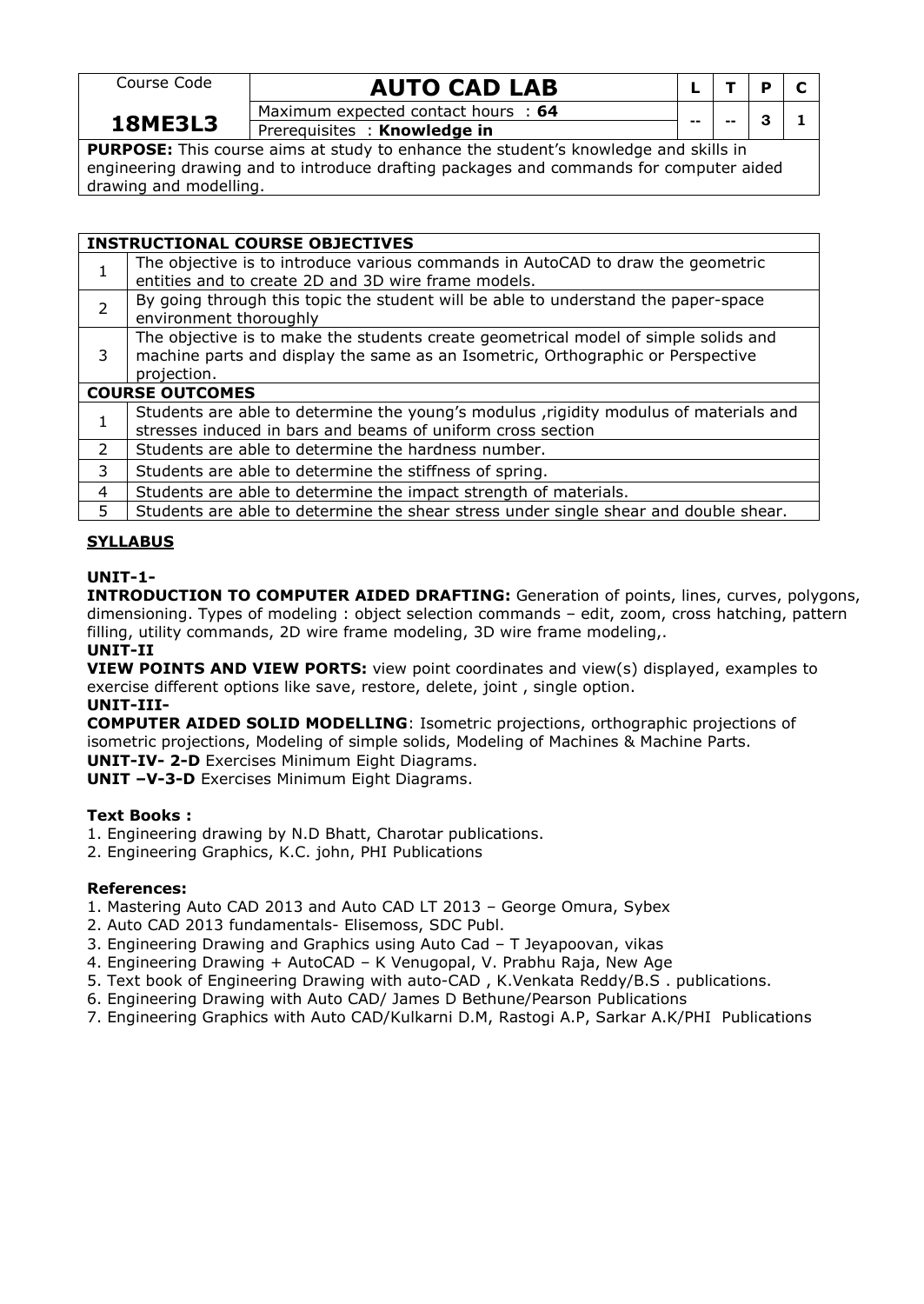| Course Code | AUTO CAD LAB | L | T | P | C |
|---|---|---|---|---|---|
| **18ME3L3** | Maximum expected contact hours : **64** | -- | -- | 3 | 1 |
| | Prerequisites : **Knowledge in** | | | | |

**PURPOSE:** This course aims at study to enhance the student's knowledge and skills in engineering drawing and to introduce drafting packages and commands for computer aided drawing and modelling.

| **INSTRUCTIONAL COURSE OBJECTIVES** | |
|---|---|
| 1 | The objective is to introduce various commands in AutoCAD to draw the geometric entities and to create 2D and 3D wire frame models. |
| 2 | By going through this topic the student will be able to understand the paper-space environment thoroughly |
| 3 | The objective is to make the students create geometrical model of simple solids and machine parts and display the same as an Isometric, Orthographic or Perspective projection. |
| **COURSE OUTCOMES** | |
| 1 | Students are able to determine the young's modulus ,rigidity modulus of materials and stresses induced in bars and beams of uniform cross section |
| 2 | Students are able to determine the hardness number. |
| 3 | Students are able to determine the stiffness of spring. |
| 4 | Students are able to determine the impact strength of materials. |
| 5 | Students are able to determine the shear stress under single shear and double shear. |

## SYLLABUS

**UNIT-1-**

**INTRODUCTION TO COMPUTER AIDED DRAFTING:** Generation of points, lines, curves, polygons, dimensioning. Types of modeling : object selection commands – edit, zoom, cross hatching, pattern filling, utility commands, 2D wire frame modeling, 3D wire frame modeling,.

**UNIT-II**

**VIEW POINTS AND VIEW PORTS:** view point coordinates and view(s) displayed, examples to exercise different options like save, restore, delete, joint , single option.

**UNIT-III-**

**COMPUTER AIDED SOLID MODELLING**: Isometric projections, orthographic projections of isometric projections, Modeling of simple solids, Modeling of Machines & Machine Parts.

**UNIT-IV- 2-D** Exercises Minimum Eight Diagrams.

**UNIT –V-3-D** Exercises Minimum Eight Diagrams.

**Text Books :**

1. Engineering drawing by N.D Bhatt, Charotar publications.
2. Engineering Graphics, K.C. john, PHI Publications

**References:**

1. Mastering Auto CAD 2013 and Auto CAD LT 2013 – George Omura, Sybex
2. Auto CAD 2013 fundamentals- Elisemoss, SDC Publ.
3. Engineering Drawing and Graphics using Auto Cad – T Jeyapoovan, vikas
4. Engineering Drawing + AutoCAD – K Venugopal, V. Prabhu Raja, New Age
5. Text book of Engineering Drawing with auto-CAD , K.Venkata Reddy/B.S . publications.
6. Engineering Drawing with Auto CAD/ James D Bethune/Pearson Publications
7. Engineering Graphics with Auto CAD/Kulkarni D.M, Rastogi A.P, Sarkar A.K/PHI Publications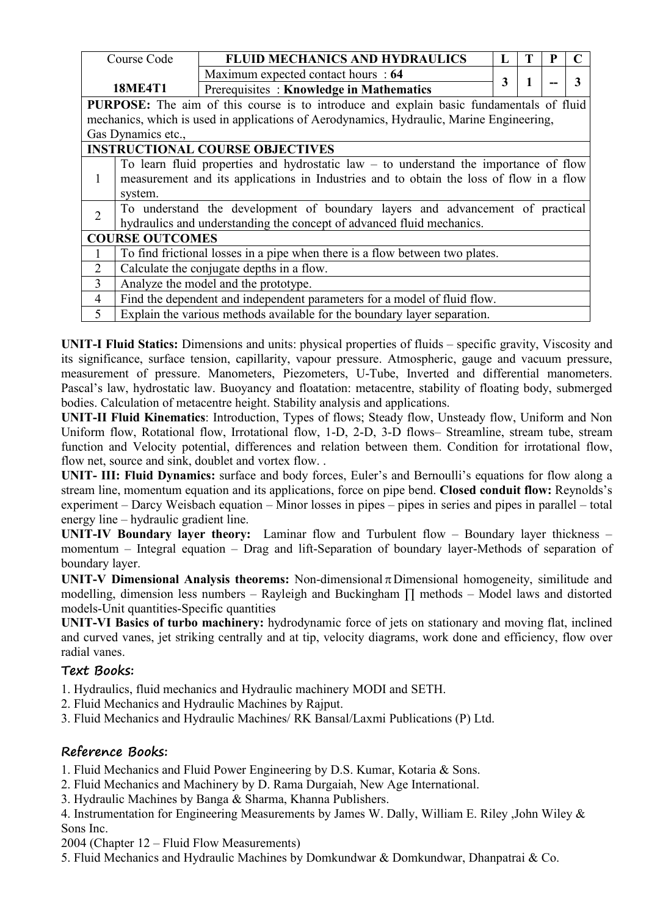| Course Code | FLUID MECHANICS AND HYDRAULICS | L | T | P | C |
|---|---|---|---|---|---|
| **18ME4T1** | Maximum expected contact hours : **64** | 3 | 1 | -- | 3 |
| | Prerequisites : **Knowledge in Mathematics** | | | | |

**PURPOSE:** The aim of this course is to introduce and explain basic fundamentals of fluid mechanics, which is used in applications of Aerodynamics, Hydraulic, Marine Engineering, Gas Dynamics etc.,

**INSTRUCTIONAL COURSE OBJECTIVES**

| | |
|---|---|
| 1 | To learn fluid properties and hydrostatic law – to understand the importance of flow measurement and its applications in Industries and to obtain the loss of flow in a flow system. |
| 2 | To understand the development of boundary layers and advancement of practical hydraulics and understanding the concept of advanced fluid mechanics. |

**COURSE OUTCOMES**

| | |
|---|---|
| 1 | To find frictional losses in a pipe when there is a flow between two plates. |
| 2 | Calculate the conjugate depths in a flow. |
| 3 | Analyze the model and the prototype. |
| 4 | Find the dependent and independent parameters for a model of fluid flow. |
| 5 | Explain the various methods available for the boundary layer separation. |

**UNIT-I Fluid Statics:** Dimensions and units: physical properties of fluids – specific gravity, Viscosity and its significance, surface tension, capillarity, vapour pressure. Atmospheric, gauge and vacuum pressure, measurement of pressure. Manometers, Piezometers, U-Tube, Inverted and differential manometers. Pascal's law, hydrostatic law. Buoyancy and floatation: metacentre, stability of floating body, submerged bodies. Calculation of metacentre height. Stability analysis and applications.

**UNIT-II Fluid Kinematics**: Introduction, Types of flows; Steady flow, Unsteady flow, Uniform and Non Uniform flow, Rotational flow, Irrotational flow, 1-D, 2-D, 3-D flows– Streamline, stream tube, stream function and Velocity potential, differences and relation between them. Condition for irrotational flow, flow net, source and sink, doublet and vortex flow. .

**UNIT- III: Fluid Dynamics:** surface and body forces, Euler's and Bernoulli's equations for flow along a stream line, momentum equation and its applications, force on pipe bend. **Closed conduit flow:** Reynolds's experiment – Darcy Weisbach equation – Minor losses in pipes – pipes in series and pipes in parallel – total energy line – hydraulic gradient line.

**UNIT-IV Boundary layer theory:** Laminar flow and Turbulent flow – Boundary layer thickness – momentum – Integral equation – Drag and lift-Separation of boundary layer-Methods of separation of boundary layer.

**UNIT-V Dimensional Analysis theorems:** Non-dimensional π Dimensional homogeneity, similitude and modelling, dimension less numbers – Rayleigh and Buckingham ∏ methods – Model laws and distorted models-Unit quantities-Specific quantities

**UNIT-VI Basics of turbo machinery:** hydrodynamic force of jets on stationary and moving flat, inclined and curved vanes, jet striking centrally and at tip, velocity diagrams, work done and efficiency, flow over radial vanes.

## Text Books:

1. Hydraulics, fluid mechanics and Hydraulic machinery MODI and SETH.
2. Fluid Mechanics and Hydraulic Machines by Rajput.
3. Fluid Mechanics and Hydraulic Machines/ RK Bansal/Laxmi Publications (P) Ltd.

## Reference Books:

1. Fluid Mechanics and Fluid Power Engineering by D.S. Kumar, Kotaria & Sons.
2. Fluid Mechanics and Machinery by D. Rama Durgaiah, New Age International.
3. Hydraulic Machines by Banga & Sharma, Khanna Publishers.
4. Instrumentation for Engineering Measurements by James W. Dally, William E. Riley ,John Wiley & Sons Inc.
2004 (Chapter 12 – Fluid Flow Measurements)
5. Fluid Mechanics and Hydraulic Machines by Domkundwar & Domkundwar, Dhanpatrai & Co.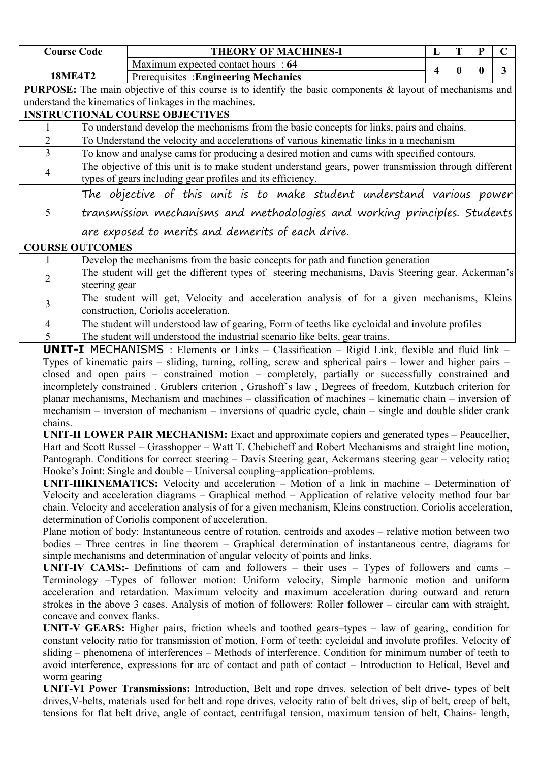| Course Code | THEORY OF MACHINES-I | L | T | P | C |
|---|---|---|---|---|---|
| 18ME4T2 | Maximum expected contact hours : **64** | 4 | 0 | 0 | 3 |
| | Prerequisites :**Engineering Mechanics** | | | | |

**PURPOSE:** The main objective of this course is to identify the basic components & layout of mechanisms and understand the kinematics of linkages in the machines.

| **INSTRUCTIONAL COURSE OBJECTIVES** | |
|---|---|
| 1 | To understand develop the mechanisms from the basic concepts for links, pairs and chains. |
| 2 | To Understand the velocity and accelerations of various kinematic links in a mechanism |
| 3 | To know and analyse cams for producing a desired motion and cams with specified contours. |
| 4 | The objective of this unit is to make student understand gears, power transmission through different types of gears including gear profiles and its efficiency. |
| 5 | The objective of this unit is to make student understand various power transmission mechanisms and methodologies and working principles. Students are exposed to merits and demerits of each drive. |

| **COURSE OUTCOMES** | |
|---|---|
| 1 | Develop the mechanisms from the basic concepts for path and function generation |
| 2 | The student will get the different types of steering mechanisms, Davis Steering gear, Ackerman's steering gear |
| 3 | The student will get, Velocity and acceleration analysis of for a given mechanisms, Kleins construction, Coriolis acceleration. |
| 4 | The student will understood law of gearing, Form of teeths like cycloidal and involute profiles |
| 5 | The student will understood the industrial scenario like belts, gear trains. |

**UNIT-I** MECHANISMS : Elements or Links – Classification – Rigid Link, flexible and fluid link – Types of kinematic pairs – sliding, turning, rolling, screw and spherical pairs – lower and higher pairs – closed and open pairs – constrained motion – completely, partially or successfully constrained and incompletely constrained . Grublers criterion , Grashoff's law , Degrees of freedom, Kutzbach criterion for planar mechanisms, Mechanism and machines – classification of machines – kinematic chain – inversion of mechanism – inversion of mechanism – inversions of quadric cycle, chain – single and double slider crank chains.

**UNIT-II LOWER PAIR MECHANISM:** Exact and approximate copiers and generated types – Peaucellier, Hart and Scott Russel – Grasshopper – Watt T. Chebicheff and Robert Mechanisms and straight line motion, Pantograph. Conditions for correct steering – Davis Steering gear, Ackermans steering gear – velocity ratio; Hooke's Joint: Single and double – Universal coupling–application–problems.

**UNIT-IIIKINEMATICS:** Velocity and acceleration – Motion of a link in machine – Determination of Velocity and acceleration diagrams – Graphical method – Application of relative velocity method four bar chain. Velocity and acceleration analysis of for a given mechanism, Kleins construction, Coriolis acceleration, determination of Coriolis component of acceleration.

Plane motion of body: Instantaneous centre of rotation, centroids and axodes – relative motion between two bodies – Three centres in line theorem – Graphical determination of instantaneous centre, diagrams for simple mechanisms and determination of angular velocity of points and links.

**UNIT-IV CAMS:-** Definitions of cam and followers – their uses – Types of followers and cams – Terminology –Types of follower motion: Uniform velocity, Simple harmonic motion and uniform acceleration and retardation. Maximum velocity and maximum acceleration during outward and return strokes in the above 3 cases. Analysis of motion of followers: Roller follower – circular cam with straight, concave and convex flanks.

**UNIT-V GEARS:** Higher pairs, friction wheels and toothed gears–types – law of gearing, condition for constant velocity ratio for transmission of motion, Form of teeth: cycloidal and involute profiles. Velocity of sliding – phenomena of interferences – Methods of interference. Condition for minimum number of teeth to avoid interference, expressions for arc of contact and path of contact – Introduction to Helical, Bevel and worm gearing

**UNIT-VI Power Transmissions:** Introduction, Belt and rope drives, selection of belt drive- types of belt drives,V-belts, materials used for belt and rope drives, velocity ratio of belt drives, slip of belt, creep of belt, tensions for flat belt drive, angle of contact, centrifugal tension, maximum tension of belt, Chains- length,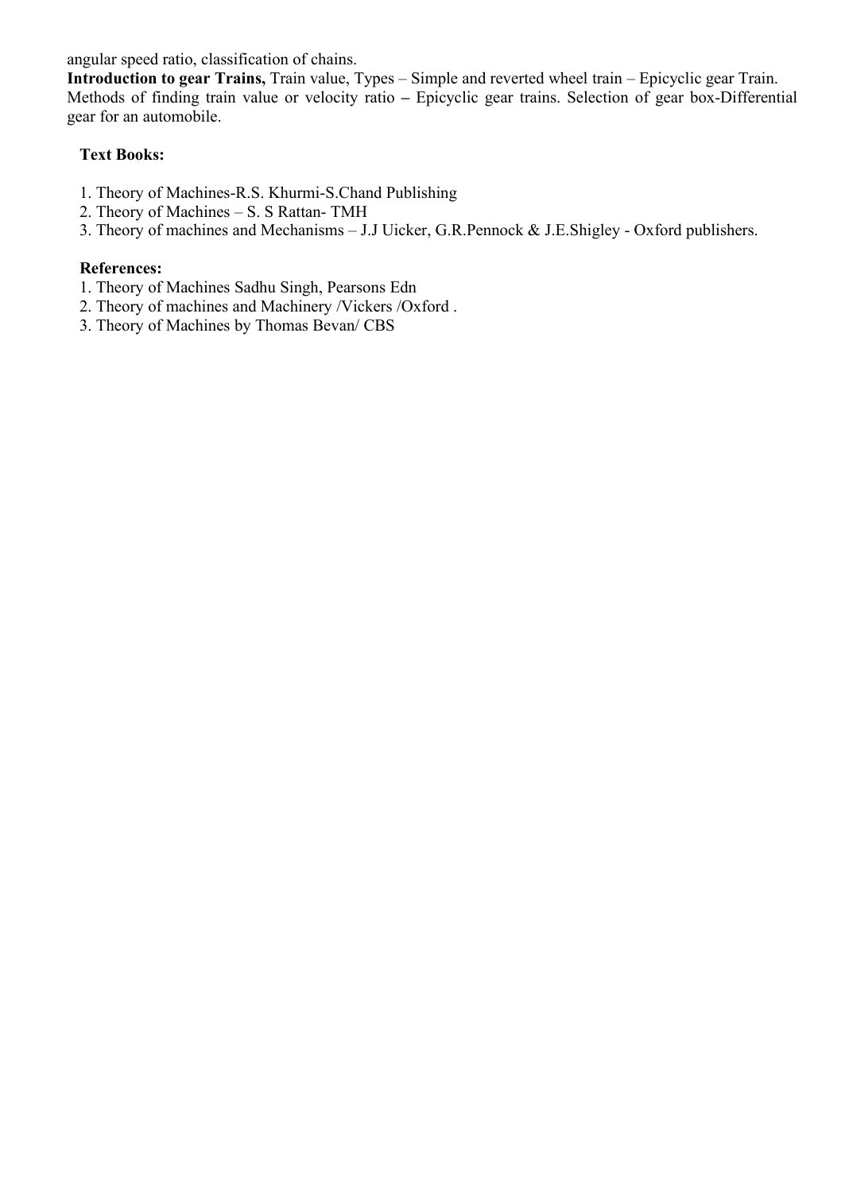angular speed ratio, classification of chains.

**Introduction to gear Trains,** Train value, Types – Simple and reverted wheel train – Epicyclic gear Train. Methods of finding train value or velocity ratio **–** Epicyclic gear trains. Selection of gear box-Differential gear for an automobile.

**Text Books:**

1. Theory of Machines-R.S. Khurmi-S.Chand Publishing
2. Theory of Machines – S. S Rattan- TMH
3. Theory of machines and Mechanisms – J.J Uicker, G.R.Pennock & J.E.Shigley - Oxford publishers.

**References:**

1. Theory of Machines Sadhu Singh, Pearsons Edn
2. Theory of machines and Machinery /Vickers /Oxford .
3. Theory of Machines by Thomas Bevan/ CBS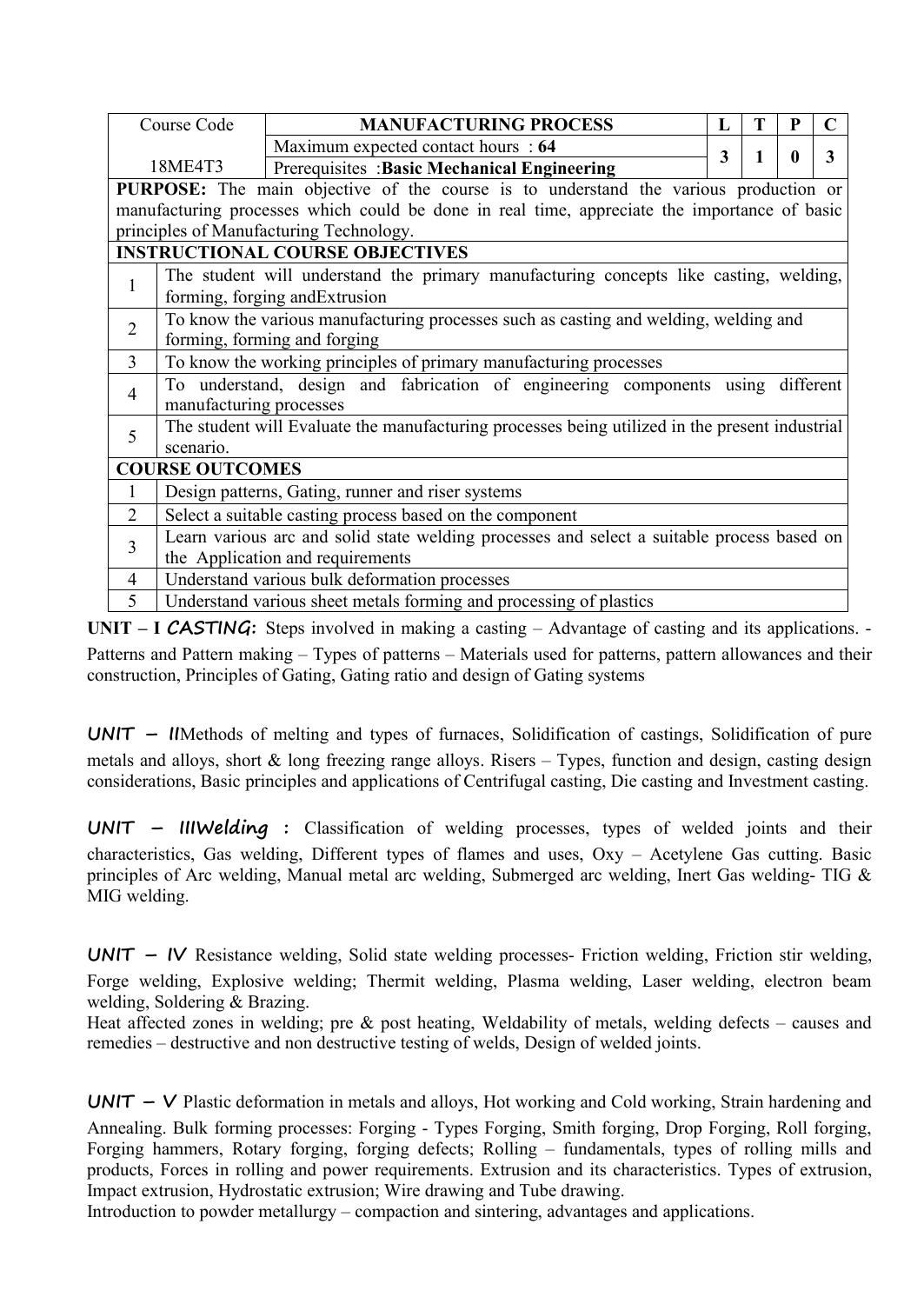| Course Code | MANUFACTURING PROCESS | L | T | P | C |
|---|---|---|---|---|---|
| 18ME4T3 | Maximum expected contact hours : **64** | 3 | 1 | 0 | 3 |
| | Prerequisites :**Basic Mechanical Engineering** | | | | |

**PURPOSE:** The main objective of the course is to understand the various production or manufacturing processes which could be done in real time, appreciate the importance of basic principles of Manufacturing Technology.

**INSTRUCTIONAL COURSE OBJECTIVES**

| | |
|---|---|
| 1 | The student will understand the primary manufacturing concepts like casting, welding, forming, forging andExtrusion |
| 2 | To know the various manufacturing processes such as casting and welding, welding and forming, forming and forging |
| 3 | To know the working principles of primary manufacturing processes |
| 4 | To understand, design and fabrication of engineering components using different manufacturing processes |
| 5 | The student will Evaluate the manufacturing processes being utilized in the present industrial scenario. |

**COURSE OUTCOMES**

| | |
|---|---|
| 1 | Design patterns, Gating, runner and riser systems |
| 2 | Select a suitable casting process based on the component |
| 3 | Learn various arc and solid state welding processes and select a suitable process based on the Application and requirements |
| 4 | Understand various bulk deformation processes |
| 5 | Understand various sheet metals forming and processing of plastics |

**UNIT – I CASTING:** Steps involved in making a casting – Advantage of casting and its applications. - Patterns and Pattern making – Types of patterns – Materials used for patterns, pattern allowances and their construction, Principles of Gating, Gating ratio and design of Gating systems

**UNIT – II**Methods of melting and types of furnaces, Solidification of castings, Solidification of pure metals and alloys, short & long freezing range alloys. Risers – Types, function and design, casting design considerations, Basic principles and applications of Centrifugal casting, Die casting and Investment casting.

**UNIT – IIIWelding :** Classification of welding processes, types of welded joints and their characteristics, Gas welding, Different types of flames and uses, Oxy – Acetylene Gas cutting. Basic principles of Arc welding, Manual metal arc welding, Submerged arc welding, Inert Gas welding- TIG & MIG welding.

**UNIT – IV** Resistance welding, Solid state welding processes- Friction welding, Friction stir welding, Forge welding, Explosive welding; Thermit welding, Plasma welding, Laser welding, electron beam welding, Soldering & Brazing.

Heat affected zones in welding; pre & post heating, Weldability of metals, welding defects – causes and remedies – destructive and non destructive testing of welds, Design of welded joints.

**UNIT – V** Plastic deformation in metals and alloys, Hot working and Cold working, Strain hardening and Annealing. Bulk forming processes: Forging - Types Forging, Smith forging, Drop Forging, Roll forging, Forging hammers, Rotary forging, forging defects; Rolling – fundamentals, types of rolling mills and products, Forces in rolling and power requirements. Extrusion and its characteristics. Types of extrusion, Impact extrusion, Hydrostatic extrusion; Wire drawing and Tube drawing.

Introduction to powder metallurgy – compaction and sintering, advantages and applications.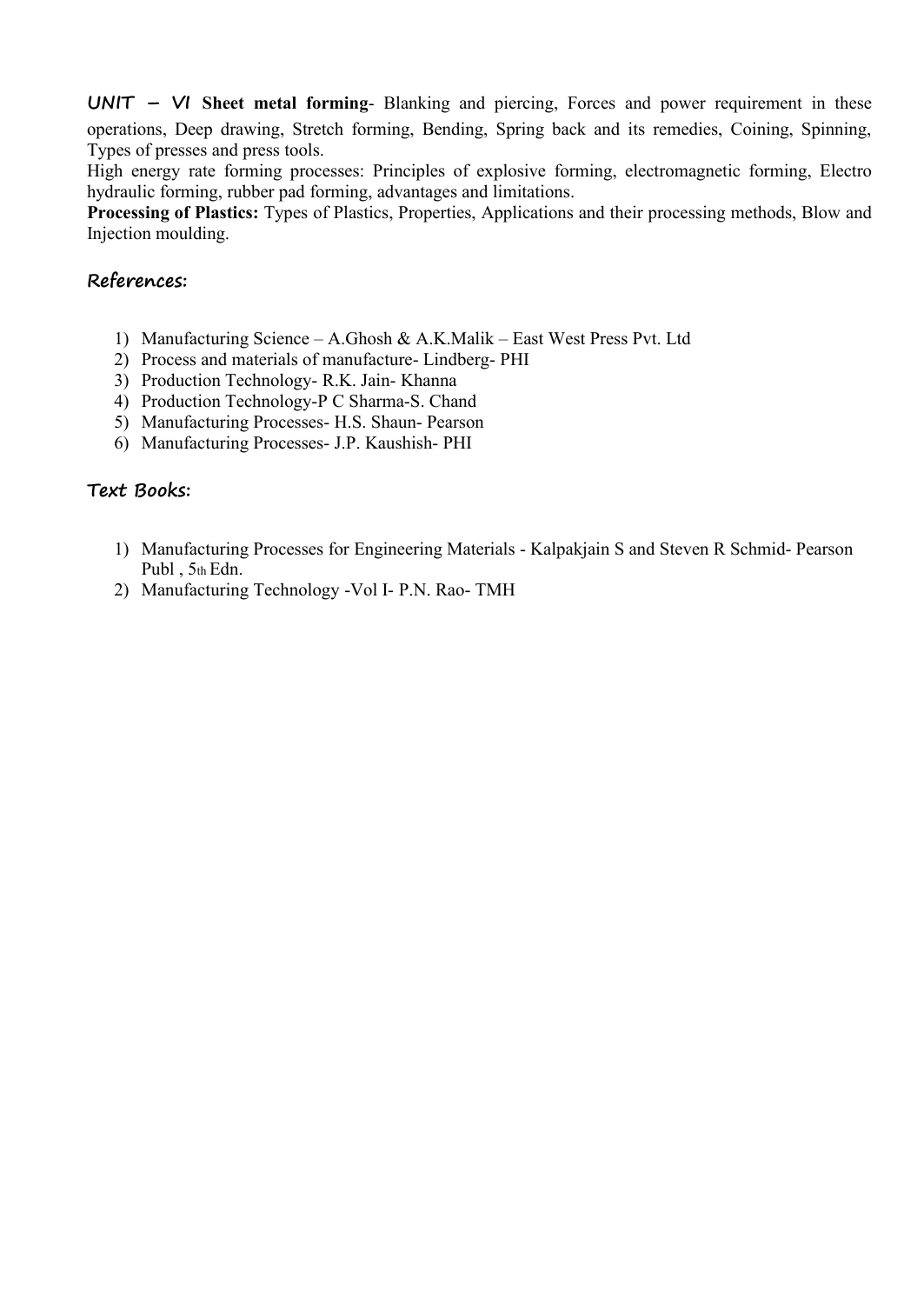**UNIT – VI** **Sheet metal forming**- Blanking and piercing, Forces and power requirement in these operations, Deep drawing, Stretch forming, Bending, Spring back and its remedies, Coining, Spinning, Types of presses and press tools.
High energy rate forming processes: Principles of explosive forming, electromagnetic forming, Electro hydraulic forming, rubber pad forming, advantages and limitations.
**Processing of Plastics:** Types of Plastics, Properties, Applications and their processing methods, Blow and Injection moulding.

## References:

1) Manufacturing Science – A.Ghosh & A.K.Malik – East West Press Pvt. Ltd
2) Process and materials of manufacture- Lindberg- PHI
3) Production Technology- R.K. Jain- Khanna
4) Production Technology-P C Sharma-S. Chand
5) Manufacturing Processes- H.S. Shaun- Pearson
6) Manufacturing Processes- J.P. Kaushish- PHI

## Text Books:

1) Manufacturing Processes for Engineering Materials - Kalpakjain S and Steven R Schmid- Pearson Publ , 5th Edn.
2) Manufacturing Technology -Vol I- P.N. Rao- TMH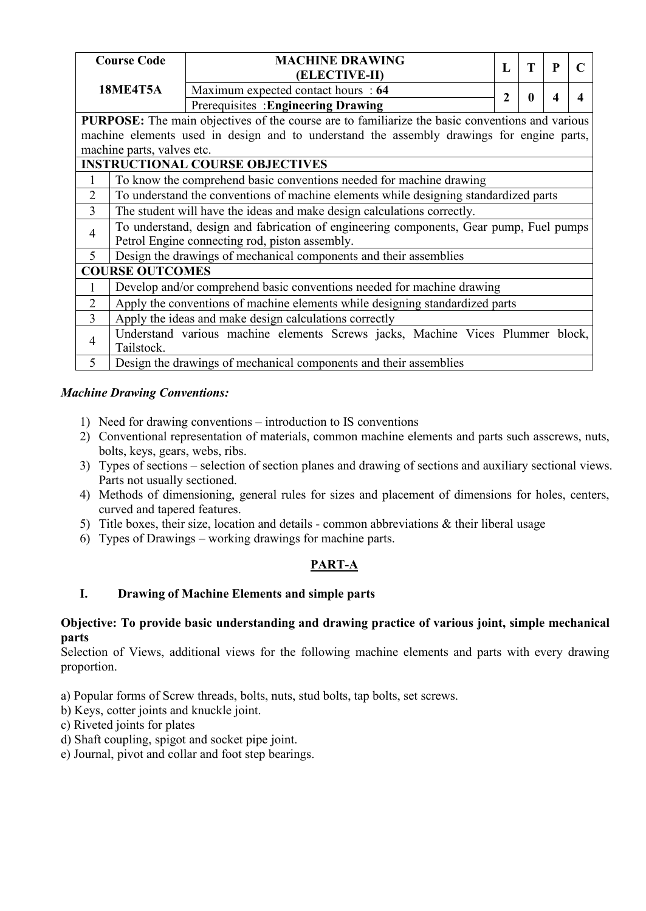| Course Code | MACHINE DRAWING (ELECTIVE-II) | L | T | P | C |
|---|---|---|---|---|---|
| 18ME4T5A | Maximum expected contact hours : **64** | 2 | 0 | 4 | 4 |
| | Prerequisites :**Engineering Drawing** | | | | |

**PURPOSE:** The main objectives of the course are to familiarize the basic conventions and various machine elements used in design and to understand the assembly drawings for engine parts, machine parts, valves etc.

**INSTRUCTIONAL COURSE OBJECTIVES**

| | |
|---|---|
| 1 | To know the comprehend basic conventions needed for machine drawing |
| 2 | To understand the conventions of machine elements while designing standardized parts |
| 3 | The student will have the ideas and make design calculations correctly. |
| 4 | To understand, design and fabrication of engineering components, Gear pump, Fuel pumps Petrol Engine connecting rod, piston assembly. |
| 5 | Design the drawings of mechanical components and their assemblies |

**COURSE OUTCOMES**

| | |
|---|---|
| 1 | Develop and/or comprehend basic conventions needed for machine drawing |
| 2 | Apply the conventions of machine elements while designing standardized parts |
| 3 | Apply the ideas and make design calculations correctly |
| 4 | Understand various machine elements Screws jacks, Machine Vices Plummer block, Tailstock. |
| 5 | Design the drawings of mechanical components and their assemblies |

***Machine Drawing Conventions:***

1) Need for drawing conventions – introduction to IS conventions
2) Conventional representation of materials, common machine elements and parts such asscrews, nuts, bolts, keys, gears, webs, ribs.
3) Types of sections – selection of section planes and drawing of sections and auxiliary sectional views. Parts not usually sectioned.
4) Methods of dimensioning, general rules for sizes and placement of dimensions for holes, centers, curved and tapered features.
5) Title boxes, their size, location and details - common abbreviations & their liberal usage
6) Types of Drawings – working drawings for machine parts.

## PART-A

### I. Drawing of Machine Elements and simple parts

**Objective: To provide basic understanding and drawing practice of various joint, simple mechanical parts**

Selection of Views, additional views for the following machine elements and parts with every drawing proportion.

a) Popular forms of Screw threads, bolts, nuts, stud bolts, tap bolts, set screws.
b) Keys, cotter joints and knuckle joint.
c) Riveted joints for plates
d) Shaft coupling, spigot and socket pipe joint.
e) Journal, pivot and collar and foot step bearings.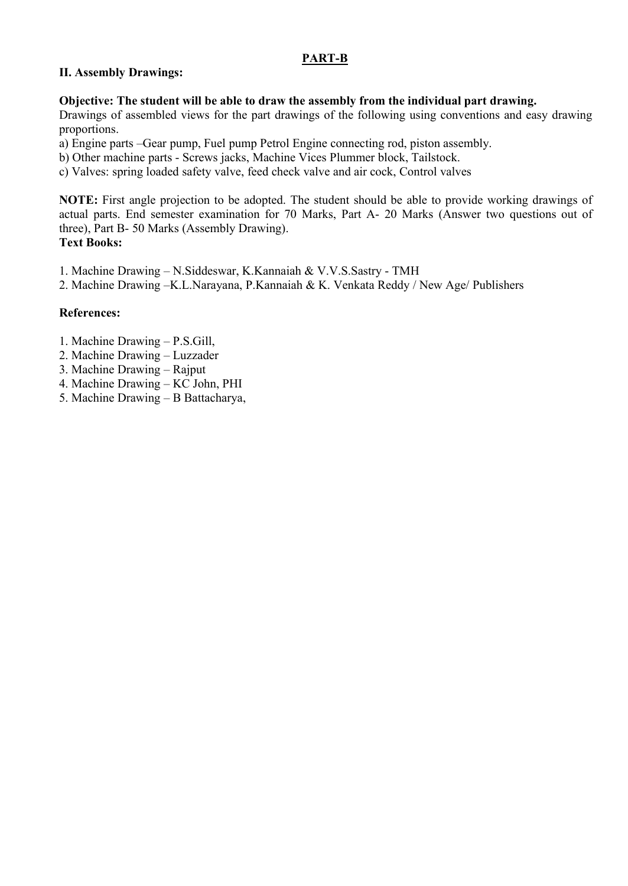## PART-B

**II. Assembly Drawings:**

**Objective: The student will be able to draw the assembly from the individual part drawing.**

Drawings of assembled views for the part drawings of the following using conventions and easy drawing proportions.

a) Engine parts –Gear pump, Fuel pump Petrol Engine connecting rod, piston assembly.

b) Other machine parts - Screws jacks, Machine Vices Plummer block, Tailstock.

c) Valves: spring loaded safety valve, feed check valve and air cock, Control valves

**NOTE:** First angle projection to be adopted. The student should be able to provide working drawings of actual parts. End semester examination for 70 Marks, Part A- 20 Marks (Answer two questions out of three), Part B- 50 Marks (Assembly Drawing).

**Text Books:**

1. Machine Drawing – N.Siddeswar, K.Kannaiah & V.V.S.Sastry - TMH
2. Machine Drawing –K.L.Narayana, P.Kannaiah & K. Venkata Reddy / New Age/ Publishers

**References:**

1. Machine Drawing – P.S.Gill,
2. Machine Drawing – Luzzader
3. Machine Drawing – Rajput
4. Machine Drawing – KC John, PHI
5. Machine Drawing – B Battacharya,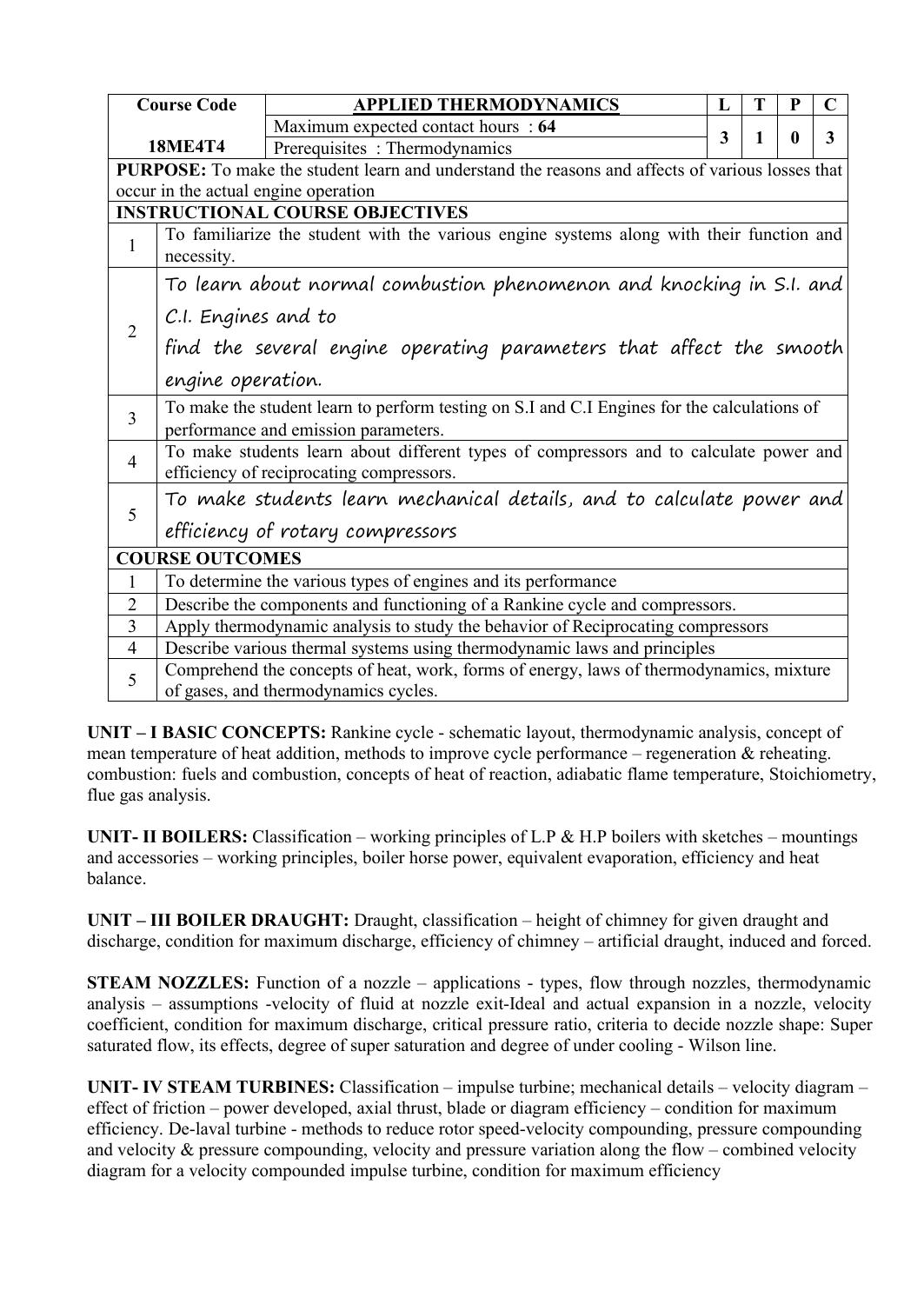| Course Code | APPLIED THERMODYNAMICS | L | T | P | C |
|---|---|---|---|---|---|
| 18ME4T4 | Maximum expected contact hours : **64** | 3 | 1 | 0 | 3 |
| | Prerequisites : Thermodynamics | | | | |

**PURPOSE:** To make the student learn and understand the reasons and affects of various losses that occur in the actual engine operation

**INSTRUCTIONAL COURSE OBJECTIVES**

| | |
|---|---|
| 1 | To familiarize the student with the various engine systems along with their function and necessity. |
| 2 | To learn about normal combustion phenomenon and knocking in S.I. and C.I. Engines and to find the several engine operating parameters that affect the smooth engine operation. |
| 3 | To make the student learn to perform testing on S.I and C.I Engines for the calculations of performance and emission parameters. |
| 4 | To make students learn about different types of compressors and to calculate power and efficiency of reciprocating compressors. |
| 5 | To make students learn mechanical details, and to calculate power and efficiency of rotary compressors |

**COURSE OUTCOMES**

| | |
|---|---|
| 1 | To determine the various types of engines and its performance |
| 2 | Describe the components and functioning of a Rankine cycle and compressors. |
| 3 | Apply thermodynamic analysis to study the behavior of Reciprocating compressors |
| 4 | Describe various thermal systems using thermodynamic laws and principles |
| 5 | Comprehend the concepts of heat, work, forms of energy, laws of thermodynamics, mixture of gases, and thermodynamics cycles. |

**UNIT – I BASIC CONCEPTS:** Rankine cycle - schematic layout, thermodynamic analysis, concept of mean temperature of heat addition, methods to improve cycle performance – regeneration & reheating. combustion: fuels and combustion, concepts of heat of reaction, adiabatic flame temperature, Stoichiometry, flue gas analysis.

**UNIT- II BOILERS:** Classification – working principles of L.P & H.P boilers with sketches – mountings and accessories – working principles, boiler horse power, equivalent evaporation, efficiency and heat balance.

**UNIT – III BOILER DRAUGHT:** Draught, classification – height of chimney for given draught and discharge, condition for maximum discharge, efficiency of chimney – artificial draught, induced and forced.

**STEAM NOZZLES:** Function of a nozzle – applications - types, flow through nozzles, thermodynamic analysis – assumptions -velocity of fluid at nozzle exit-Ideal and actual expansion in a nozzle, velocity coefficient, condition for maximum discharge, critical pressure ratio, criteria to decide nozzle shape: Super saturated flow, its effects, degree of super saturation and degree of under cooling - Wilson line.

**UNIT- IV STEAM TURBINES:** Classification – impulse turbine; mechanical details – velocity diagram – effect of friction – power developed, axial thrust, blade or diagram efficiency – condition for maximum efficiency. De-laval turbine - methods to reduce rotor speed-velocity compounding, pressure compounding and velocity & pressure compounding, velocity and pressure variation along the flow – combined velocity diagram for a velocity compounded impulse turbine, condition for maximum efficiency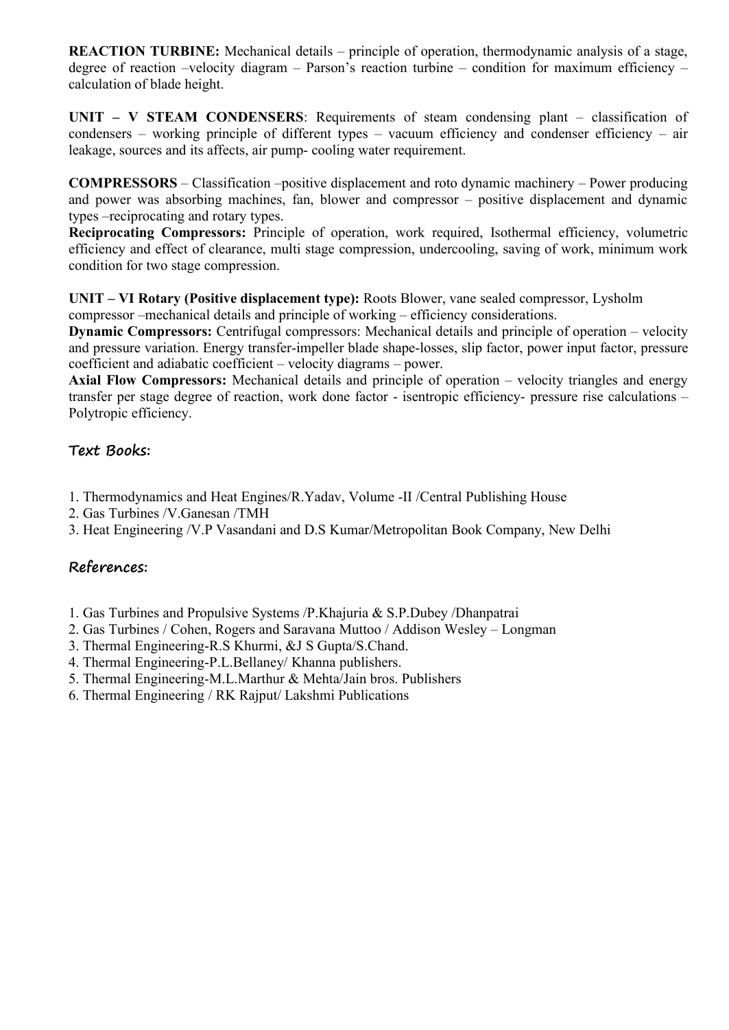**REACTION TURBINE:** Mechanical details – principle of operation, thermodynamic analysis of a stage, degree of reaction –velocity diagram – Parson's reaction turbine – condition for maximum efficiency – calculation of blade height.

**UNIT – V STEAM CONDENSERS**: Requirements of steam condensing plant – classification of condensers – working principle of different types – vacuum efficiency and condenser efficiency – air leakage, sources and its affects, air pump- cooling water requirement.

**COMPRESSORS** – Classification –positive displacement and roto dynamic machinery – Power producing and power was absorbing machines, fan, blower and compressor – positive displacement and dynamic types –reciprocating and rotary types.

**Reciprocating Compressors:** Principle of operation, work required, Isothermal efficiency, volumetric efficiency and effect of clearance, multi stage compression, undercooling, saving of work, minimum work condition for two stage compression.

**UNIT – VI Rotary (Positive displacement type):** Roots Blower, vane sealed compressor, Lysholm compressor –mechanical details and principle of working – efficiency considerations.

**Dynamic Compressors:** Centrifugal compressors: Mechanical details and principle of operation – velocity and pressure variation. Energy transfer-impeller blade shape-losses, slip factor, power input factor, pressure coefficient and adiabatic coefficient – velocity diagrams – power.

**Axial Flow Compressors:** Mechanical details and principle of operation – velocity triangles and energy transfer per stage degree of reaction, work done factor - isentropic efficiency- pressure rise calculations – Polytropic efficiency.

## Text Books:

1. Thermodynamics and Heat Engines/R.Yadav, Volume -II /Central Publishing House
2. Gas Turbines /V.Ganesan /TMH
3. Heat Engineering /V.P Vasandani and D.S Kumar/Metropolitan Book Company, New Delhi

## References:

1. Gas Turbines and Propulsive Systems /P.Khajuria & S.P.Dubey /Dhanpatrai
2. Gas Turbines / Cohen, Rogers and Saravana Muttoo / Addison Wesley – Longman
3. Thermal Engineering-R.S Khurmi, &J S Gupta/S.Chand.
4. Thermal Engineering-P.L.Bellaney/ Khanna publishers.
5. Thermal Engineering-M.L.Marthur & Mehta/Jain bros. Publishers
6. Thermal Engineering / RK Rajput/ Lakshmi Publications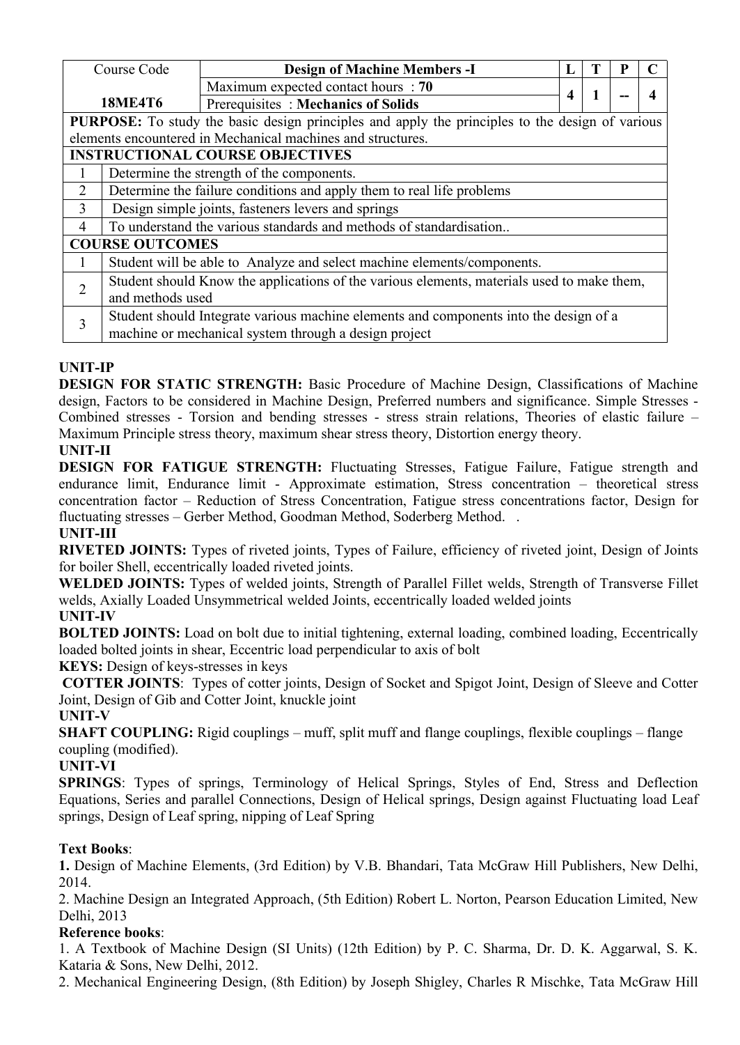| Course Code | Design of Machine Members -I | L | T | P | C |
|---|---|---|---|---|---|
| **18ME4T6** | Maximum expected contact hours : **70** | 4 | 1 | -- | 4 |
| | Prerequisites : **Mechanics of Solids** | | | | |

**PURPOSE:** To study the basic design principles and apply the principles to the design of various elements encountered in Mechanical machines and structures.

**INSTRUCTIONAL COURSE OBJECTIVES**

| | |
|---|---|
| 1 | Determine the strength of the components. |
| 2 | Determine the failure conditions and apply them to real life problems |
| 3 | Design simple joints, fasteners levers and springs |
| 4 | To understand the various standards and methods of standardisation.. |

**COURSE OUTCOMES**

| | |
|---|---|
| 1 | Student will be able to Analyze and select machine elements/components. |
| 2 | Student should Know the applications of the various elements, materials used to make them, and methods used |
| 3 | Student should Integrate various machine elements and components into the design of a machine or mechanical system through a design project |

**UNIT-IP**

**DESIGN FOR STATIC STRENGTH:** Basic Procedure of Machine Design, Classifications of Machine design, Factors to be considered in Machine Design, Preferred numbers and significance. Simple Stresses - Combined stresses - Torsion and bending stresses - stress strain relations, Theories of elastic failure – Maximum Principle stress theory, maximum shear stress theory, Distortion energy theory.

**UNIT-II**

**DESIGN FOR FATIGUE STRENGTH:** Fluctuating Stresses, Fatigue Failure, Fatigue strength and endurance limit, Endurance limit - Approximate estimation, Stress concentration – theoretical stress concentration factor – Reduction of Stress Concentration, Fatigue stress concentrations factor, Design for fluctuating stresses – Gerber Method, Goodman Method, Soderberg Method. .

**UNIT-III**

**RIVETED JOINTS:** Types of riveted joints, Types of Failure, efficiency of riveted joint, Design of Joints for boiler Shell, eccentrically loaded riveted joints.

**WELDED JOINTS:** Types of welded joints, Strength of Parallel Fillet welds, Strength of Transverse Fillet welds, Axially Loaded Unsymmetrical welded Joints, eccentrically loaded welded joints

**UNIT-IV**

**BOLTED JOINTS:** Load on bolt due to initial tightening, external loading, combined loading, Eccentrically loaded bolted joints in shear, Eccentric load perpendicular to axis of bolt

**KEYS:** Design of keys-stresses in keys

**COTTER JOINTS**: Types of cotter joints, Design of Socket and Spigot Joint, Design of Sleeve and Cotter Joint, Design of Gib and Cotter Joint, knuckle joint

**UNIT-V**

**SHAFT COUPLING:** Rigid couplings – muff, split muff and flange couplings, flexible couplings – flange coupling (modified).

**UNIT-VI**

**SPRINGS**: Types of springs, Terminology of Helical Springs, Styles of End, Stress and Deflection Equations, Series and parallel Connections, Design of Helical springs, Design against Fluctuating load Leaf springs, Design of Leaf spring, nipping of Leaf Spring

**Text Books**:

**1.** Design of Machine Elements, (3rd Edition) by V.B. Bhandari, Tata McGraw Hill Publishers, New Delhi, 2014.

2. Machine Design an Integrated Approach, (5th Edition) Robert L. Norton, Pearson Education Limited, New Delhi, 2013

**Reference books**:

1. A Textbook of Machine Design (SI Units) (12th Edition) by P. C. Sharma, Dr. D. K. Aggarwal, S. K. Kataria & Sons, New Delhi, 2012.

2. Mechanical Engineering Design, (8th Edition) by Joseph Shigley, Charles R Mischke, Tata McGraw Hill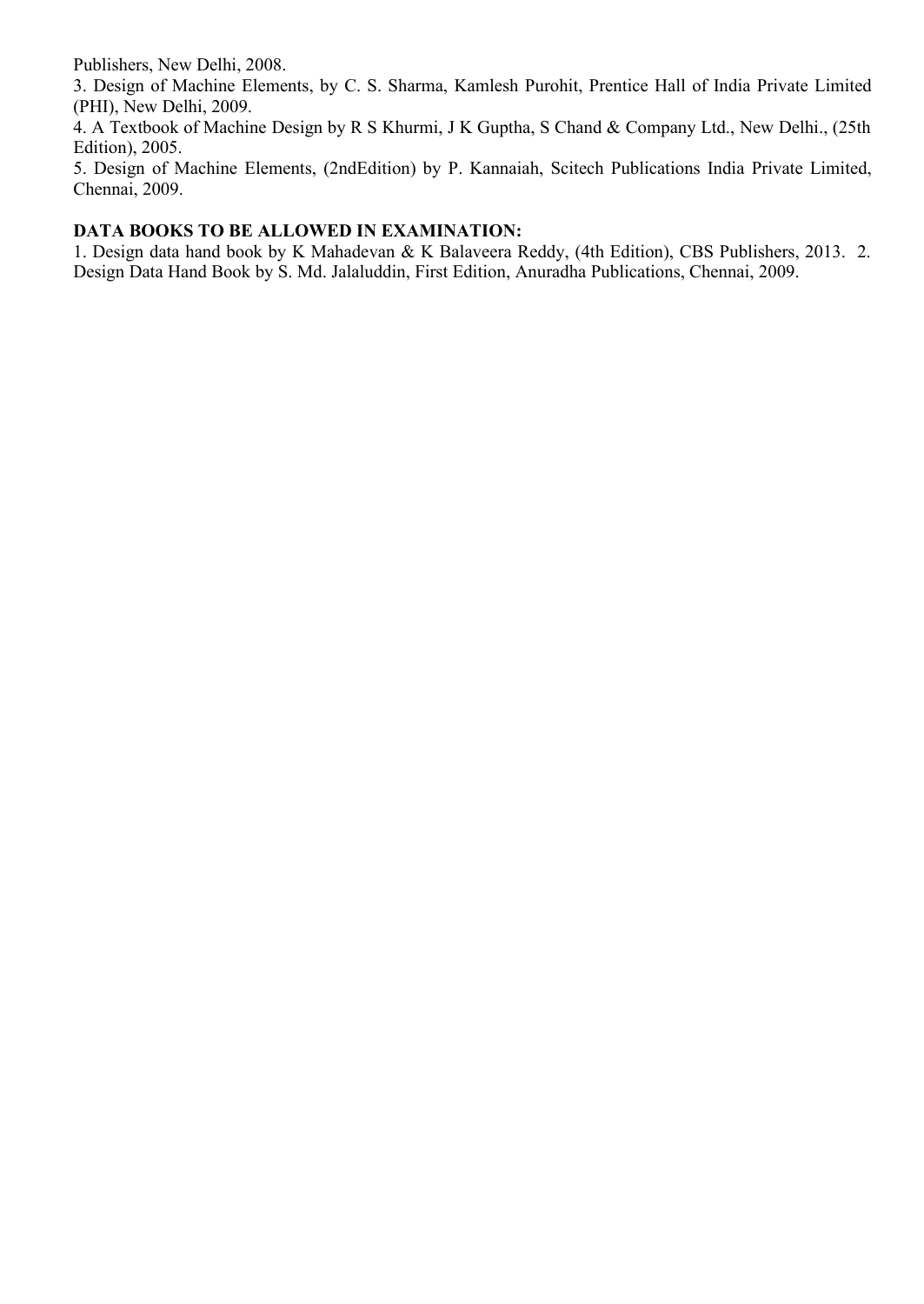Publishers, New Delhi, 2008.

3. Design of Machine Elements, by C. S. Sharma, Kamlesh Purohit, Prentice Hall of India Private Limited (PHI), New Delhi, 2009.

4. A Textbook of Machine Design by R S Khurmi, J K Guptha, S Chand & Company Ltd., New Delhi., (25th Edition), 2005.

5. Design of Machine Elements, (2ndEdition) by P. Kannaiah, Scitech Publications India Private Limited, Chennai, 2009.

**DATA BOOKS TO BE ALLOWED IN EXAMINATION:**

1. Design data hand book by K Mahadevan & K Balaveera Reddy, (4th Edition), CBS Publishers, 2013. 2. Design Data Hand Book by S. Md. Jalaluddin, First Edition, Anuradha Publications, Chennai, 2009.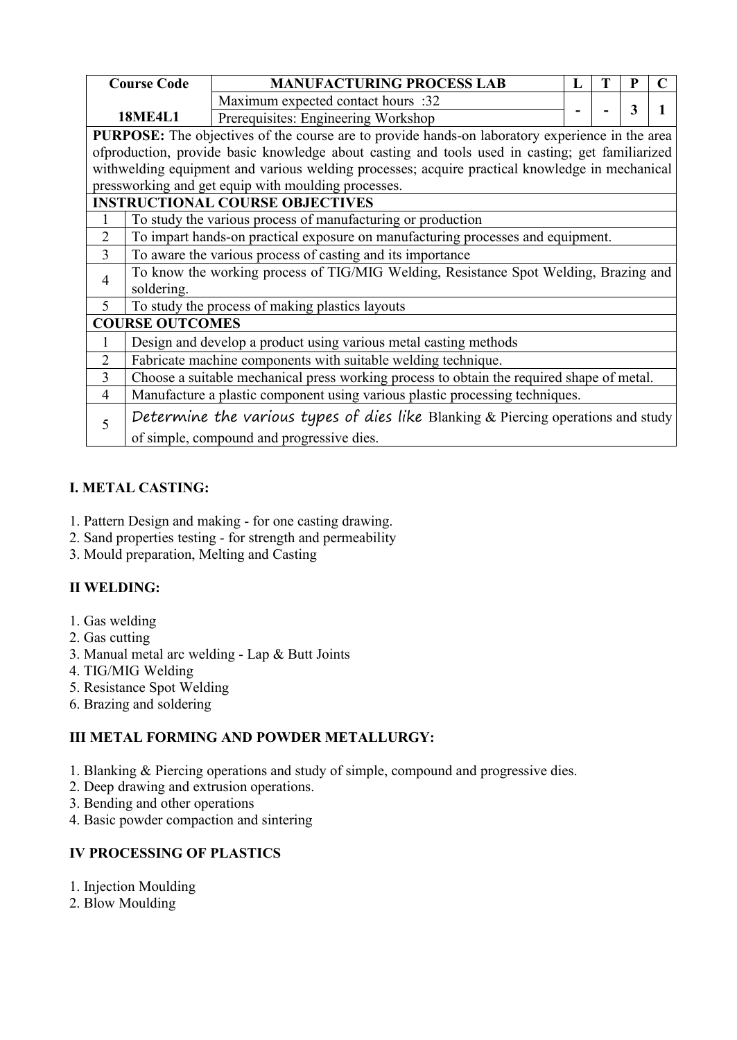| Course Code | MANUFACTURING PROCESS LAB | L | T | P | C |
|---|---|---|---|---|---|
| 18ME4L1 | Maximum expected contact hours :32 | - | - | 3 | 1 |
| | Prerequisites: Engineering Workshop | | | | |

**PURPOSE:** The objectives of the course are to provide hands-on laboratory experience in the area ofproduction, provide basic knowledge about casting and tools used in casting; get familiarized withwelding equipment and various welding processes; acquire practical knowledge in mechanical pressworking and get equip with moulding processes.

**INSTRUCTIONAL COURSE OBJECTIVES**

| | |
|---|---|
| 1 | To study the various process of manufacturing or production |
| 2 | To impart hands-on practical exposure on manufacturing processes and equipment. |
| 3 | To aware the various process of casting and its importance |
| 4 | To know the working process of TIG/MIG Welding, Resistance Spot Welding, Brazing and soldering. |
| 5 | To study the process of making plastics layouts |

**COURSE OUTCOMES**

| | |
|---|---|
| 1 | Design and develop a product using various metal casting methods |
| 2 | Fabricate machine components with suitable welding technique. |
| 3 | Choose a suitable mechanical press working process to obtain the required shape of metal. |
| 4 | Manufacture a plastic component using various plastic processing techniques. |
| 5 | Determine the various types of dies like Blanking & Piercing operations and study of simple, compound and progressive dies. |

## I. METAL CASTING:

1. Pattern Design and making - for one casting drawing.
2. Sand properties testing - for strength and permeability
3. Mould preparation, Melting and Casting

## II WELDING:

1. Gas welding
2. Gas cutting
3. Manual metal arc welding - Lap & Butt Joints
4. TIG/MIG Welding
5. Resistance Spot Welding
6. Brazing and soldering

## III METAL FORMING AND POWDER METALLURGY:

1. Blanking & Piercing operations and study of simple, compound and progressive dies.
2. Deep drawing and extrusion operations.
3. Bending and other operations
4. Basic powder compaction and sintering

## IV PROCESSING OF PLASTICS

1. Injection Moulding
2. Blow Moulding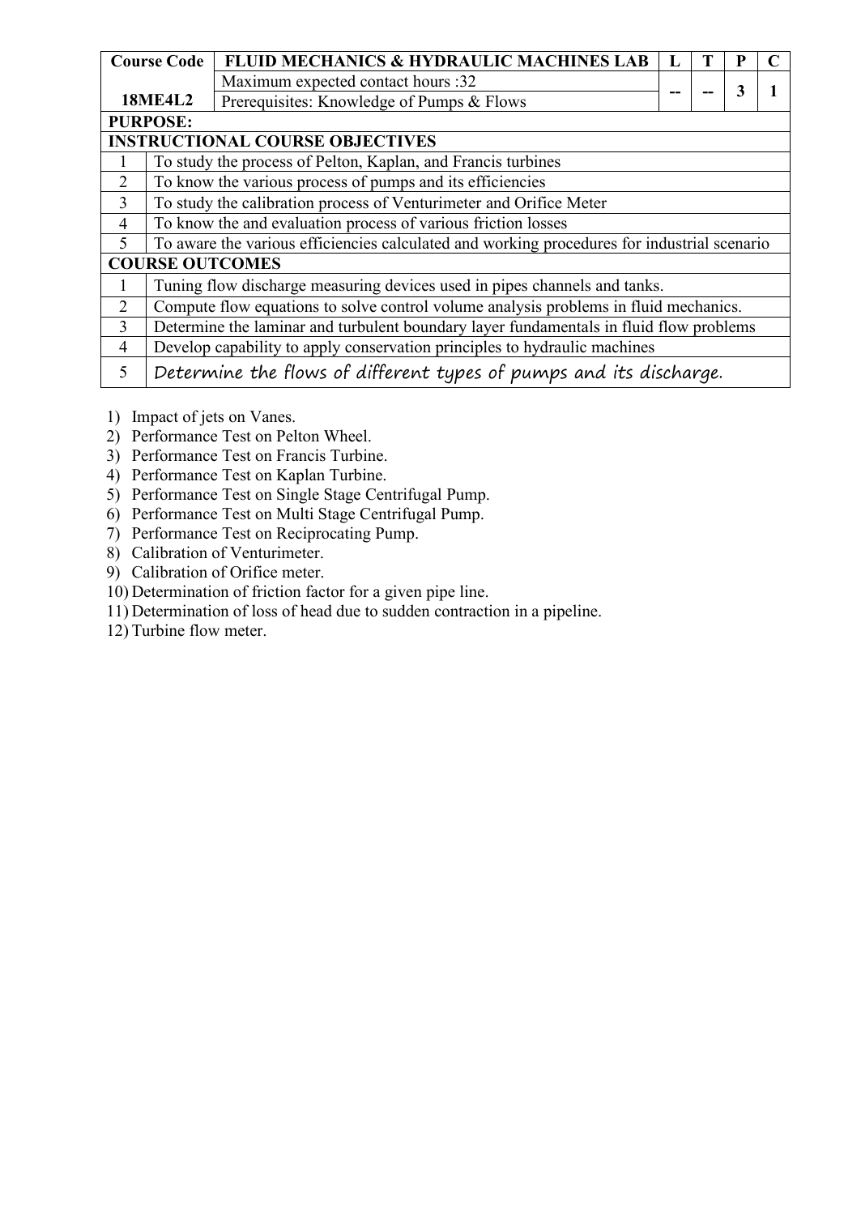| Course Code | FLUID MECHANICS & HYDRAULIC MACHINES LAB | L | T | P | C |
|---|---|---|---|---|---|
| **18ME4L2** | Maximum expected contact hours :32 | -- | -- | 3 | 1 |
| | Prerequisites: Knowledge of Pumps & Flows | | | | |
| **PURPOSE:** | | | | | |
| **INSTRUCTIONAL COURSE OBJECTIVES** | | | | | |
| 1 | To study the process of Pelton, Kaplan, and Francis turbines | | | | |
| 2 | To know the various process of pumps and its efficiencies | | | | |
| 3 | To study the calibration process of Venturimeter and Orifice Meter | | | | |
| 4 | To know the and evaluation process of various friction losses | | | | |
| 5 | To aware the various efficiencies calculated and working procedures for industrial scenario | | | | |
| **COURSE OUTCOMES** | | | | | |
| 1 | Tuning flow discharge measuring devices used in pipes channels and tanks. | | | | |
| 2 | Compute flow equations to solve control volume analysis problems in fluid mechanics. | | | | |
| 3 | Determine the laminar and turbulent boundary layer fundamentals in fluid flow problems | | | | |
| 4 | Develop capability to apply conservation principles to hydraulic machines | | | | |
| 5 | Determine the flows of different types of pumps and its discharge. | | | | |

1) Impact of jets on Vanes.
2) Performance Test on Pelton Wheel.
3) Performance Test on Francis Turbine.
4) Performance Test on Kaplan Turbine.
5) Performance Test on Single Stage Centrifugal Pump.
6) Performance Test on Multi Stage Centrifugal Pump.
7) Performance Test on Reciprocating Pump.
8) Calibration of Venturimeter.
9) Calibration of Orifice meter.
10) Determination of friction factor for a given pipe line.
11) Determination of loss of head due to sudden contraction in a pipeline.
12) Turbine flow meter.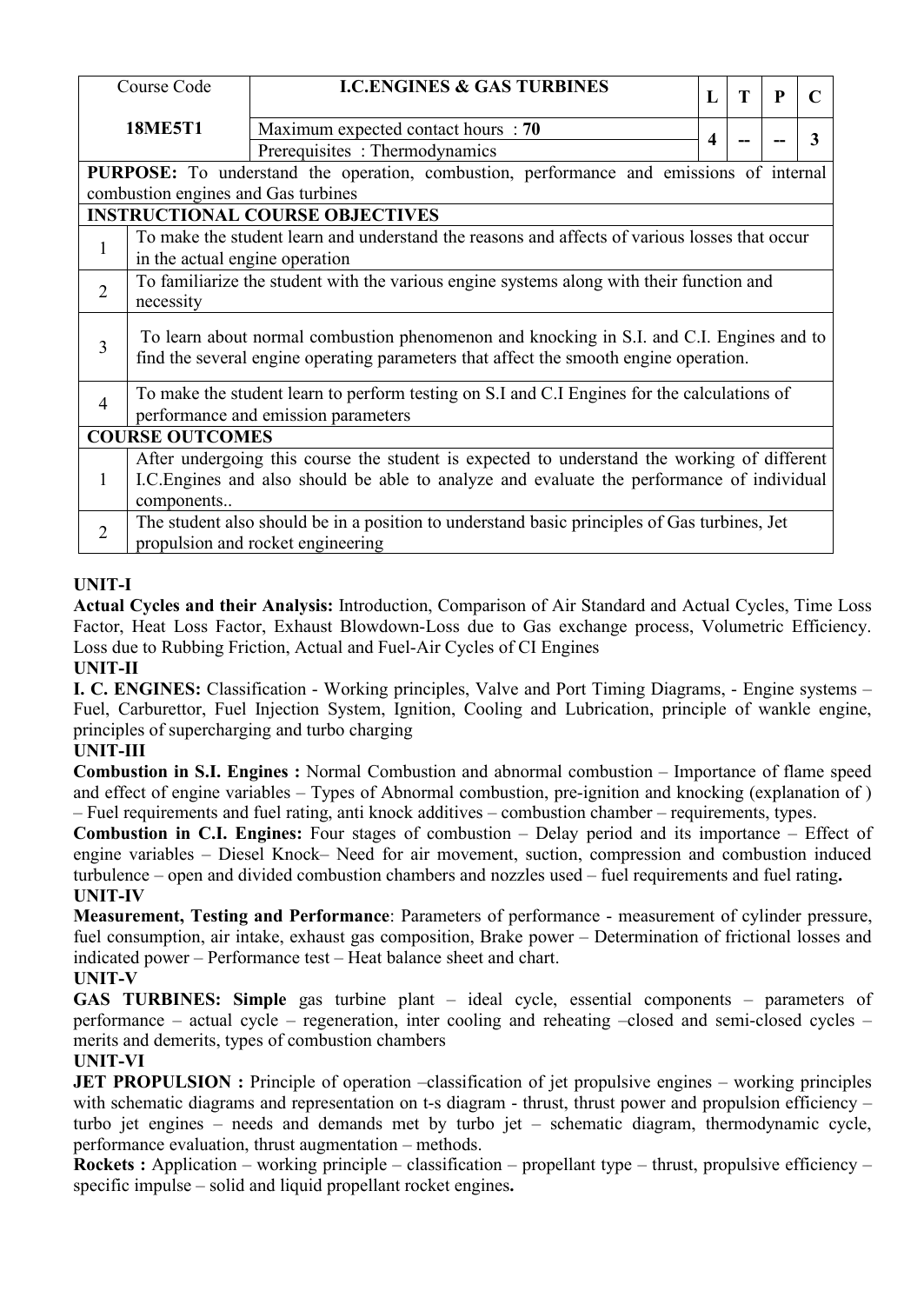| Course Code | I.C.ENGINES & GAS TURBINES | L | T | P | C |
|---|---|---|---|---|---|
| 18ME5T1 | Maximum expected contact hours : 70 | 4 | -- | -- | 3 |
| | Prerequisites : Thermodynamics | | | | |

**PURPOSE:** To understand the operation, combustion, performance and emissions of internal combustion engines and Gas turbines

**INSTRUCTIONAL COURSE OBJECTIVES**

| | |
|---|---|
| 1 | To make the student learn and understand the reasons and affects of various losses that occur in the actual engine operation |
| 2 | To familiarize the student with the various engine systems along with their function and necessity |
| 3 | To learn about normal combustion phenomenon and knocking in S.I. and C.I. Engines and to find the several engine operating parameters that affect the smooth engine operation. |
| 4 | To make the student learn to perform testing on S.I and C.I Engines for the calculations of performance and emission parameters |

**COURSE OUTCOMES**

| | |
|---|---|
| 1 | After undergoing this course the student is expected to understand the working of different I.C.Engines and also should be able to analyze and evaluate the performance of individual components.. |
| 2 | The student also should be in a position to understand basic principles of Gas turbines, Jet propulsion and rocket engineering |

## UNIT-I

**Actual Cycles and their Analysis:** Introduction, Comparison of Air Standard and Actual Cycles, Time Loss Factor, Heat Loss Factor, Exhaust Blowdown-Loss due to Gas exchange process, Volumetric Efficiency. Loss due to Rubbing Friction, Actual and Fuel-Air Cycles of CI Engines

## UNIT-II

**I. C. ENGINES:** Classification - Working principles, Valve and Port Timing Diagrams, - Engine systems – Fuel, Carburettor, Fuel Injection System, Ignition, Cooling and Lubrication, principle of wankle engine, principles of supercharging and turbo charging

## UNIT-III

**Combustion in S.I. Engines :** Normal Combustion and abnormal combustion – Importance of flame speed and effect of engine variables – Types of Abnormal combustion, pre-ignition and knocking (explanation of ) – Fuel requirements and fuel rating, anti knock additives – combustion chamber – requirements, types.

**Combustion in C.I. Engines:** Four stages of combustion – Delay period and its importance – Effect of engine variables – Diesel Knock– Need for air movement, suction, compression and combustion induced turbulence – open and divided combustion chambers and nozzles used – fuel requirements and fuel rating**.**

## UNIT-IV

**Measurement, Testing and Performance**: Parameters of performance - measurement of cylinder pressure, fuel consumption, air intake, exhaust gas composition, Brake power – Determination of frictional losses and indicated power – Performance test – Heat balance sheet and chart.

## UNIT-V

**GAS TURBINES: Simple** gas turbine plant – ideal cycle, essential components – parameters of performance – actual cycle – regeneration, inter cooling and reheating –closed and semi-closed cycles – merits and demerits, types of combustion chambers

## UNIT-VI

**JET PROPULSION :** Principle of operation –classification of jet propulsive engines – working principles with schematic diagrams and representation on t-s diagram - thrust, thrust power and propulsion efficiency – turbo jet engines – needs and demands met by turbo jet – schematic diagram, thermodynamic cycle, performance evaluation, thrust augmentation – methods.

**Rockets :** Application – working principle – classification – propellant type – thrust, propulsive efficiency – specific impulse – solid and liquid propellant rocket engines**.**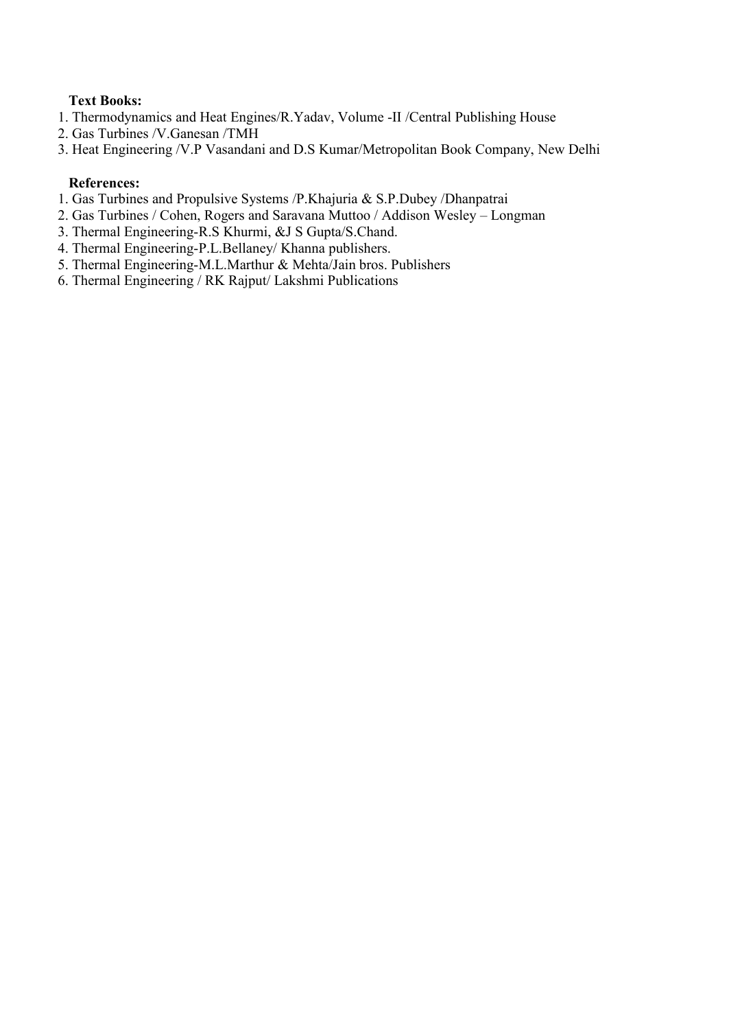**Text Books:**

1. Thermodynamics and Heat Engines/R.Yadav, Volume -II /Central Publishing House
2. Gas Turbines /V.Ganesan /TMH
3. Heat Engineering /V.P Vasandani and D.S Kumar/Metropolitan Book Company, New Delhi

**References:**

1. Gas Turbines and Propulsive Systems /P.Khajuria & S.P.Dubey /Dhanpatrai
2. Gas Turbines / Cohen, Rogers and Saravana Muttoo / Addison Wesley – Longman
3. Thermal Engineering-R.S Khurmi, &J S Gupta/S.Chand.
4. Thermal Engineering-P.L.Bellaney/ Khanna publishers.
5. Thermal Engineering-M.L.Marthur & Mehta/Jain bros. Publishers
6. Thermal Engineering / RK Rajput/ Lakshmi Publications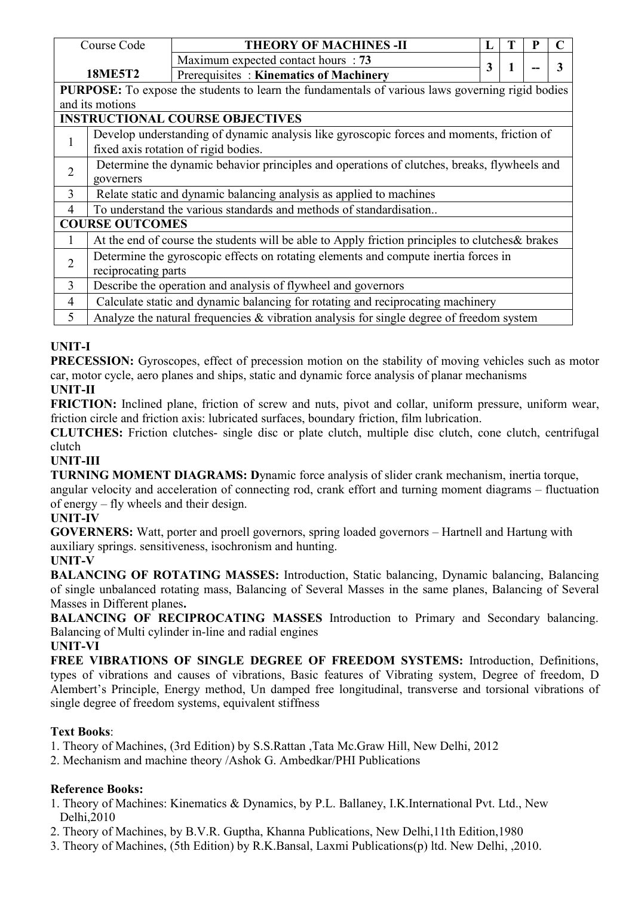| Course Code | THEORY OF MACHINES -II | L | T | P | C |
|---|---|---|---|---|---|
| 18ME5T2 | Maximum expected contact hours : 73 | 3 | 1 | -- | 3 |
| | Prerequisites : **Kinematics of Machinery** | | | | |

**PURPOSE:** To expose the students to learn the fundamentals of various laws governing rigid bodies and its motions

| INSTRUCTIONAL COURSE OBJECTIVES | |
|---|---|
| 1 | Develop understanding of dynamic analysis like gyroscopic forces and moments, friction of fixed axis rotation of rigid bodies. |
| 2 | Determine the dynamic behavior principles and operations of clutches, breaks, flywheels and governors |
| 3 | Relate static and dynamic balancing analysis as applied to machines |
| 4 | To understand the various standards and methods of standardisation.. |

| COURSE OUTCOMES | |
|---|---|
| 1 | At the end of course the students will be able to Apply friction principles to clutches& brakes |
| 2 | Determine the gyroscopic effects on rotating elements and compute inertia forces in reciprocating parts |
| 3 | Describe the operation and analysis of flywheel and governors |
| 4 | Calculate static and dynamic balancing for rotating and reciprocating machinery |
| 5 | Analyze the natural frequencies & vibration analysis for single degree of freedom system |

**UNIT-I**

**PRECESSION:** Gyroscopes, effect of precession motion on the stability of moving vehicles such as motor car, motor cycle, aero planes and ships, static and dynamic force analysis of planar mechanisms

**UNIT-II**

**FRICTION:** Inclined plane, friction of screw and nuts, pivot and collar, uniform pressure, uniform wear, friction circle and friction axis: lubricated surfaces, boundary friction, film lubrication.

**CLUTCHES:** Friction clutches- single disc or plate clutch, multiple disc clutch, cone clutch, centrifugal clutch

**UNIT-III**

**TURNING MOMENT DIAGRAMS: D**ynamic force analysis of slider crank mechanism, inertia torque, angular velocity and acceleration of connecting rod, crank effort and turning moment diagrams – fluctuation of energy – fly wheels and their design.

**UNIT-IV**

**GOVERNERS:** Watt, porter and proell governors, spring loaded governors – Hartnell and Hartung with auxiliary springs. sensitiveness, isochronism and hunting.

**UNIT-V**

**BALANCING OF ROTATING MASSES:** Introduction, Static balancing, Dynamic balancing, Balancing of single unbalanced rotating mass, Balancing of Several Masses in the same planes, Balancing of Several Masses in Different planes**.**

**BALANCING OF RECIPROCATING MASSES** Introduction to Primary and Secondary balancing. Balancing of Multi cylinder in-line and radial engines

**UNIT-VI**

**FREE VIBRATIONS OF SINGLE DEGREE OF FREEDOM SYSTEMS:** Introduction, Definitions, types of vibrations and causes of vibrations, Basic features of Vibrating system, Degree of freedom, D Alembert's Principle, Energy method, Un damped free longitudinal, transverse and torsional vibrations of single degree of freedom systems, equivalent stiffness

**Text Books**:

1. Theory of Machines, (3rd Edition) by S.S.Rattan ,Tata Mc.Graw Hill, New Delhi, 2012
2. Mechanism and machine theory /Ashok G. Ambedkar/PHI Publications

**Reference Books:**

1. Theory of Machines: Kinematics & Dynamics, by P.L. Ballaney, I.K.International Pvt. Ltd., New Delhi,2010
2. Theory of Machines, by B.V.R. Guptha, Khanna Publications, New Delhi,11th Edition,1980
3. Theory of Machines, (5th Edition) by R.K.Bansal, Laxmi Publications(p) ltd. New Delhi, ,2010.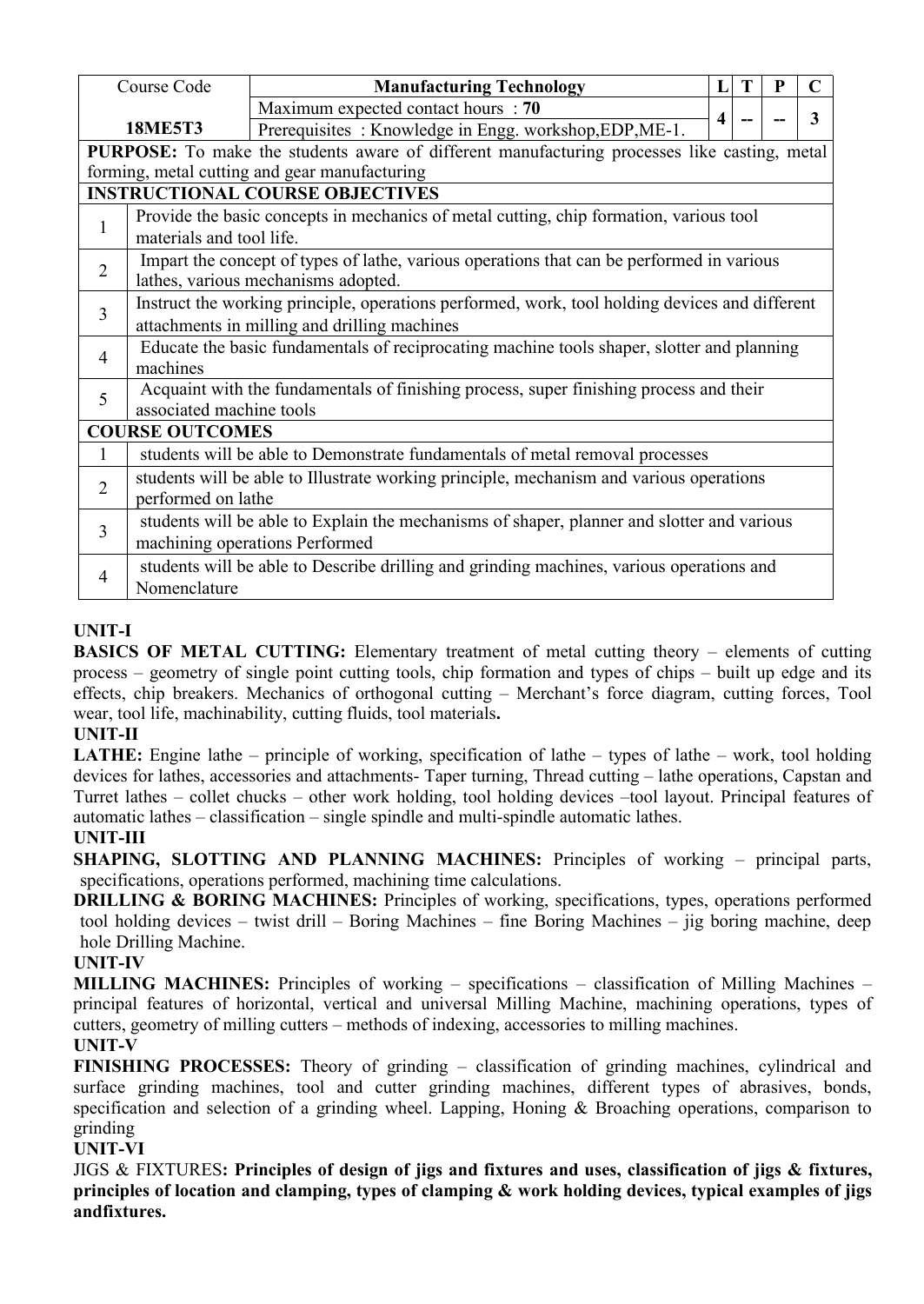| Course Code | Manufacturing Technology | L | T | P | C |
|---|---|---|---|---|---|
| **18ME5T3** | Maximum expected contact hours : **70** | **4** | -- | -- | **3** |
| | Prerequisites : Knowledge in Engg. workshop,EDP,ME-1. | | | | |

**PURPOSE:** To make the students aware of different manufacturing processes like casting, metal forming, metal cutting and gear manufacturing

| **INSTRUCTIONAL COURSE OBJECTIVES** | |
|---|---|
| 1 | Provide the basic concepts in mechanics of metal cutting, chip formation, various tool materials and tool life. |
| 2 | Impart the concept of types of lathe, various operations that can be performed in various lathes, various mechanisms adopted. |
| 3 | Instruct the working principle, operations performed, work, tool holding devices and different attachments in milling and drilling machines |
| 4 | Educate the basic fundamentals of reciprocating machine tools shaper, slotter and planning machines |
| 5 | Acquaint with the fundamentals of finishing process, super finishing process and their associated machine tools |

| **COURSE OUTCOMES** | |
|---|---|
| 1 | students will be able to Demonstrate fundamentals of metal removal processes |
| 2 | students will be able to Illustrate working principle, mechanism and various operations performed on lathe |
| 3 | students will be able to Explain the mechanisms of shaper, planner and slotter and various machining operations Performed |
| 4 | students will be able to Describe drilling and grinding machines, various operations and Nomenclature |

**UNIT-I**

**BASICS OF METAL CUTTING:** Elementary treatment of metal cutting theory – elements of cutting process – geometry of single point cutting tools, chip formation and types of chips – built up edge and its effects, chip breakers. Mechanics of orthogonal cutting – Merchant's force diagram, cutting forces, Tool wear, tool life, machinability, cutting fluids, tool materials**.**

**UNIT-II**

**LATHE:** Engine lathe – principle of working, specification of lathe – types of lathe – work, tool holding devices for lathes, accessories and attachments- Taper turning, Thread cutting – lathe operations, Capstan and Turret lathes – collet chucks – other work holding, tool holding devices –tool layout. Principal features of automatic lathes – classification – single spindle and multi-spindle automatic lathes.

**UNIT-III**

**SHAPING, SLOTTING AND PLANNING MACHINES:** Principles of working – principal parts, specifications, operations performed, machining time calculations.

**DRILLING & BORING MACHINES:** Principles of working, specifications, types, operations performed tool holding devices – twist drill – Boring Machines – fine Boring Machines – jig boring machine, deep hole Drilling Machine.

**UNIT-IV**

**MILLING MACHINES:** Principles of working – specifications – classification of Milling Machines – principal features of horizontal, vertical and universal Milling Machine, machining operations, types of cutters, geometry of milling cutters – methods of indexing, accessories to milling machines.

**UNIT-V**

**FINISHING PROCESSES:** Theory of grinding – classification of grinding machines, cylindrical and surface grinding machines, tool and cutter grinding machines, different types of abrasives, bonds, specification and selection of a grinding wheel. Lapping, Honing & Broaching operations, comparison to grinding

**UNIT-VI**

JIGS & FIXTURES**: Principles of design of jigs and fixtures and uses, classification of jigs & fixtures, principles of location and clamping, types of clamping & work holding devices, typical examples of jigs andfixtures.**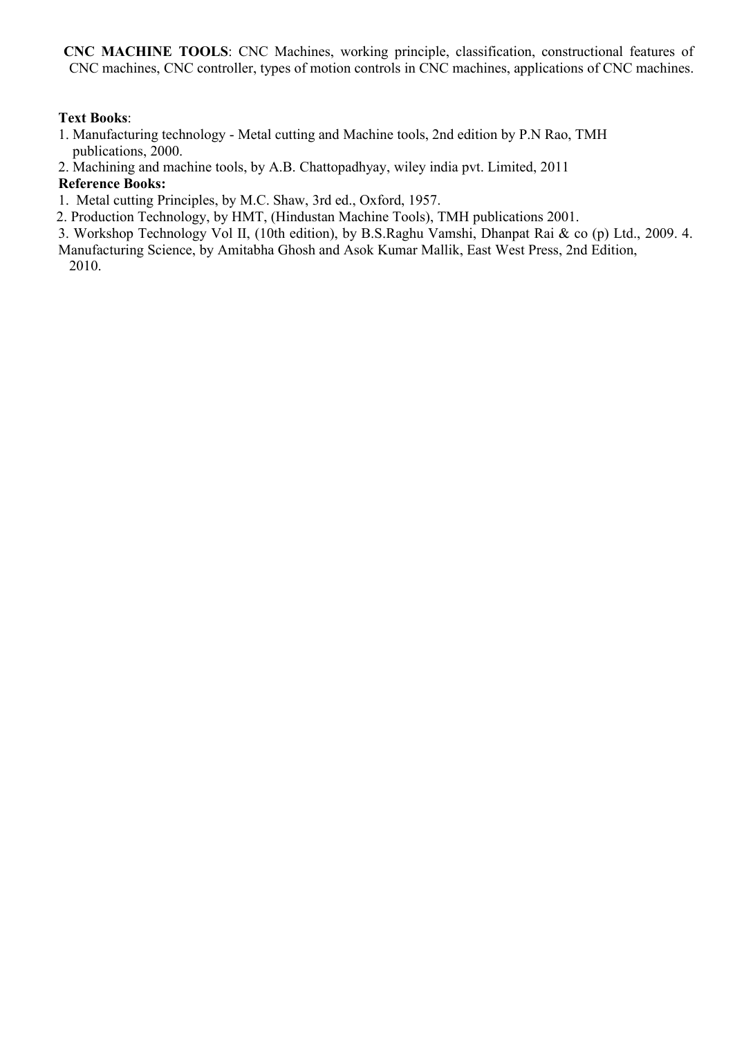**CNC MACHINE TOOLS**: CNC Machines, working principle, classification, constructional features of CNC machines, CNC controller, types of motion controls in CNC machines, applications of CNC machines.

**Text Books**:

1. Manufacturing technology - Metal cutting and Machine tools, 2nd edition by P.N Rao, TMH publications, 2000.
2. Machining and machine tools, by A.B. Chattopadhyay, wiley india pvt. Limited, 2011

**Reference Books:**

1. Metal cutting Principles, by M.C. Shaw, 3rd ed., Oxford, 1957.
2. Production Technology, by HMT, (Hindustan Machine Tools), TMH publications 2001.
3. Workshop Technology Vol II, (10th edition), by B.S.Raghu Vamshi, Dhanpat Rai & co (p) Ltd., 2009.
4. Manufacturing Science, by Amitabha Ghosh and Asok Kumar Mallik, East West Press, 2nd Edition, 2010.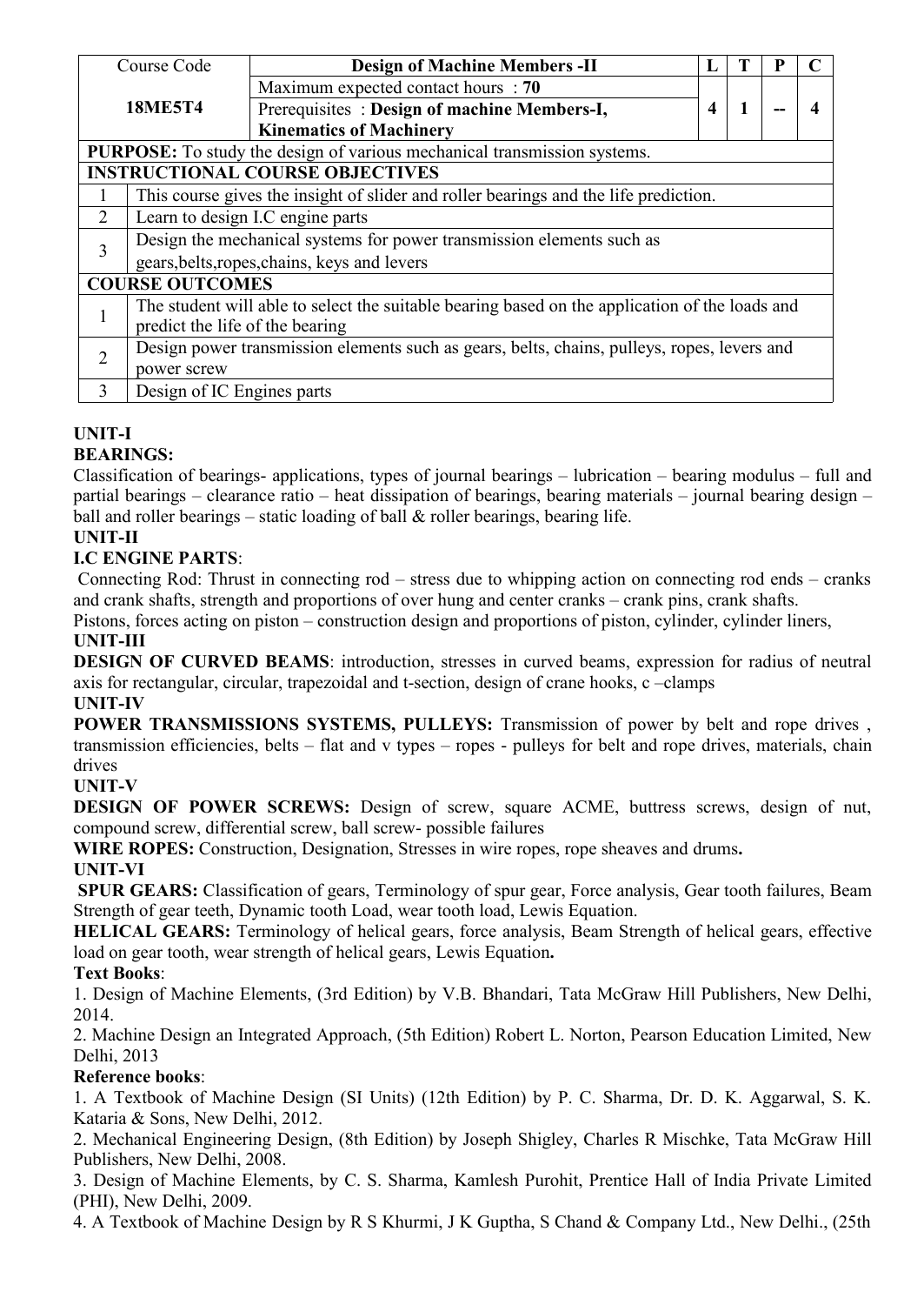| Course Code | Design of Machine Members -II | L | T | P | C |
|---|---|---|---|---|---|
| **18ME5T4** | Maximum expected contact hours : **70** | **4** | **1** | **--** | **4** |
| | Prerequisites : **Design of machine Members-I, Kinematics of Machinery** | | | | |

**PURPOSE:** To study the design of various mechanical transmission systems.

**INSTRUCTIONAL COURSE OBJECTIVES**

| | |
|---|---|
| 1 | This course gives the insight of slider and roller bearings and the life prediction. |
| 2 | Learn to design I.C engine parts |
| 3 | Design the mechanical systems for power transmission elements such as gears,belts,ropes,chains, keys and levers |

**COURSE OUTCOMES**

| | |
|---|---|
| 1 | The student will able to select the suitable bearing based on the application of the loads and predict the life of the bearing |
| 2 | Design power transmission elements such as gears, belts, chains, pulleys, ropes, levers and power screw |
| 3 | Design of IC Engines parts |

**UNIT-I**

**BEARINGS:**

Classification of bearings- applications, types of journal bearings – lubrication – bearing modulus – full and partial bearings – clearance ratio – heat dissipation of bearings, bearing materials – journal bearing design – ball and roller bearings – static loading of ball & roller bearings, bearing life.

**UNIT-II**

**I.C ENGINE PARTS**:

Connecting Rod: Thrust in connecting rod – stress due to whipping action on connecting rod ends – cranks and crank shafts, strength and proportions of over hung and center cranks – crank pins, crank shafts.

Pistons, forces acting on piston – construction design and proportions of piston, cylinder, cylinder liners,

**UNIT-III**

**DESIGN OF CURVED BEAMS**: introduction, stresses in curved beams, expression for radius of neutral axis for rectangular, circular, trapezoidal and t-section, design of crane hooks, c –clamps

**UNIT-IV**

**POWER TRANSMISSIONS SYSTEMS, PULLEYS:** Transmission of power by belt and rope drives , transmission efficiencies, belts – flat and v types – ropes - pulleys for belt and rope drives, materials, chain drives

**UNIT-V**

**DESIGN OF POWER SCREWS:** Design of screw, square ACME, buttress screws, design of nut, compound screw, differential screw, ball screw- possible failures

**WIRE ROPES:** Construction, Designation, Stresses in wire ropes, rope sheaves and drums**.**

**UNIT-VI**

**SPUR GEARS:** Classification of gears, Terminology of spur gear, Force analysis, Gear tooth failures, Beam Strength of gear teeth, Dynamic tooth Load, wear tooth load, Lewis Equation.

**HELICAL GEARS:** Terminology of helical gears, force analysis, Beam Strength of helical gears, effective load on gear tooth, wear strength of helical gears, Lewis Equation**.**

**Text Books**:

1. Design of Machine Elements, (3rd Edition) by V.B. Bhandari, Tata McGraw Hill Publishers, New Delhi, 2014.
2. Machine Design an Integrated Approach, (5th Edition) Robert L. Norton, Pearson Education Limited, New Delhi, 2013

**Reference books**:

1. A Textbook of Machine Design (SI Units) (12th Edition) by P. C. Sharma, Dr. D. K. Aggarwal, S. K. Kataria & Sons, New Delhi, 2012.
2. Mechanical Engineering Design, (8th Edition) by Joseph Shigley, Charles R Mischke, Tata McGraw Hill Publishers, New Delhi, 2008.
3. Design of Machine Elements, by C. S. Sharma, Kamlesh Purohit, Prentice Hall of India Private Limited (PHI), New Delhi, 2009.
4. A Textbook of Machine Design by R S Khurmi, J K Guptha, S Chand & Company Ltd., New Delhi., (25th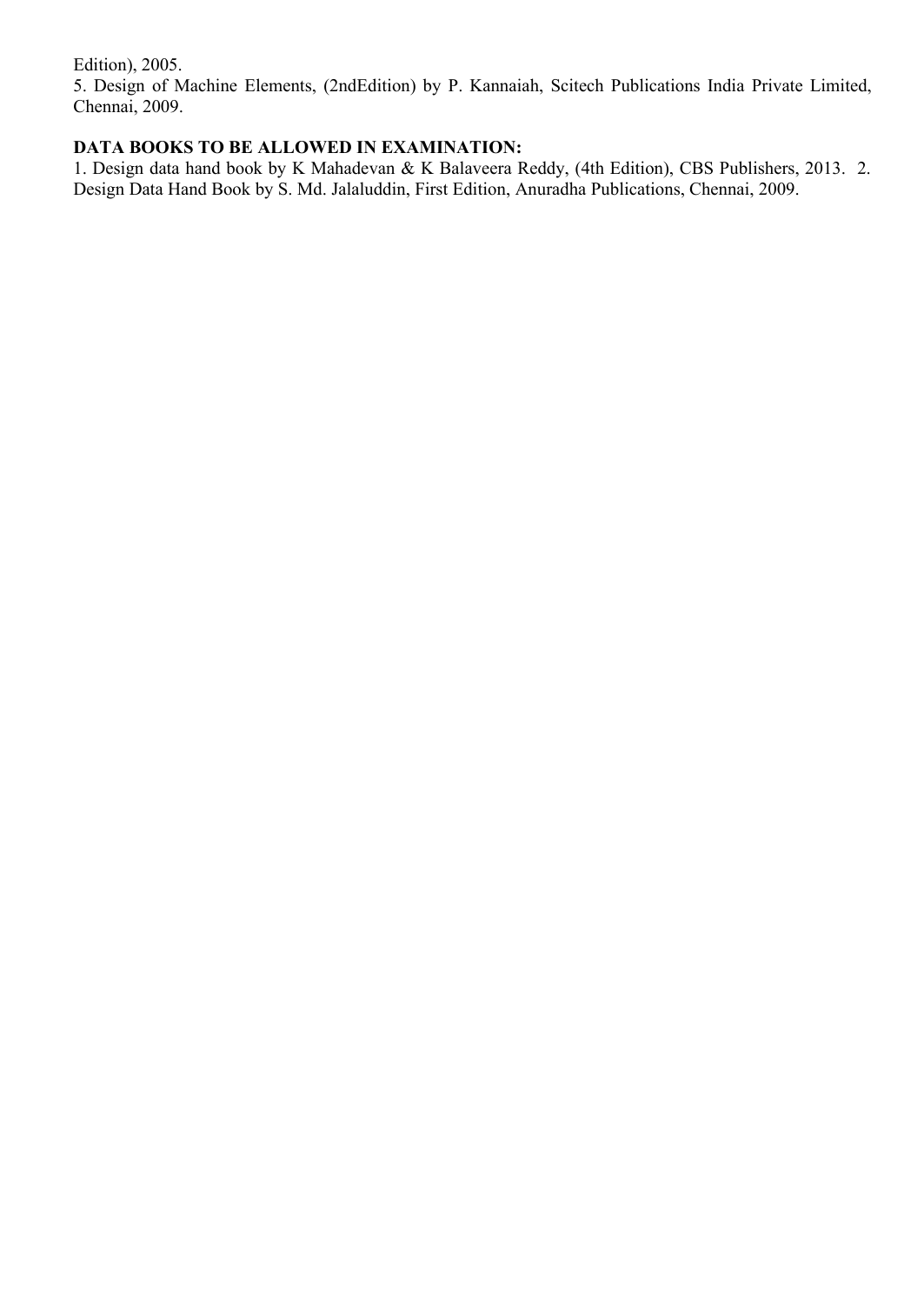Edition), 2005.

5. Design of Machine Elements, (2ndEdition) by P. Kannaiah, Scitech Publications India Private Limited, Chennai, 2009.

**DATA BOOKS TO BE ALLOWED IN EXAMINATION:**

1. Design data hand book by K Mahadevan & K Balaveera Reddy, (4th Edition), CBS Publishers, 2013.
2. Design Data Hand Book by S. Md. Jalaluddin, First Edition, Anuradha Publications, Chennai, 2009.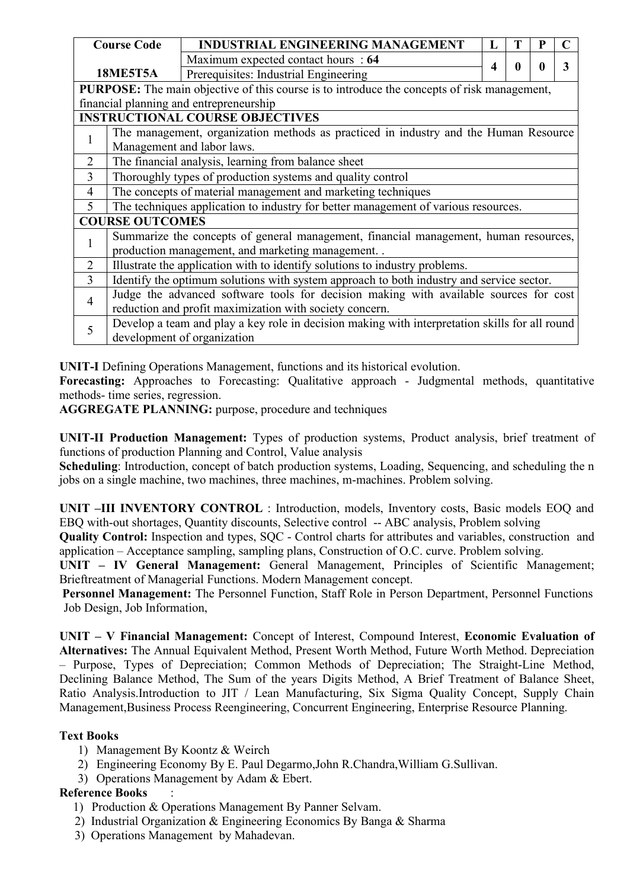| Course Code | INDUSTRIAL ENGINEERING MANAGEMENT | L | T | P | C |
|---|---|---|---|---|---|
| **18ME5T5A** | Maximum expected contact hours : **64** | **4** | **0** | **0** | **3** |
| | Prerequisites: Industrial Engineering | | | | |

**PURPOSE:** The main objective of this course is to introduce the concepts of risk management, financial planning and entrepreneurship

| **INSTRUCTIONAL COURSE OBJECTIVES** | |
|---|---|
| 1 | The management, organization methods as practiced in industry and the Human Resource Management and labor laws. |
| 2 | The financial analysis, learning from balance sheet |
| 3 | Thoroughly types of production systems and quality control |
| 4 | The concepts of material management and marketing techniques |
| 5 | The techniques application to industry for better management of various resources. |

| **COURSE OUTCOMES** | |
|---|---|
| 1 | Summarize the concepts of general management, financial management, human resources, production management, and marketing management. . |
| 2 | Illustrate the application with to identify solutions to industry problems. |
| 3 | Identify the optimum solutions with system approach to both industry and service sector. |
| 4 | Judge the advanced software tools for decision making with available sources for cost reduction and profit maximization with society concern. |
| 5 | Develop a team and play a key role in decision making with interpretation skills for all round development of organization |

**UNIT-I** Defining Operations Management, functions and its historical evolution.
**Forecasting:** Approaches to Forecasting: Qualitative approach - Judgmental methods, quantitative methods- time series, regression.
**AGGREGATE PLANNING:** purpose, procedure and techniques

**UNIT-II Production Management:** Types of production systems, Product analysis, brief treatment of functions of production Planning and Control, Value analysis
**Scheduling**: Introduction, concept of batch production systems, Loading, Sequencing, and scheduling the n jobs on a single machine, two machines, three machines, m-machines. Problem solving.

**UNIT –III INVENTORY CONTROL** : Introduction, models, Inventory costs, Basic models EOQ and EBQ with-out shortages, Quantity discounts, Selective control -- ABC analysis, Problem solving
**Quality Control:** Inspection and types, SQC - Control charts for attributes and variables, construction and application – Acceptance sampling, sampling plans, Construction of O.C. curve. Problem solving.
**UNIT – IV General Management:** General Management, Principles of Scientific Management; Brieftreatment of Managerial Functions. Modern Management concept.
**Personnel Management:** The Personnel Function, Staff Role in Person Department, Personnel Functions Job Design, Job Information,

**UNIT – V Financial Management:** Concept of Interest, Compound Interest, **Economic Evaluation of Alternatives:** The Annual Equivalent Method, Present Worth Method, Future Worth Method. Depreciation – Purpose, Types of Depreciation; Common Methods of Depreciation; The Straight-Line Method, Declining Balance Method, The Sum of the years Digits Method, A Brief Treatment of Balance Sheet, Ratio Analysis.Introduction to JIT / Lean Manufacturing, Six Sigma Quality Concept, Supply Chain Management,Business Process Reengineering, Concurrent Engineering, Enterprise Resource Planning.

**Text Books**

1) Management By Koontz & Weirch
2) Engineering Economy By E. Paul Degarmo,John R.Chandra,William G.Sullivan.
3) Operations Management by Adam & Ebert.

**Reference Books** :

1) Production & Operations Management By Panner Selvam.
2) Industrial Organization & Engineering Economics By Banga & Sharma
3) Operations Management by Mahadevan.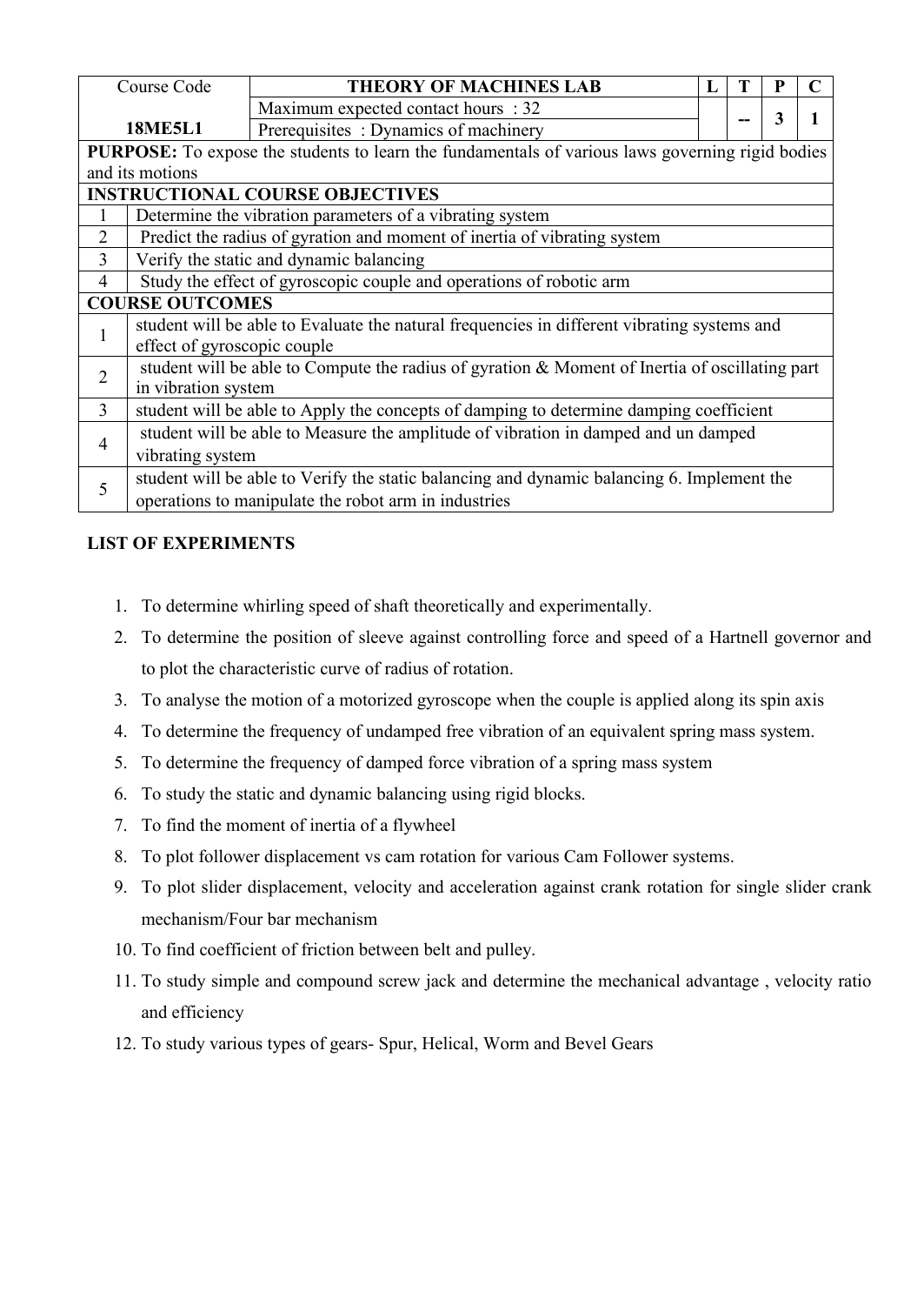| Course Code | THEORY OF MACHINES LAB | L | T | P | C |
|---|---|---|---|---|---|
| **18ME5L1** | Maximum expected contact hours : 32 | | -- | 3 | 1 |
| | Prerequisites : Dynamics of machinery | | | | |

| | |
|---|---|
| **PURPOSE:** To expose the students to learn the fundamentals of various laws governing rigid bodies and its motions | |
| **INSTRUCTIONAL COURSE OBJECTIVES** | |
| 1 | Determine the vibration parameters of a vibrating system |
| 2 | Predict the radius of gyration and moment of inertia of vibrating system |
| 3 | Verify the static and dynamic balancing |
| 4 | Study the effect of gyroscopic couple and operations of robotic arm |
| **COURSE OUTCOMES** | |
| 1 | student will be able to Evaluate the natural frequencies in different vibrating systems and effect of gyroscopic couple |
| 2 | student will be able to Compute the radius of gyration & Moment of Inertia of oscillating part in vibration system |
| 3 | student will be able to Apply the concepts of damping to determine damping coefficient |
| 4 | student will be able to Measure the amplitude of vibration in damped and un damped vibrating system |
| 5 | student will be able to Verify the static balancing and dynamic balancing 6. Implement the operations to manipulate the robot arm in industries |

**LIST OF EXPERIMENTS**

1. To determine whirling speed of shaft theoretically and experimentally.
2. To determine the position of sleeve against controlling force and speed of a Hartnell governor and to plot the characteristic curve of radius of rotation.
3. To analyse the motion of a motorized gyroscope when the couple is applied along its spin axis
4. To determine the frequency of undamped free vibration of an equivalent spring mass system.
5. To determine the frequency of damped force vibration of a spring mass system
6. To study the static and dynamic balancing using rigid blocks.
7. To find the moment of inertia of a flywheel
8. To plot follower displacement vs cam rotation for various Cam Follower systems.
9. To plot slider displacement, velocity and acceleration against crank rotation for single slider crank mechanism/Four bar mechanism
10. To find coefficient of friction between belt and pulley.
11. To study simple and compound screw jack and determine the mechanical advantage , velocity ratio and efficiency
12. To study various types of gears- Spur, Helical, Worm and Bevel Gears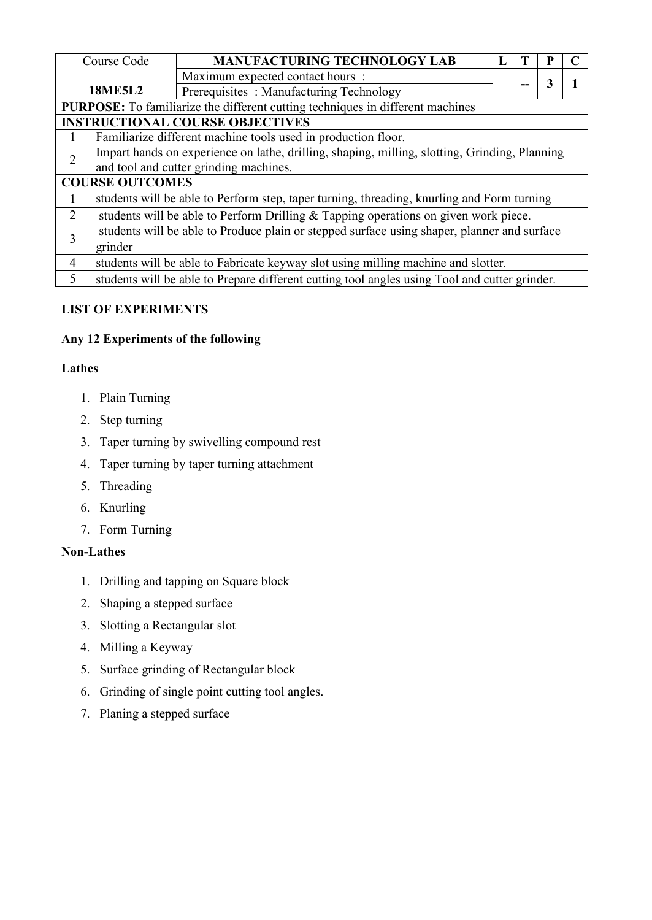| Course Code | MANUFACTURING TECHNOLOGY LAB | L | T | P | C |
|---|---|---|---|---|---|
| 18ME5L2 | Maximum expected contact hours : | | -- | 3 | 1 |
| | Prerequisites : Manufacturing Technology | | | | |
| **PURPOSE:** To familiarize the different cutting techniques in different machines | | | | | |
| **INSTRUCTIONAL COURSE OBJECTIVES** | | | | | |
| 1 | Familiarize different machine tools used in production floor. | | | | |
| 2 | Impart hands on experience on lathe, drilling, shaping, milling, slotting, Grinding, Planning and tool and cutter grinding machines. | | | | |
| **COURSE OUTCOMES** | | | | | |
| 1 | students will be able to Perform step, taper turning, threading, knurling and Form turning | | | | |
| 2 | students will be able to Perform Drilling & Tapping operations on given work piece. | | | | |
| 3 | students will be able to Produce plain or stepped surface using shaper, planner and surface grinder | | | | |
| 4 | students will be able to Fabricate keyway slot using milling machine and slotter. | | | | |
| 5 | students will be able to Prepare different cutting tool angles using Tool and cutter grinder. | | | | |

**LIST OF EXPERIMENTS**

**Any 12 Experiments of the following**

**Lathes**

1. Plain Turning
2. Step turning
3. Taper turning by swivelling compound rest
4. Taper turning by taper turning attachment
5. Threading
6. Knurling
7. Form Turning

**Non-Lathes**

1. Drilling and tapping on Square block
2. Shaping a stepped surface
3. Slotting a Rectangular slot
4. Milling a Keyway
5. Surface grinding of Rectangular block
6. Grinding of single point cutting tool angles.
7. Planing a stepped surface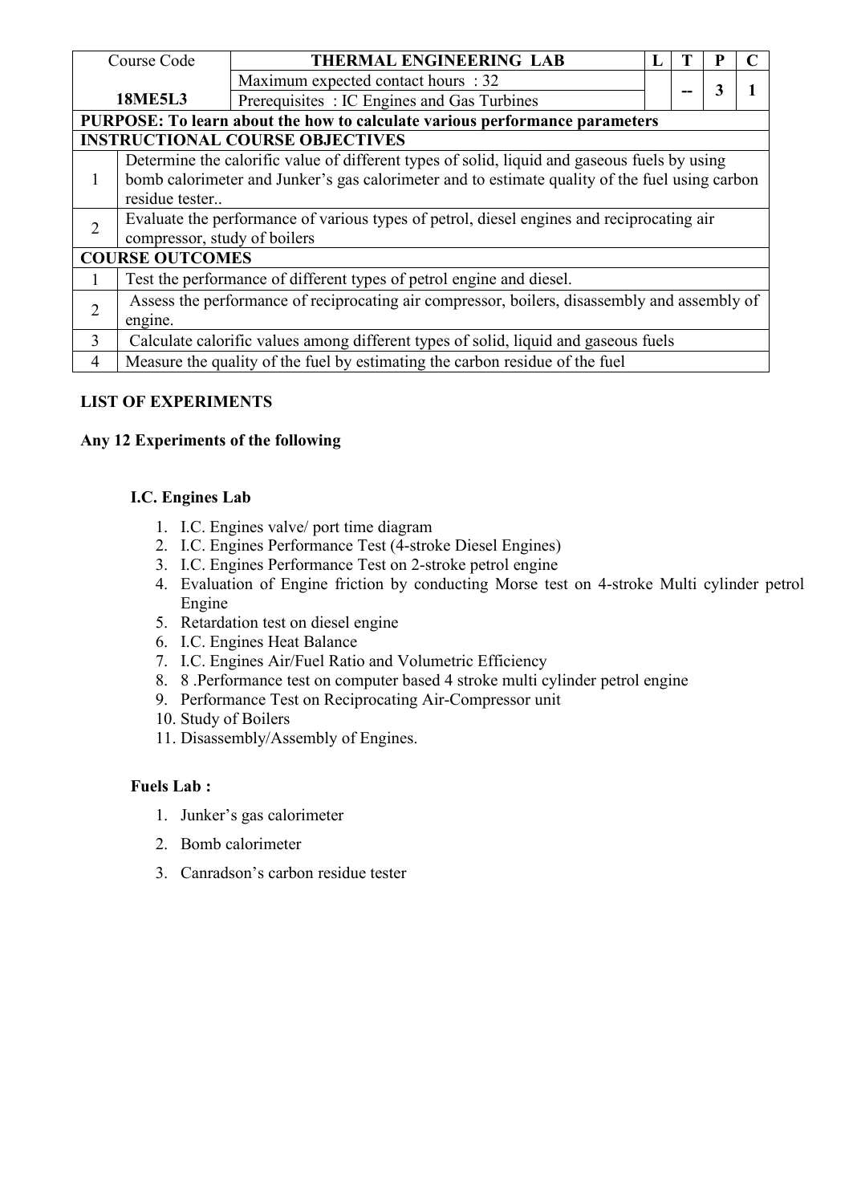| Course Code | THERMAL ENGINEERING LAB | L | T | P | C |
|---|---|---|---|---|---|
| 18ME5L3 | Maximum expected contact hours : 32 | | -- | 3 | 1 |
| | Prerequisites : IC Engines and Gas Turbines | | | | |

| **PURPOSE: To learn about the how to calculate various performance parameters** | |
|---|---|
| **INSTRUCTIONAL COURSE OBJECTIVES** | |
| 1 | Determine the calorific value of different types of solid, liquid and gaseous fuels by using bomb calorimeter and Junker's gas calorimeter and to estimate quality of the fuel using carbon residue tester.. |
| 2 | Evaluate the performance of various types of petrol, diesel engines and reciprocating air compressor, study of boilers |
| **COURSE OUTCOMES** | |
| 1 | Test the performance of different types of petrol engine and diesel. |
| 2 | Assess the performance of reciprocating air compressor, boilers, disassembly and assembly of engine. |
| 3 | Calculate calorific values among different types of solid, liquid and gaseous fuels |
| 4 | Measure the quality of the fuel by estimating the carbon residue of the fuel |

**LIST OF EXPERIMENTS**

**Any 12 Experiments of the following**

**I.C. Engines Lab**

1. I.C. Engines valve/ port time diagram
2. I.C. Engines Performance Test (4-stroke Diesel Engines)
3. I.C. Engines Performance Test on 2-stroke petrol engine
4. Evaluation of Engine friction by conducting Morse test on 4-stroke Multi cylinder petrol Engine
5. Retardation test on diesel engine
6. I.C. Engines Heat Balance
7. I.C. Engines Air/Fuel Ratio and Volumetric Efficiency
8. 8 .Performance test on computer based 4 stroke multi cylinder petrol engine
9. Performance Test on Reciprocating Air-Compressor unit
10. Study of Boilers
11. Disassembly/Assembly of Engines.

**Fuels Lab :**

1. Junker's gas calorimeter
2. Bomb calorimeter
3. Canradson's carbon residue tester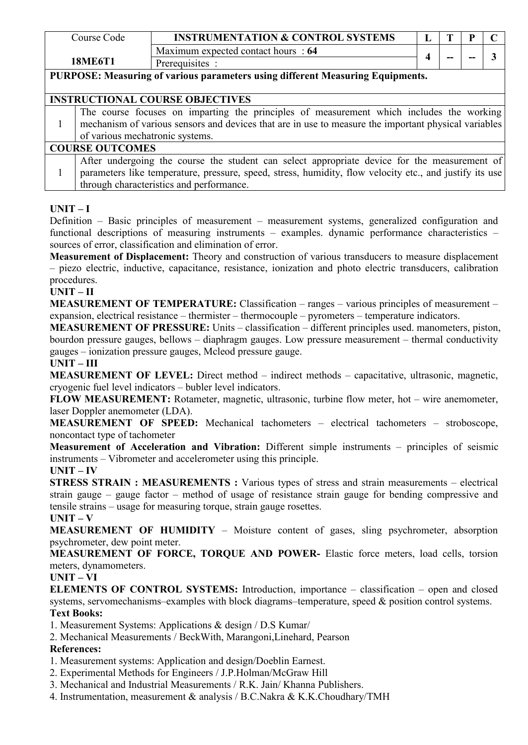| Course Code | INSTRUMENTATION & CONTROL SYSTEMS | L | T | P | C |
|---|---|---|---|---|---|
| **18ME6T1** | Maximum expected contact hours : **64** | **4** | **--** | **--** | **3** |
| | Prerequisites : | | | | |

**PURPOSE: Measuring of various parameters using different Measuring Equipments.**

**INSTRUCTIONAL COURSE OBJECTIVES**

| | |
|---|---|
| 1 | The course focuses on imparting the principles of measurement which includes the working mechanism of various sensors and devices that are in use to measure the important physical variables of various mechatronic systems. |

**COURSE OUTCOMES**

| | |
|---|---|
| 1 | After undergoing the course the student can select appropriate device for the measurement of parameters like temperature, pressure, speed, stress, humidity, flow velocity etc., and justify its use through characteristics and performance. |

**UNIT – I**

Definition – Basic principles of measurement – measurement systems, generalized configuration and functional descriptions of measuring instruments – examples. dynamic performance characteristics – sources of error, classification and elimination of error.

**Measurement of Displacement:** Theory and construction of various transducers to measure displacement – piezo electric, inductive, capacitance, resistance, ionization and photo electric transducers, calibration procedures.

**UNIT – II**

**MEASUREMENT OF TEMPERATURE:** Classification – ranges – various principles of measurement – expansion, electrical resistance – thermister – thermocouple – pyrometers – temperature indicators.

**MEASUREMENT OF PRESSURE:** Units – classification – different principles used. manometers, piston, bourdon pressure gauges, bellows – diaphragm gauges. Low pressure measurement – thermal conductivity gauges – ionization pressure gauges, Mcleod pressure gauge.

**UNIT – III**

**MEASUREMENT OF LEVEL:** Direct method – indirect methods – capacitative, ultrasonic, magnetic, cryogenic fuel level indicators – bubler level indicators.

**FLOW MEASUREMENT:** Rotameter, magnetic, ultrasonic, turbine flow meter, hot – wire anemometer, laser Doppler anemometer (LDA).

**MEASUREMENT OF SPEED:** Mechanical tachometers – electrical tachometers – stroboscope, noncontact type of tachometer

**Measurement of Acceleration and Vibration:** Different simple instruments – principles of seismic instruments – Vibrometer and accelerometer using this principle.

**UNIT – IV**

**STRESS STRAIN : MEASUREMENTS :** Various types of stress and strain measurements – electrical strain gauge – gauge factor – method of usage of resistance strain gauge for bending compressive and tensile strains – usage for measuring torque, strain gauge rosettes.

**UNIT – V**

**MEASUREMENT OF HUMIDITY** – Moisture content of gases, sling psychrometer, absorption psychrometer, dew point meter.

**MEASUREMENT OF FORCE, TORQUE AND POWER-** Elastic force meters, load cells, torsion meters, dynamometers.

**UNIT – VI**

**ELEMENTS OF CONTROL SYSTEMS:** Introduction, importance – classification – open and closed systems, servomechanisms–examples with block diagrams–temperature, speed & position control systems.

**Text Books:**

1. Measurement Systems: Applications & design / D.S Kumar/
2. Mechanical Measurements / BeckWith, Marangoni,Linehard, Pearson

**References:**

1. Measurement systems: Application and design/Doeblin Earnest.
2. Experimental Methods for Engineers / J.P.Holman/McGraw Hill
3. Mechanical and Industrial Measurements / R.K. Jain/ Khanna Publishers.
4. Instrumentation, measurement & analysis / B.C.Nakra & K.K.Choudhary/TMH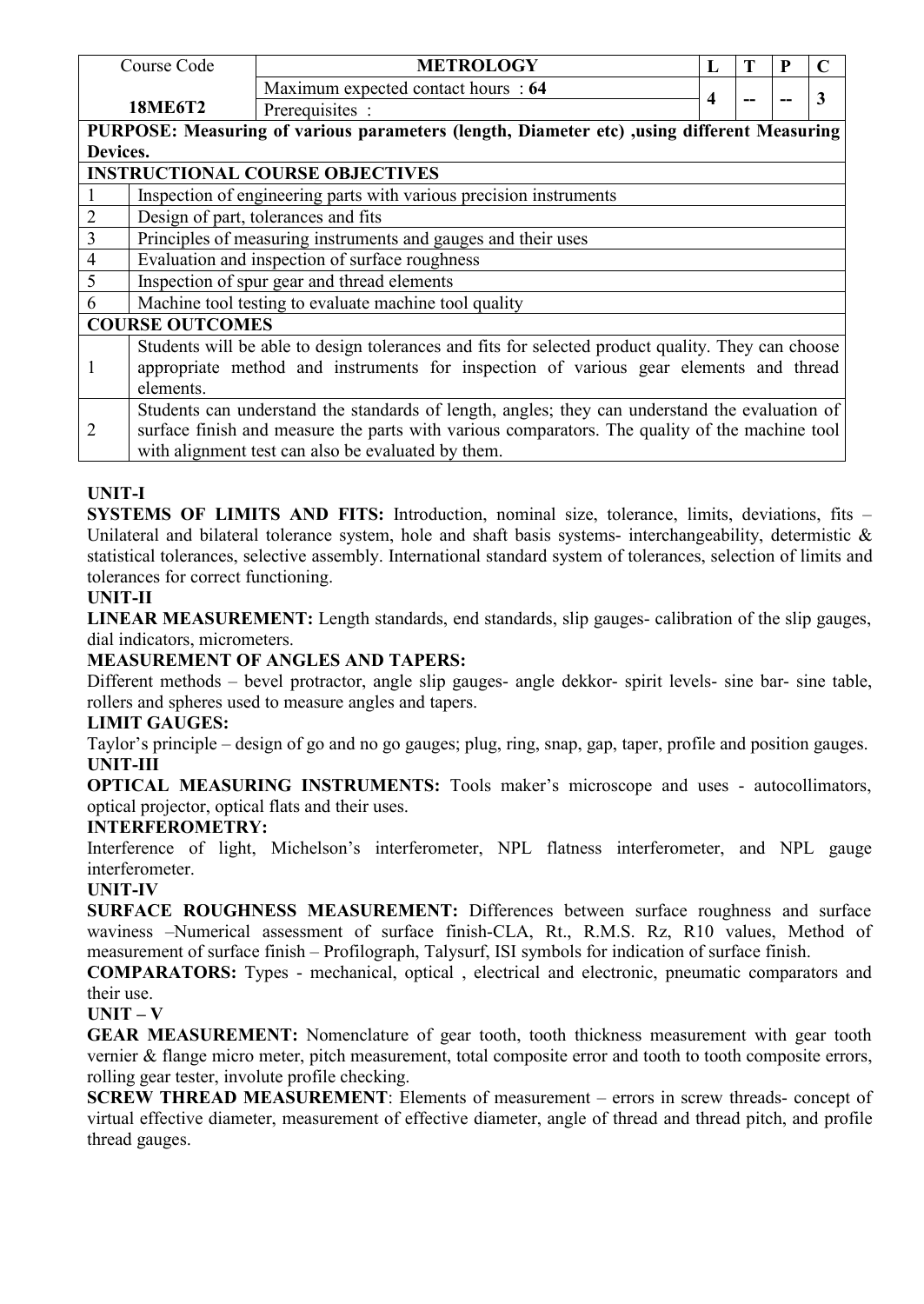| Course Code | METROLOGY | L | T | P | C |
|---|---|---|---|---|---|
| **18ME6T2** | Maximum expected contact hours : **64** | **4** | -- | -- | **3** |
| | Prerequisites : | | | | |

| **PURPOSE: Measuring of various parameters (length, Diameter etc) ,using different Measuring Devices.** | |
|---|---|
| **INSTRUCTIONAL COURSE OBJECTIVES** | |
| 1 | Inspection of engineering parts with various precision instruments |
| 2 | Design of part, tolerances and fits |
| 3 | Principles of measuring instruments and gauges and their uses |
| 4 | Evaluation and inspection of surface roughness |
| 5 | Inspection of spur gear and thread elements |
| 6 | Machine tool testing to evaluate machine tool quality |
| **COURSE OUTCOMES** | |
| 1 | Students will be able to design tolerances and fits for selected product quality. They can choose appropriate method and instruments for inspection of various gear elements and thread elements. |
| 2 | Students can understand the standards of length, angles; they can understand the evaluation of surface finish and measure the parts with various comparators. The quality of the machine tool with alignment test can also be evaluated by them. |

**UNIT-I**

**SYSTEMS OF LIMITS AND FITS:** Introduction, nominal size, tolerance, limits, deviations, fits – Unilateral and bilateral tolerance system, hole and shaft basis systems- interchangeability, determistic & statistical tolerances, selective assembly. International standard system of tolerances, selection of limits and tolerances for correct functioning.

**UNIT-II**

**LINEAR MEASUREMENT:** Length standards, end standards, slip gauges- calibration of the slip gauges, dial indicators, micrometers.

**MEASUREMENT OF ANGLES AND TAPERS:**

Different methods – bevel protractor, angle slip gauges- angle dekkor- spirit levels- sine bar- sine table, rollers and spheres used to measure angles and tapers.

**LIMIT GAUGES:**

Taylor's principle – design of go and no go gauges; plug, ring, snap, gap, taper, profile and position gauges.

**UNIT-III**

**OPTICAL MEASURING INSTRUMENTS:** Tools maker's microscope and uses - autocollimators, optical projector, optical flats and their uses.

**INTERFEROMETRY:**

Interference of light, Michelson's interferometer, NPL flatness interferometer, and NPL gauge interferometer.

**UNIT-IV**

**SURFACE ROUGHNESS MEASUREMENT:** Differences between surface roughness and surface waviness –Numerical assessment of surface finish-CLA, Rt., R.M.S. Rz, R10 values, Method of measurement of surface finish – Profilograph, Talysurf, ISI symbols for indication of surface finish.

**COMPARATORS:** Types - mechanical, optical , electrical and electronic, pneumatic comparators and their use.

**UNIT – V**

**GEAR MEASUREMENT:** Nomenclature of gear tooth, tooth thickness measurement with gear tooth vernier & flange micro meter, pitch measurement, total composite error and tooth to tooth composite errors, rolling gear tester, involute profile checking.

**SCREW THREAD MEASUREMENT**: Elements of measurement – errors in screw threads- concept of virtual effective diameter, measurement of effective diameter, angle of thread and thread pitch, and profile thread gauges.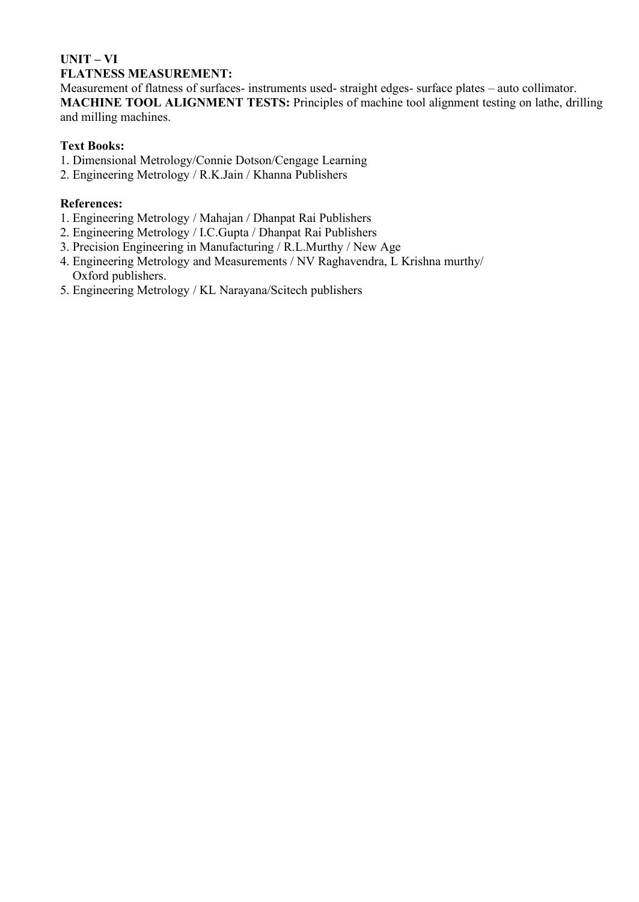**UNIT – VI**

**FLATNESS MEASUREMENT:**

Measurement of flatness of surfaces- instruments used- straight edges- surface plates – auto collimator.

**MACHINE TOOL ALIGNMENT TESTS:** Principles of machine tool alignment testing on lathe, drilling and milling machines.

**Text Books:**

1. Dimensional Metrology/Connie Dotson/Cengage Learning
2. Engineering Metrology / R.K.Jain / Khanna Publishers

**References:**

1. Engineering Metrology / Mahajan / Dhanpat Rai Publishers
2. Engineering Metrology / I.C.Gupta / Dhanpat Rai Publishers
3. Precision Engineering in Manufacturing / R.L.Murthy / New Age
4. Engineering Metrology and Measurements / NV Raghavendra, L Krishna murthy/ Oxford publishers.
5. Engineering Metrology / KL Narayana/Scitech publishers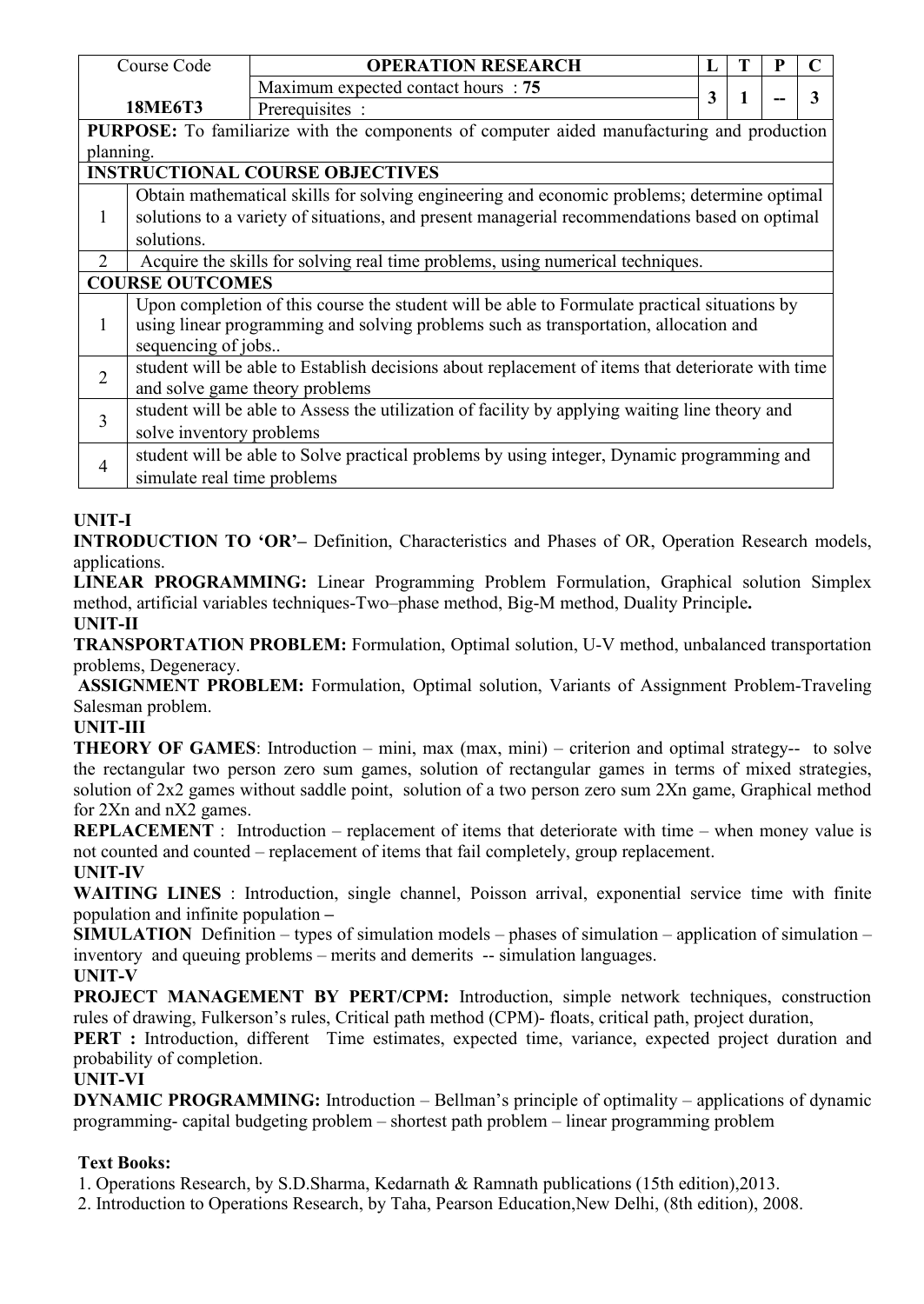| Course Code | OPERATION RESEARCH | L | T | P | C |
|---|---|---|---|---|---|
| **18ME6T3** | Maximum expected contact hours : **75** | 3 | 1 | -- | 3 |
| | Prerequisites : | | | | |

**PURPOSE:** To familiarize with the components of computer aided manufacturing and production planning.

| **INSTRUCTIONAL COURSE OBJECTIVES** | |
|---|---|
| 1 | Obtain mathematical skills for solving engineering and economic problems; determine optimal solutions to a variety of situations, and present managerial recommendations based on optimal solutions. |
| 2 | Acquire the skills for solving real time problems, using numerical techniques. |

| **COURSE OUTCOMES** | |
|---|---|
| 1 | Upon completion of this course the student will be able to Formulate practical situations by using linear programming and solving problems such as transportation, allocation and sequencing of jobs.. |
| 2 | student will be able to Establish decisions about replacement of items that deteriorate with time and solve game theory problems |
| 3 | student will be able to Assess the utilization of facility by applying waiting line theory and solve inventory problems |
| 4 | student will be able to Solve practical problems by using integer, Dynamic programming and simulate real time problems |

**UNIT-I**

**INTRODUCTION TO 'OR'–** Definition, Characteristics and Phases of OR, Operation Research models, applications.

**LINEAR PROGRAMMING:** Linear Programming Problem Formulation, Graphical solution Simplex method, artificial variables techniques-Two–phase method, Big-M method, Duality Principle**.**

**UNIT-II**

**TRANSPORTATION PROBLEM:** Formulation, Optimal solution, U-V method, unbalanced transportation problems, Degeneracy.

**ASSIGNMENT PROBLEM:** Formulation, Optimal solution, Variants of Assignment Problem-Traveling Salesman problem.

**UNIT-III**

**THEORY OF GAMES**: Introduction – mini, max (max, mini) – criterion and optimal strategy-- to solve the rectangular two person zero sum games, solution of rectangular games in terms of mixed strategies, solution of 2x2 games without saddle point, solution of a two person zero sum 2Xn game, Graphical method for 2Xn and nX2 games.

**REPLACEMENT** : Introduction – replacement of items that deteriorate with time – when money value is not counted and counted – replacement of items that fail completely, group replacement.

**UNIT-IV**

**WAITING LINES** : Introduction, single channel, Poisson arrival, exponential service time with finite population and infinite population **–**

**SIMULATION** Definition – types of simulation models – phases of simulation – application of simulation – inventory and queuing problems – merits and demerits -- simulation languages.

**UNIT-V**

**PROJECT MANAGEMENT BY PERT/CPM:** Introduction, simple network techniques, construction rules of drawing, Fulkerson's rules, Critical path method (CPM)- floats, critical path, project duration,

**PERT :** Introduction, different Time estimates, expected time, variance, expected project duration and probability of completion.

**UNIT-VI**

**DYNAMIC PROGRAMMING:** Introduction – Bellman's principle of optimality – applications of dynamic programming- capital budgeting problem – shortest path problem – linear programming problem

**Text Books:**

1. Operations Research, by S.D.Sharma, Kedarnath & Ramnath publications (15th edition),2013.
2. Introduction to Operations Research, by Taha, Pearson Education,New Delhi, (8th edition), 2008.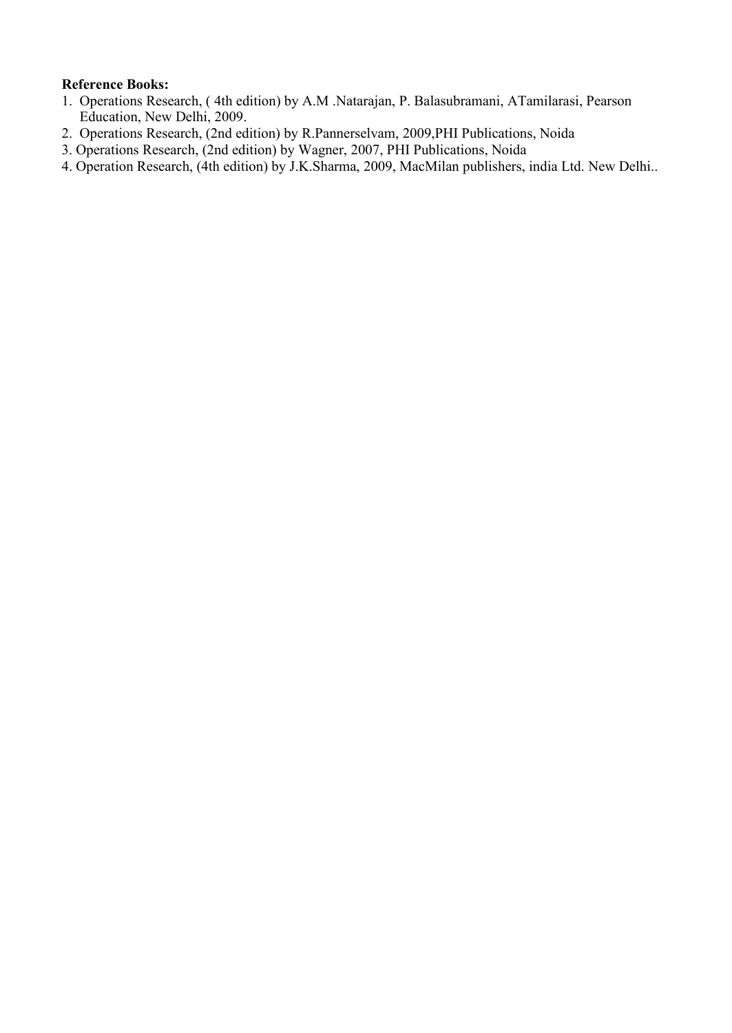**Reference Books:**

1. Operations Research, ( 4th edition) by A.M .Natarajan, P. Balasubramani, ATamilarasi, Pearson Education, New Delhi, 2009.
2. Operations Research, (2nd edition) by R.Pannerselvam, 2009,PHI Publications, Noida
3. Operations Research, (2nd edition) by Wagner, 2007, PHI Publications, Noida
4. Operation Research, (4th edition) by J.K.Sharma, 2009, MacMilan publishers, india Ltd. New Delhi..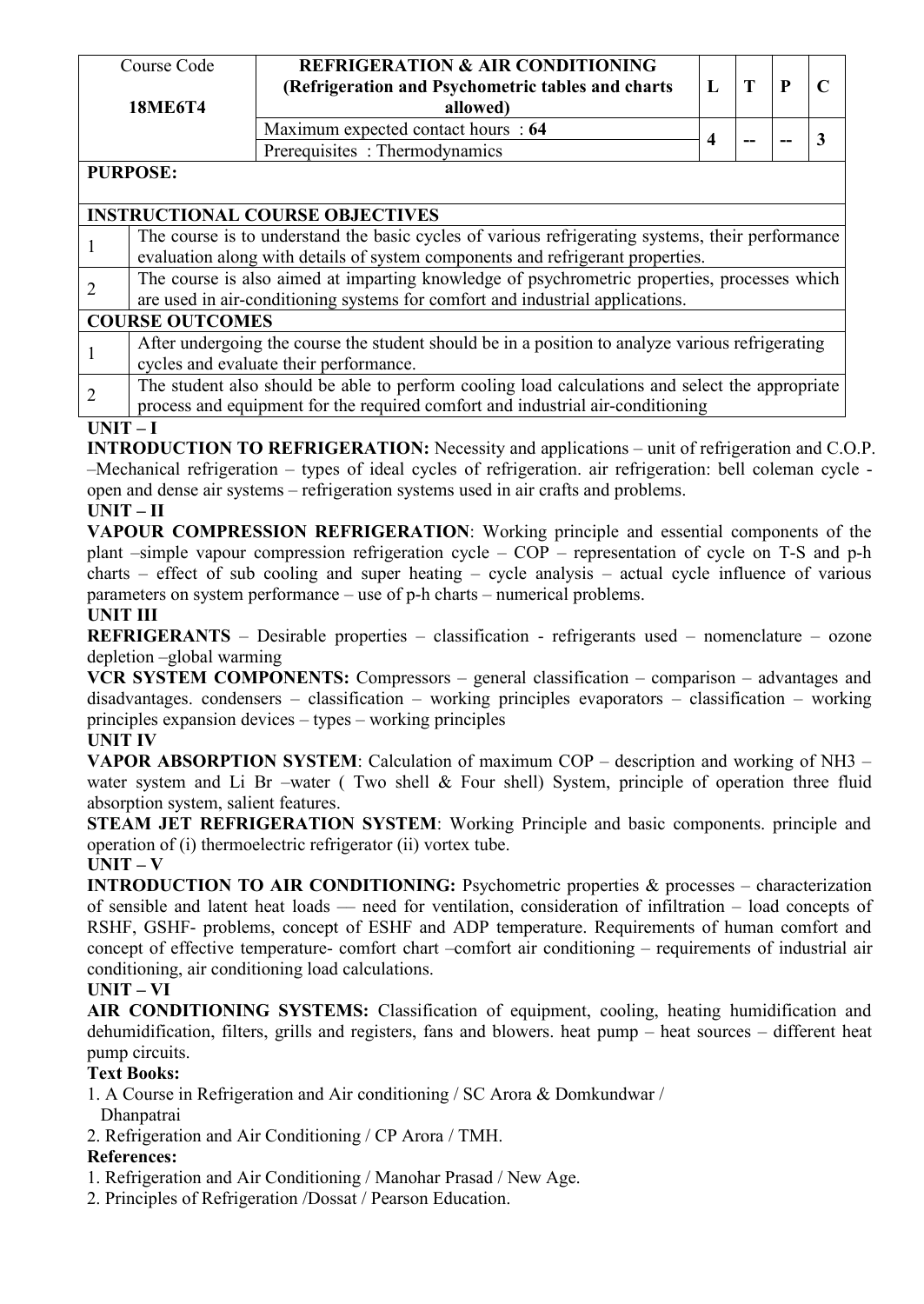| Course Code | REFRIGERATION & AIR CONDITIONING (Refrigeration and Psychometric tables and charts allowed) | L | T | P | C |
|---|---|---|---|---|---|
| 18ME6T4 | Maximum expected contact hours : 64 | 4 | -- | -- | 3 |
| | Prerequisites : Thermodynamics | | | | |

**PURPOSE:**

**INSTRUCTIONAL COURSE OBJECTIVES**

| | |
|---|---|
| 1 | The course is to understand the basic cycles of various refrigerating systems, their performance evaluation along with details of system components and refrigerant properties. |
| 2 | The course is also aimed at imparting knowledge of psychrometric properties, processes which are used in air-conditioning systems for comfort and industrial applications. |

**COURSE OUTCOMES**

| | |
|---|---|
| 1 | After undergoing the course the student should be in a position to analyze various refrigerating cycles and evaluate their performance. |
| 2 | The student also should be able to perform cooling load calculations and select the appropriate process and equipment for the required comfort and industrial air-conditioning |

**UNIT – I**

**INTRODUCTION TO REFRIGERATION:** Necessity and applications – unit of refrigeration and C.O.P. –Mechanical refrigeration – types of ideal cycles of refrigeration. air refrigeration: bell coleman cycle - open and dense air systems – refrigeration systems used in air crafts and problems.

**UNIT – II**

**VAPOUR COMPRESSION REFRIGERATION**: Working principle and essential components of the plant –simple vapour compression refrigeration cycle – COP – representation of cycle on T-S and p-h charts – effect of sub cooling and super heating – cycle analysis – actual cycle influence of various parameters on system performance – use of p-h charts – numerical problems.

**UNIT III**

**REFRIGERANTS** – Desirable properties – classification - refrigerants used – nomenclature – ozone depletion –global warming

**VCR SYSTEM COMPONENTS:** Compressors – general classification – comparison – advantages and disadvantages. condensers – classification – working principles evaporators – classification – working principles expansion devices – types – working principles

**UNIT IV**

**VAPOR ABSORPTION SYSTEM**: Calculation of maximum COP – description and working of NH3 – water system and Li Br –water ( Two shell & Four shell) System, principle of operation three fluid absorption system, salient features.

**STEAM JET REFRIGERATION SYSTEM**: Working Principle and basic components. principle and operation of (i) thermoelectric refrigerator (ii) vortex tube.

**UNIT – V**

**INTRODUCTION TO AIR CONDITIONING:** Psychometric properties & processes – characterization of sensible and latent heat loads — need for ventilation, consideration of infiltration – load concepts of RSHF, GSHF- problems, concept of ESHF and ADP temperature. Requirements of human comfort and concept of effective temperature- comfort chart –comfort air conditioning – requirements of industrial air conditioning, air conditioning load calculations.

**UNIT – VI**

**AIR CONDITIONING SYSTEMS:** Classification of equipment, cooling, heating humidification and dehumidification, filters, grills and registers, fans and blowers. heat pump – heat sources – different heat pump circuits.

**Text Books:**

1. A Course in Refrigeration and Air conditioning / SC Arora & Domkundwar / Dhanpatrai
2. Refrigeration and Air Conditioning / CP Arora / TMH.

**References:**

1. Refrigeration and Air Conditioning / Manohar Prasad / New Age.
2. Principles of Refrigeration /Dossat / Pearson Education.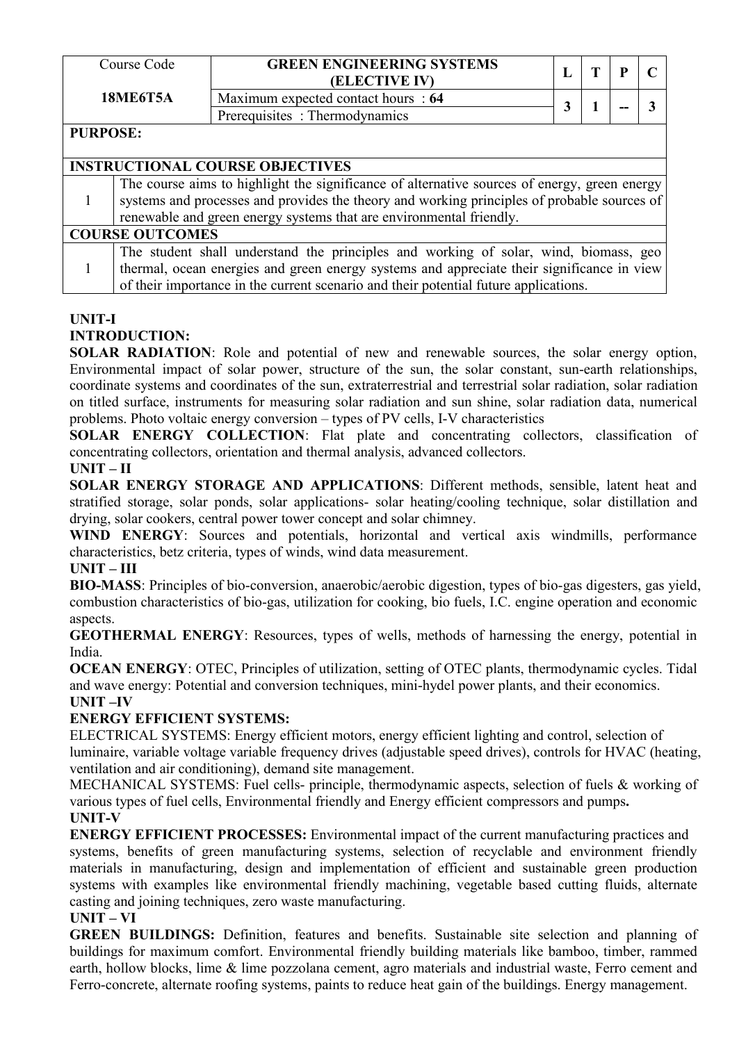| Course Code | GREEN ENGINEERING SYSTEMS (ELECTIVE IV) | L | T | P | C |
|---|---|---|---|---|---|
| **18ME6T5A** | Maximum expected contact hours : **64** | **3** | **1** | **--** | **3** |
| | Prerequisites : Thermodynamics | | | | |

| **PURPOSE:** | |
|---|---|
| **INSTRUCTIONAL COURSE OBJECTIVES** | |
| 1 | The course aims to highlight the significance of alternative sources of energy, green energy systems and processes and provides the theory and working principles of probable sources of renewable and green energy systems that are environmental friendly. |
| **COURSE OUTCOMES** | |
| 1 | The student shall understand the principles and working of solar, wind, biomass, geo thermal, ocean energies and green energy systems and appreciate their significance in view of their importance in the current scenario and their potential future applications. |

**UNIT-I**

**INTRODUCTION:**

**SOLAR RADIATION**: Role and potential of new and renewable sources, the solar energy option, Environmental impact of solar power, structure of the sun, the solar constant, sun-earth relationships, coordinate systems and coordinates of the sun, extraterrestrial and terrestrial solar radiation, solar radiation on titled surface, instruments for measuring solar radiation and sun shine, solar radiation data, numerical problems. Photo voltaic energy conversion – types of PV cells, I-V characteristics

**SOLAR ENERGY COLLECTION**: Flat plate and concentrating collectors, classification of concentrating collectors, orientation and thermal analysis, advanced collectors.

**UNIT – II**

**SOLAR ENERGY STORAGE AND APPLICATIONS**: Different methods, sensible, latent heat and stratified storage, solar ponds, solar applications- solar heating/cooling technique, solar distillation and drying, solar cookers, central power tower concept and solar chimney.

**WIND ENERGY**: Sources and potentials, horizontal and vertical axis windmills, performance characteristics, betz criteria, types of winds, wind data measurement.

**UNIT – III**

**BIO-MASS**: Principles of bio-conversion, anaerobic/aerobic digestion, types of bio-gas digesters, gas yield, combustion characteristics of bio-gas, utilization for cooking, bio fuels, I.C. engine operation and economic aspects.

**GEOTHERMAL ENERGY**: Resources, types of wells, methods of harnessing the energy, potential in India.

**OCEAN ENERGY**: OTEC, Principles of utilization, setting of OTEC plants, thermodynamic cycles. Tidal and wave energy: Potential and conversion techniques, mini-hydel power plants, and their economics.

**UNIT –IV**

**ENERGY EFFICIENT SYSTEMS:**

ELECTRICAL SYSTEMS: Energy efficient motors, energy efficient lighting and control, selection of luminaire, variable voltage variable frequency drives (adjustable speed drives), controls for HVAC (heating, ventilation and air conditioning), demand site management.

MECHANICAL SYSTEMS: Fuel cells- principle, thermodynamic aspects, selection of fuels & working of various types of fuel cells, Environmental friendly and Energy efficient compressors and pumps**.**

**UNIT-V**

**ENERGY EFFICIENT PROCESSES:** Environmental impact of the current manufacturing practices and systems, benefits of green manufacturing systems, selection of recyclable and environment friendly materials in manufacturing, design and implementation of efficient and sustainable green production systems with examples like environmental friendly machining, vegetable based cutting fluids, alternate casting and joining techniques, zero waste manufacturing.

**UNIT – VI**

**GREEN BUILDINGS:** Definition, features and benefits. Sustainable site selection and planning of buildings for maximum comfort. Environmental friendly building materials like bamboo, timber, rammed earth, hollow blocks, lime & lime pozzolana cement, agro materials and industrial waste, Ferro cement and Ferro-concrete, alternate roofing systems, paints to reduce heat gain of the buildings. Energy management.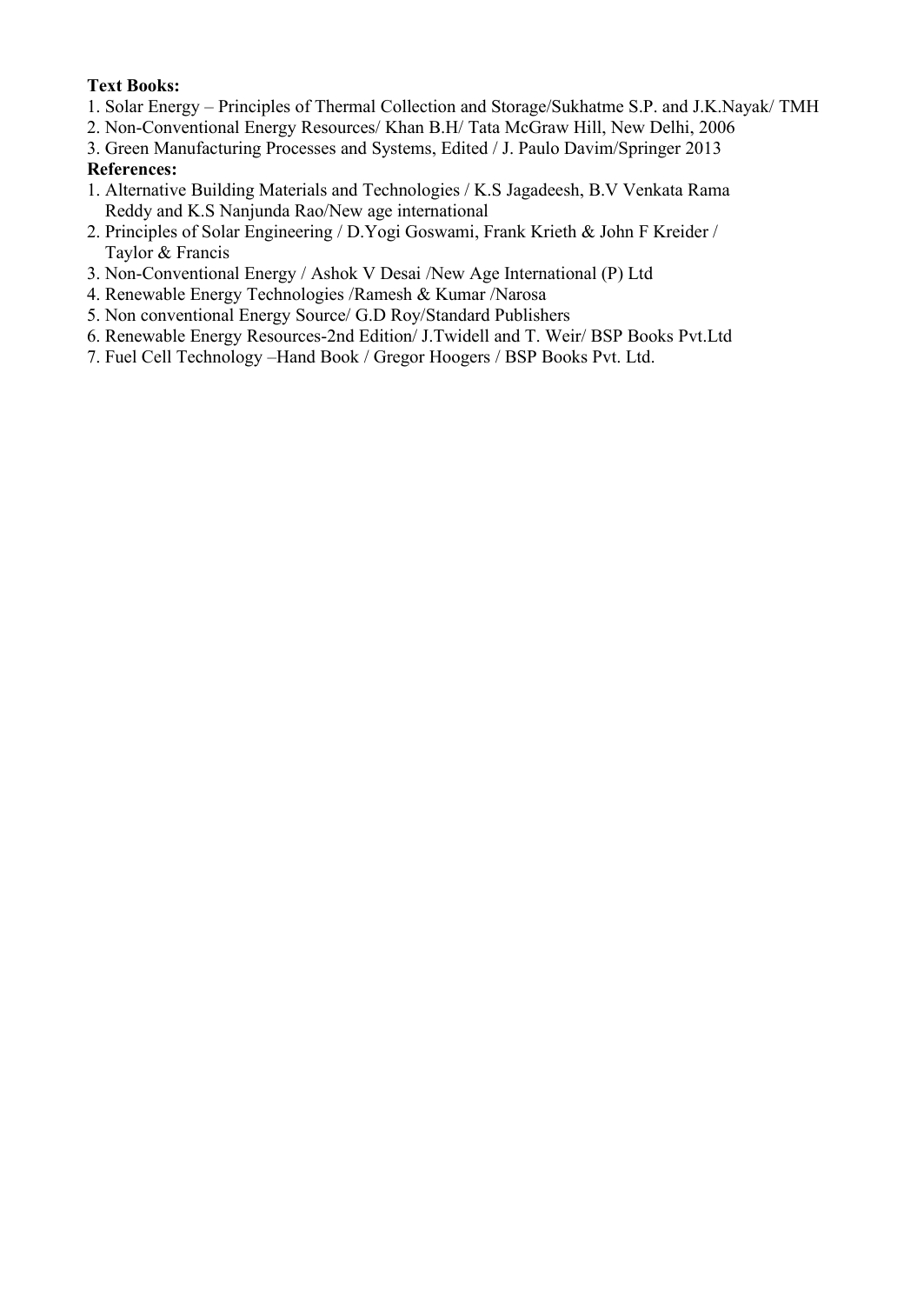**Text Books:**

1. Solar Energy – Principles of Thermal Collection and Storage/Sukhatme S.P. and J.K.Nayak/ TMH
2. Non-Conventional Energy Resources/ Khan B.H/ Tata McGraw Hill, New Delhi, 2006
3. Green Manufacturing Processes and Systems, Edited / J. Paulo Davim/Springer 2013

**References:**

1. Alternative Building Materials and Technologies / K.S Jagadeesh, B.V Venkata Rama Reddy and K.S Nanjunda Rao/New age international
2. Principles of Solar Engineering / D.Yogi Goswami, Frank Krieth & John F Kreider / Taylor & Francis
3. Non-Conventional Energy / Ashok V Desai /New Age International (P) Ltd
4. Renewable Energy Technologies /Ramesh & Kumar /Narosa
5. Non conventional Energy Source/ G.D Roy/Standard Publishers
6. Renewable Energy Resources-2nd Edition/ J.Twidell and T. Weir/ BSP Books Pvt.Ltd
7. Fuel Cell Technology –Hand Book / Gregor Hoogers / BSP Books Pvt. Ltd.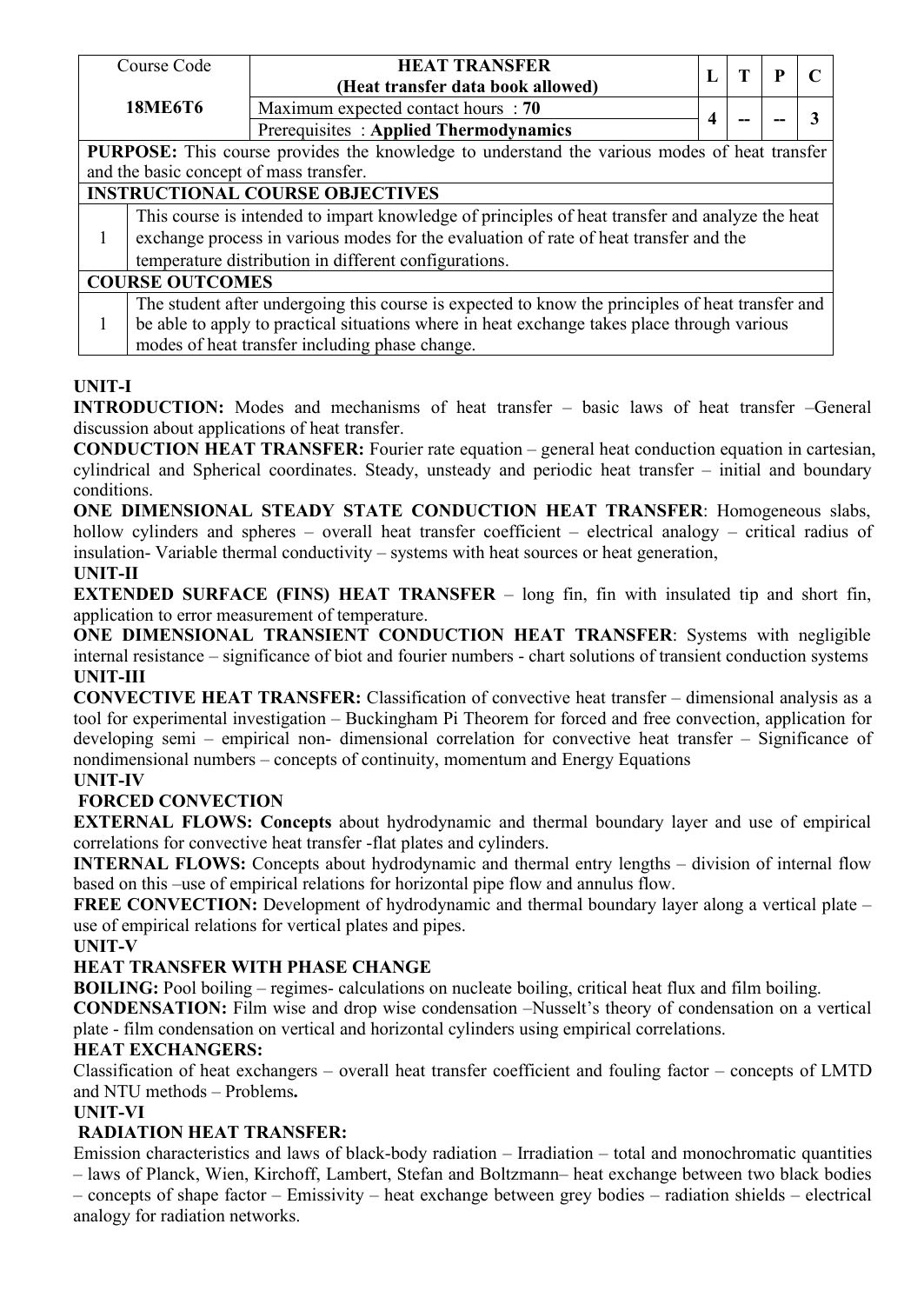| Course Code | HEAT TRANSFER (Heat transfer data book allowed) | L | T | P | C |
|---|---|---|---|---|---|
| 18ME6T6 | Maximum expected contact hours : 70 | 4 | -- | -- | 3 |
| | Prerequisites : Applied Thermodynamics | | | | |

**PURPOSE:** This course provides the knowledge to understand the various modes of heat transfer and the basic concept of mass transfer.

**INSTRUCTIONAL COURSE OBJECTIVES**

| | |
|---|---|
| 1 | This course is intended to impart knowledge of principles of heat transfer and analyze the heat exchange process in various modes for the evaluation of rate of heat transfer and the temperature distribution in different configurations. |

**COURSE OUTCOMES**

| | |
|---|---|
| 1 | The student after undergoing this course is expected to know the principles of heat transfer and be able to apply to practical situations where in heat exchange takes place through various modes of heat transfer including phase change. |

**UNIT-I**

**INTRODUCTION:** Modes and mechanisms of heat transfer – basic laws of heat transfer –General discussion about applications of heat transfer.

**CONDUCTION HEAT TRANSFER:** Fourier rate equation – general heat conduction equation in cartesian, cylindrical and Spherical coordinates. Steady, unsteady and periodic heat transfer – initial and boundary conditions.

**ONE DIMENSIONAL STEADY STATE CONDUCTION HEAT TRANSFER**: Homogeneous slabs, hollow cylinders and spheres – overall heat transfer coefficient – electrical analogy – critical radius of insulation- Variable thermal conductivity – systems with heat sources or heat generation,

**UNIT-II**

**EXTENDED SURFACE (FINS) HEAT TRANSFER** – long fin, fin with insulated tip and short fin, application to error measurement of temperature.

**ONE DIMENSIONAL TRANSIENT CONDUCTION HEAT TRANSFER**: Systems with negligible internal resistance – significance of biot and fourier numbers - chart solutions of transient conduction systems

**UNIT-III**

**CONVECTIVE HEAT TRANSFER:** Classification of convective heat transfer – dimensional analysis as a tool for experimental investigation – Buckingham Pi Theorem for forced and free convection, application for developing semi – empirical non- dimensional correlation for convective heat transfer – Significance of nondimensional numbers – concepts of continuity, momentum and Energy Equations

**UNIT-IV**

**FORCED CONVECTION**

**EXTERNAL FLOWS: Concepts** about hydrodynamic and thermal boundary layer and use of empirical correlations for convective heat transfer -flat plates and cylinders.

**INTERNAL FLOWS:** Concepts about hydrodynamic and thermal entry lengths – division of internal flow based on this –use of empirical relations for horizontal pipe flow and annulus flow.

**FREE CONVECTION:** Development of hydrodynamic and thermal boundary layer along a vertical plate – use of empirical relations for vertical plates and pipes.

**UNIT-V**

**HEAT TRANSFER WITH PHASE CHANGE**

**BOILING:** Pool boiling – regimes- calculations on nucleate boiling, critical heat flux and film boiling.

**CONDENSATION:** Film wise and drop wise condensation –Nusselt's theory of condensation on a vertical plate - film condensation on vertical and horizontal cylinders using empirical correlations.

**HEAT EXCHANGERS:**

Classification of heat exchangers – overall heat transfer coefficient and fouling factor – concepts of LMTD and NTU methods – Problems**.**

**UNIT-VI**

**RADIATION HEAT TRANSFER:**

Emission characteristics and laws of black-body radiation – Irradiation – total and monochromatic quantities – laws of Planck, Wien, Kirchoff, Lambert, Stefan and Boltzmann– heat exchange between two black bodies – concepts of shape factor – Emissivity – heat exchange between grey bodies – radiation shields – electrical analogy for radiation networks.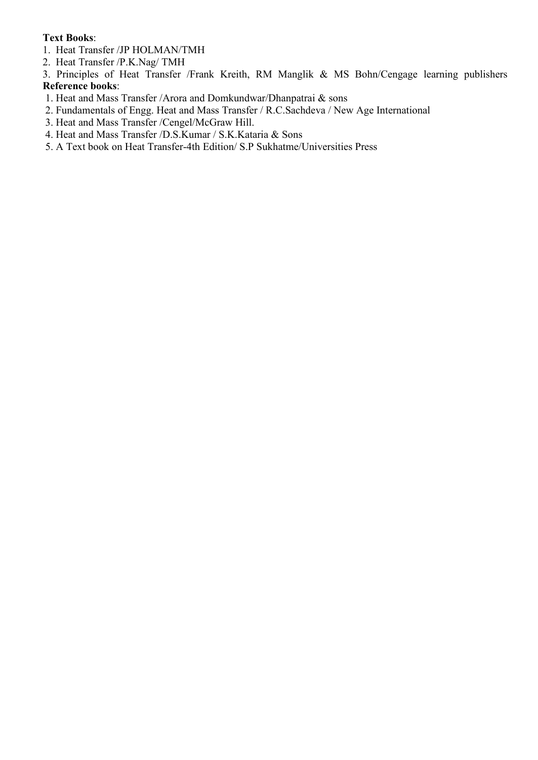**Text Books**:

1. Heat Transfer /JP HOLMAN/TMH
2. Heat Transfer /P.K.Nag/ TMH
3. Principles of Heat Transfer /Frank Kreith, RM Manglik & MS Bohn/Cengage learning publishers

**Reference books**:

1. Heat and Mass Transfer /Arora and Domkundwar/Dhanpatrai & sons
2. Fundamentals of Engg. Heat and Mass Transfer / R.C.Sachdeva / New Age International
3. Heat and Mass Transfer /Cengel/McGraw Hill.
4. Heat and Mass Transfer /D.S.Kumar / S.K.Kataria & Sons
5. A Text book on Heat Transfer-4th Edition/ S.P Sukhatme/Universities Press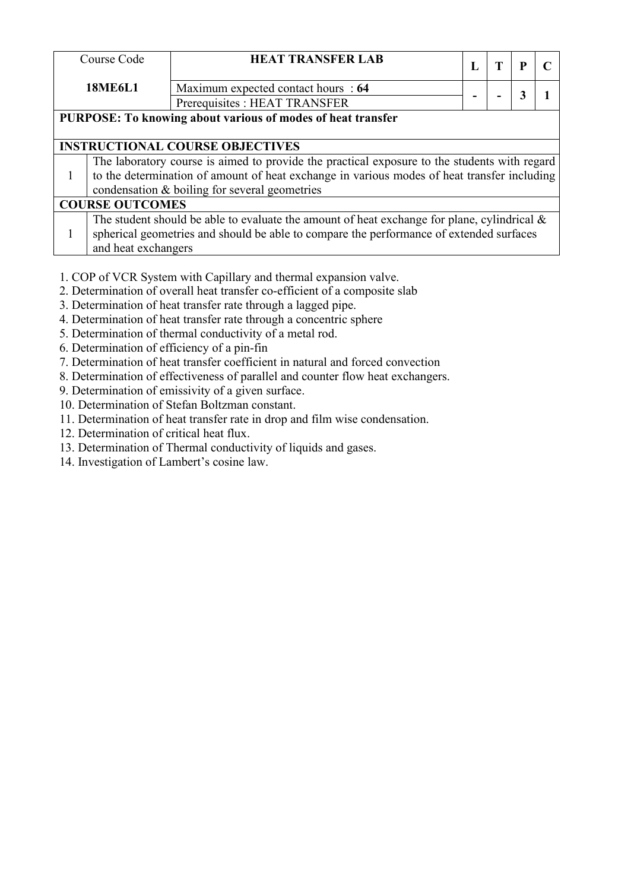| Course Code | HEAT TRANSFER LAB | L | T | P | C |
|---|---|---|---|---|---|
| **18ME6L1** | Maximum expected contact hours : **64** | - | - | 3 | 1 |
| | Prerequisites : HEAT TRANSFER | | | | |

| **PURPOSE: To knowing about various of modes of heat transfer** | |
|---|---|
| **INSTRUCTIONAL COURSE OBJECTIVES** | |
| 1 | The laboratory course is aimed to provide the practical exposure to the students with regard to the determination of amount of heat exchange in various modes of heat transfer including condensation & boiling for several geometries |
| **COURSE OUTCOMES** | |
| 1 | The student should be able to evaluate the amount of heat exchange for plane, cylindrical & spherical geometries and should be able to compare the performance of extended surfaces and heat exchangers |

1. COP of VCR System with Capillary and thermal expansion valve.
2. Determination of overall heat transfer co-efficient of a composite slab
3. Determination of heat transfer rate through a lagged pipe.
4. Determination of heat transfer rate through a concentric sphere
5. Determination of thermal conductivity of a metal rod.
6. Determination of efficiency of a pin-fin
7. Determination of heat transfer coefficient in natural and forced convection
8. Determination of effectiveness of parallel and counter flow heat exchangers.
9. Determination of emissivity of a given surface.
10. Determination of Stefan Boltzman constant.
11. Determination of heat transfer rate in drop and film wise condensation.
12. Determination of critical heat flux.
13. Determination of Thermal conductivity of liquids and gases.
14. Investigation of Lambert's cosine law.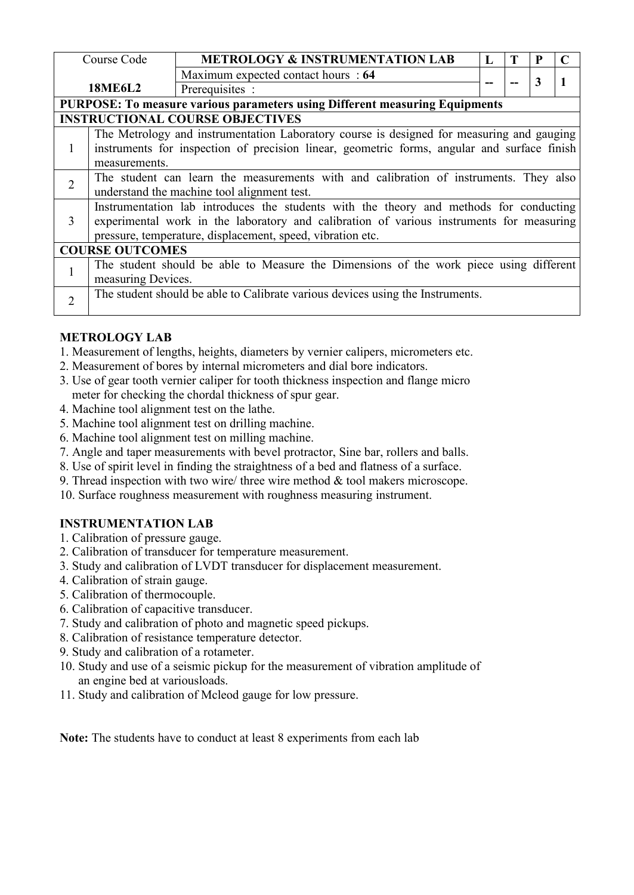| Course Code | METROLOGY & INSTRUMENTATION LAB | L | T | P | C |
|---|---|---|---|---|---|
| 18ME6L2 | Maximum expected contact hours : 64 | -- | -- | 3 | 1 |
| | Prerequisites : | | | | |
| **PURPOSE: To measure various parameters using Different measuring Equipments** | | | | | |
| **INSTRUCTIONAL COURSE OBJECTIVES** | | | | | |
| 1 | The Metrology and instrumentation Laboratory course is designed for measuring and gauging instruments for inspection of precision linear, geometric forms, angular and surface finish measurements. | | | | |
| 2 | The student can learn the measurements with and calibration of instruments. They also understand the machine tool alignment test. | | | | |
| 3 | Instrumentation lab introduces the students with the theory and methods for conducting experimental work in the laboratory and calibration of various instruments for measuring pressure, temperature, displacement, speed, vibration etc. | | | | |
| **COURSE OUTCOMES** | | | | | |
| 1 | The student should be able to Measure the Dimensions of the work piece using different measuring Devices. | | | | |
| 2 | The student should be able to Calibrate various devices using the Instruments. | | | | |

**METROLOGY LAB**

1. Measurement of lengths, heights, diameters by vernier calipers, micrometers etc.
2. Measurement of bores by internal micrometers and dial bore indicators.
3. Use of gear tooth vernier caliper for tooth thickness inspection and flange micro meter for checking the chordal thickness of spur gear.
4. Machine tool alignment test on the lathe.
5. Machine tool alignment test on drilling machine.
6. Machine tool alignment test on milling machine.
7. Angle and taper measurements with bevel protractor, Sine bar, rollers and balls.
8. Use of spirit level in finding the straightness of a bed and flatness of a surface.
9. Thread inspection with two wire/ three wire method & tool makers microscope.
10. Surface roughness measurement with roughness measuring instrument.

**INSTRUMENTATION LAB**

1. Calibration of pressure gauge.
2. Calibration of transducer for temperature measurement.
3. Study and calibration of LVDT transducer for displacement measurement.
4. Calibration of strain gauge.
5. Calibration of thermocouple.
6. Calibration of capacitive transducer.
7. Study and calibration of photo and magnetic speed pickups.
8. Calibration of resistance temperature detector.
9. Study and calibration of a rotameter.
10. Study and use of a seismic pickup for the measurement of vibration amplitude of an engine bed at variousloads.
11. Study and calibration of Mcleod gauge for low pressure.

**Note:** The students have to conduct at least 8 experiments from each lab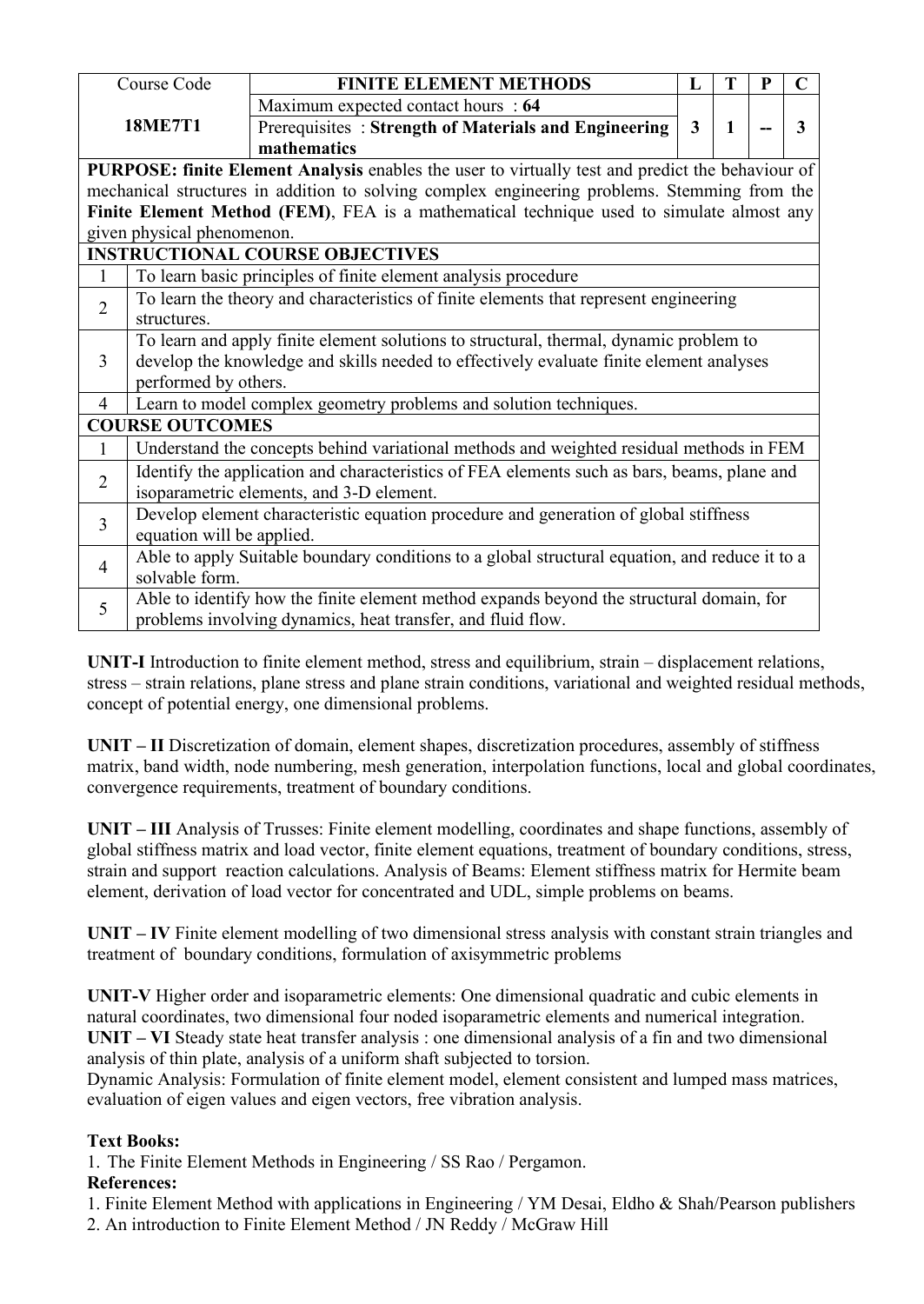| Course Code | FINITE ELEMENT METHODS | L | T | P | C |
|---|---|---|---|---|---|
| **18ME7T1** | Maximum expected contact hours : **64** | 3 | 1 | -- | 3 |
| | Prerequisites : **Strength of Materials and Engineering mathematics** | | | | |

**PURPOSE: finite Element Analysis** enables the user to virtually test and predict the behaviour of mechanical structures in addition to solving complex engineering problems. Stemming from the **Finite Element Method (FEM)**, FEA is a mathematical technique used to simulate almost any given physical phenomenon.

**INSTRUCTIONAL COURSE OBJECTIVES**

| | |
|---|---|
| 1 | To learn basic principles of finite element analysis procedure |
| 2 | To learn the theory and characteristics of finite elements that represent engineering structures. |
| 3 | To learn and apply finite element solutions to structural, thermal, dynamic problem to develop the knowledge and skills needed to effectively evaluate finite element analyses performed by others. |
| 4 | Learn to model complex geometry problems and solution techniques. |

**COURSE OUTCOMES**

| | |
|---|---|
| 1 | Understand the concepts behind variational methods and weighted residual methods in FEM |
| 2 | Identify the application and characteristics of FEA elements such as bars, beams, plane and isoparametric elements, and 3-D element. |
| 3 | Develop element characteristic equation procedure and generation of global stiffness equation will be applied. |
| 4 | Able to apply Suitable boundary conditions to a global structural equation, and reduce it to a solvable form. |
| 5 | Able to identify how the finite element method expands beyond the structural domain, for problems involving dynamics, heat transfer, and fluid flow. |

**UNIT-I** Introduction to finite element method, stress and equilibrium, strain – displacement relations, stress – strain relations, plane stress and plane strain conditions, variational and weighted residual methods, concept of potential energy, one dimensional problems.

**UNIT – II** Discretization of domain, element shapes, discretization procedures, assembly of stiffness matrix, band width, node numbering, mesh generation, interpolation functions, local and global coordinates, convergence requirements, treatment of boundary conditions.

**UNIT – III** Analysis of Trusses: Finite element modelling, coordinates and shape functions, assembly of global stiffness matrix and load vector, finite element equations, treatment of boundary conditions, stress, strain and support reaction calculations. Analysis of Beams: Element stiffness matrix for Hermite beam element, derivation of load vector for concentrated and UDL, simple problems on beams.

**UNIT – IV** Finite element modelling of two dimensional stress analysis with constant strain triangles and treatment of boundary conditions, formulation of axisymmetric problems

**UNIT-V** Higher order and isoparametric elements: One dimensional quadratic and cubic elements in natural coordinates, two dimensional four noded isoparametric elements and numerical integration.

**UNIT – VI** Steady state heat transfer analysis : one dimensional analysis of a fin and two dimensional analysis of thin plate, analysis of a uniform shaft subjected to torsion.

Dynamic Analysis: Formulation of finite element model, element consistent and lumped mass matrices, evaluation of eigen values and eigen vectors, free vibration analysis.

**Text Books:**

1. The Finite Element Methods in Engineering / SS Rao / Pergamon.

**References:**

1. Finite Element Method with applications in Engineering / YM Desai, Eldho & Shah/Pearson publishers
2. An introduction to Finite Element Method / JN Reddy / McGraw Hill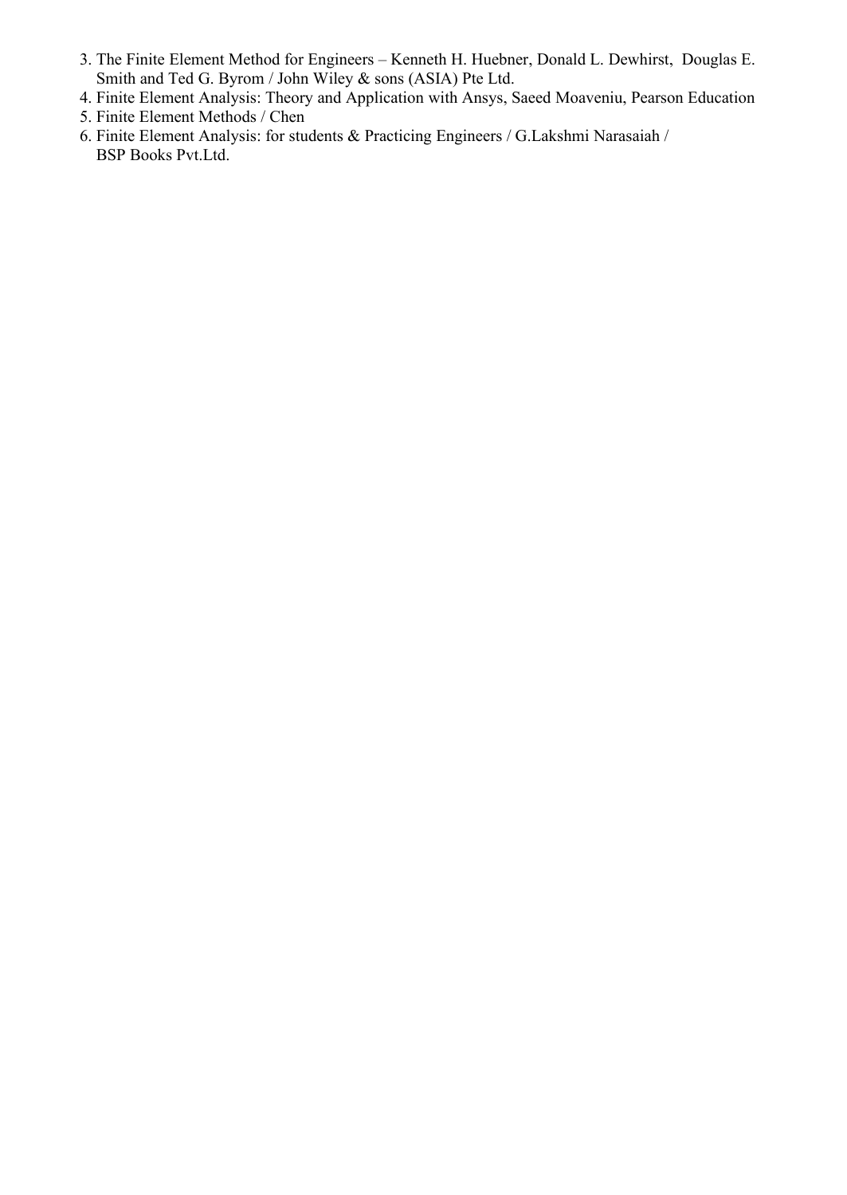3. The Finite Element Method for Engineers – Kenneth H. Huebner, Donald L. Dewhirst, Douglas E. Smith and Ted G. Byrom / John Wiley & sons (ASIA) Pte Ltd.
4. Finite Element Analysis: Theory and Application with Ansys, Saeed Moaveniu, Pearson Education
5. Finite Element Methods / Chen
6. Finite Element Analysis: for students & Practicing Engineers / G.Lakshmi Narasaiah / BSP Books Pvt.Ltd.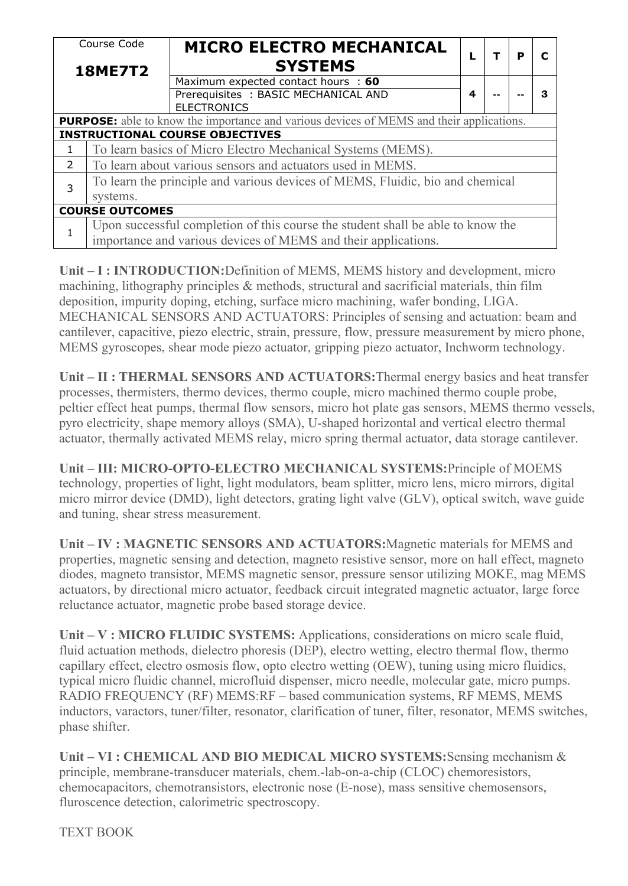| Course Code **18ME7T2** | **MICRO ELECTRO MECHANICAL SYSTEMS** | L | T | P | C |
|---|---|---|---|---|---|
| | Maximum expected contact hours : **60** Prerequisites : BASIC MECHANICAL AND ELECTRONICS | 4 | -- | -- | 3 |
| **PURPOSE:** able to know the importance and various devices of MEMS and their applications. | | | | | |
| **INSTRUCTIONAL COURSE OBJECTIVES** | | | | | |
| 1 | To learn basics of Micro Electro Mechanical Systems (MEMS). | | | | |
| 2 | To learn about various sensors and actuators used in MEMS. | | | | |
| 3 | To learn the principle and various devices of MEMS, Fluidic, bio and chemical systems. | | | | |
| **COURSE OUTCOMES** | | | | | |
| 1 | Upon successful completion of this course the student shall be able to know the importance and various devices of MEMS and their applications. | | | | |

**Unit – I : INTRODUCTION:**Definition of MEMS, MEMS history and development, micro machining, lithography principles & methods, structural and sacrificial materials, thin film deposition, impurity doping, etching, surface micro machining, wafer bonding, LIGA. MECHANICAL SENSORS AND ACTUATORS: Principles of sensing and actuation: beam and cantilever, capacitive, piezo electric, strain, pressure, flow, pressure measurement by micro phone, MEMS gyroscopes, shear mode piezo actuator, gripping piezo actuator, Inchworm technology.

**Unit – II : THERMAL SENSORS AND ACTUATORS:**Thermal energy basics and heat transfer processes, thermisters, thermo devices, thermo couple, micro machined thermo couple probe, peltier effect heat pumps, thermal flow sensors, micro hot plate gas sensors, MEMS thermo vessels, pyro electricity, shape memory alloys (SMA), U-shaped horizontal and vertical electro thermal actuator, thermally activated MEMS relay, micro spring thermal actuator, data storage cantilever.

**Unit – III: MICRO-OPTO-ELECTRO MECHANICAL SYSTEMS:**Principle of MOEMS technology, properties of light, light modulators, beam splitter, micro lens, micro mirrors, digital micro mirror device (DMD), light detectors, grating light valve (GLV), optical switch, wave guide and tuning, shear stress measurement.

**Unit – IV : MAGNETIC SENSORS AND ACTUATORS:**Magnetic materials for MEMS and properties, magnetic sensing and detection, magneto resistive sensor, more on hall effect, magneto diodes, magneto transistor, MEMS magnetic sensor, pressure sensor utilizing MOKE, mag MEMS actuators, by directional micro actuator, feedback circuit integrated magnetic actuator, large force reluctance actuator, magnetic probe based storage device.

**Unit – V : MICRO FLUIDIC SYSTEMS:** Applications, considerations on micro scale fluid, fluid actuation methods, dielectro phoresis (DEP), electro wetting, electro thermal flow, thermo capillary effect, electro osmosis flow, opto electro wetting (OEW), tuning using micro fluidics, typical micro fluidic channel, microfluid dispenser, micro needle, molecular gate, micro pumps. RADIO FREQUENCY (RF) MEMS:RF – based communication systems, RF MEMS, MEMS inductors, varactors, tuner/filter, resonator, clarification of tuner, filter, resonator, MEMS switches, phase shifter.

**Unit – VI : CHEMICAL AND BIO MEDICAL MICRO SYSTEMS:**Sensing mechanism & principle, membrane-transducer materials, chem.-lab-on-a-chip (CLOC) chemoresistors, chemocapacitors, chemotransistors, electronic nose (E-nose), mass sensitive chemosensors, fluroscence detection, calorimetric spectroscopy.

TEXT BOOK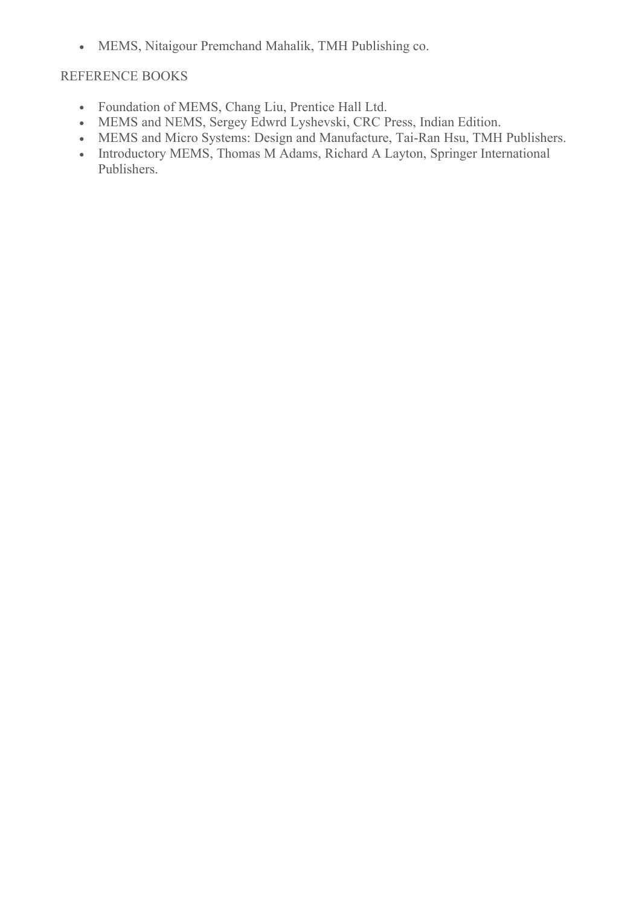- MEMS, Nitaigour Premchand Mahalik, TMH Publishing co.

REFERENCE BOOKS

- Foundation of MEMS, Chang Liu, Prentice Hall Ltd.
- MEMS and NEMS, Sergey Edwrd Lyshevski, CRC Press, Indian Edition.
- MEMS and Micro Systems: Design and Manufacture, Tai-Ran Hsu, TMH Publishers.
- Introductory MEMS, Thomas M Adams, Richard A Layton, Springer International Publishers.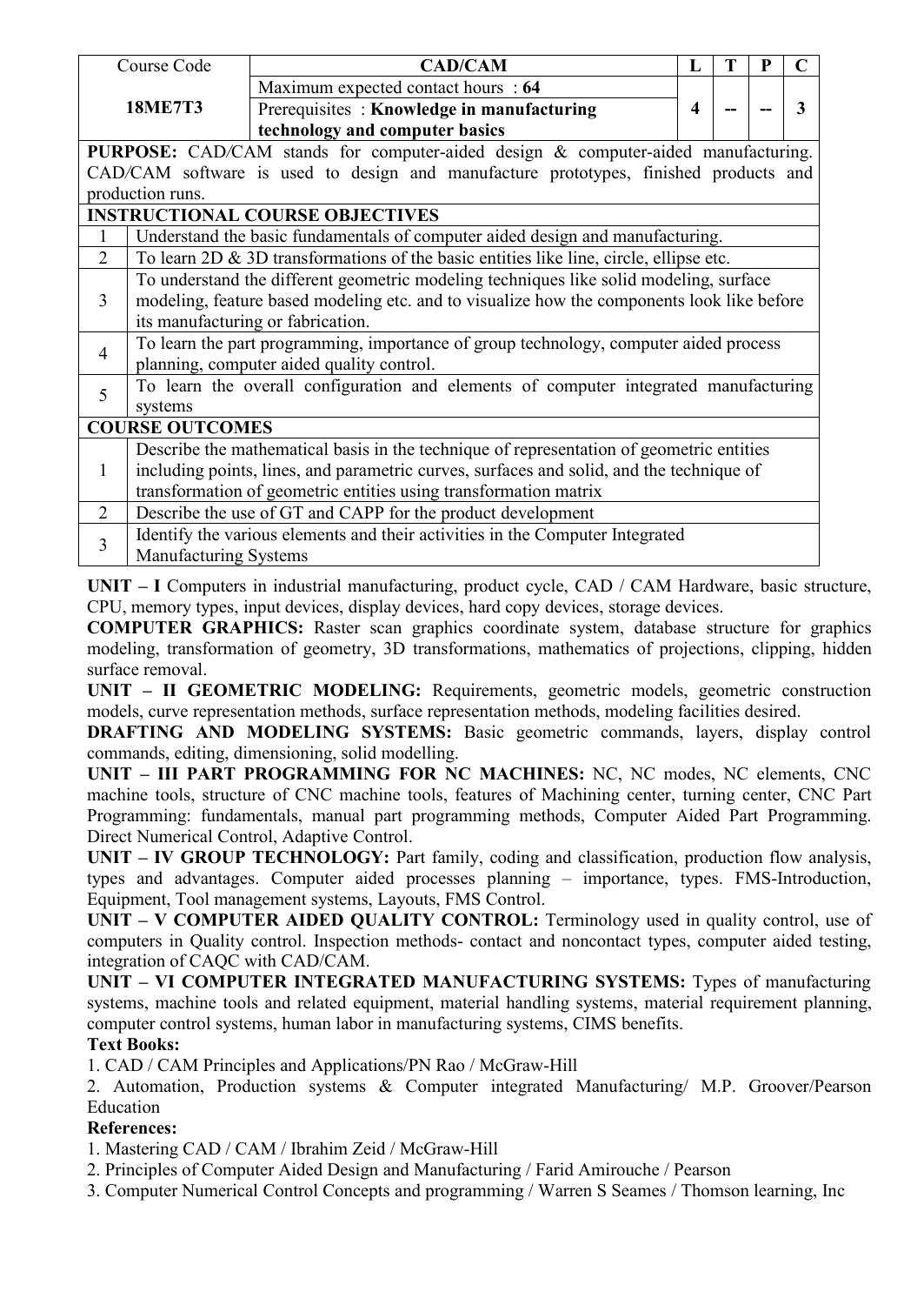| Course Code | CAD/CAM | L | T | P | C |
|---|---|---|---|---|---|
| **18ME7T3** | Maximum expected contact hours : **64** | 4 | -- | -- | 3 |
| | Prerequisites : **Knowledge in manufacturing technology and computer basics** | | | | |

**PURPOSE:** CAD/CAM stands for computer-aided design & computer-aided manufacturing. CAD/CAM software is used to design and manufacture prototypes, finished products and production runs.

**INSTRUCTIONAL COURSE OBJECTIVES**

| | |
|---|---|
| 1 | Understand the basic fundamentals of computer aided design and manufacturing. |
| 2 | To learn 2D & 3D transformations of the basic entities like line, circle, ellipse etc. |
| 3 | To understand the different geometric modeling techniques like solid modeling, surface modeling, feature based modeling etc. and to visualize how the components look like before its manufacturing or fabrication. |
| 4 | To learn the part programming, importance of group technology, computer aided process planning, computer aided quality control. |
| 5 | To learn the overall configuration and elements of computer integrated manufacturing systems |

**COURSE OUTCOMES**

| | |
|---|---|
| 1 | Describe the mathematical basis in the technique of representation of geometric entities including points, lines, and parametric curves, surfaces and solid, and the technique of transformation of geometric entities using transformation matrix |
| 2 | Describe the use of GT and CAPP for the product development |
| 3 | Identify the various elements and their activities in the Computer Integrated Manufacturing Systems |

**UNIT – I** Computers in industrial manufacturing, product cycle, CAD / CAM Hardware, basic structure, CPU, memory types, input devices, display devices, hard copy devices, storage devices.

**COMPUTER GRAPHICS:** Raster scan graphics coordinate system, database structure for graphics modeling, transformation of geometry, 3D transformations, mathematics of projections, clipping, hidden surface removal.

**UNIT – II GEOMETRIC MODELING:** Requirements, geometric models, geometric construction models, curve representation methods, surface representation methods, modeling facilities desired.

**DRAFTING AND MODELING SYSTEMS:** Basic geometric commands, layers, display control commands, editing, dimensioning, solid modelling.

**UNIT – III PART PROGRAMMING FOR NC MACHINES:** NC, NC modes, NC elements, CNC machine tools, structure of CNC machine tools, features of Machining center, turning center, CNC Part Programming: fundamentals, manual part programming methods, Computer Aided Part Programming. Direct Numerical Control, Adaptive Control.

**UNIT – IV GROUP TECHNOLOGY:** Part family, coding and classification, production flow analysis, types and advantages. Computer aided processes planning – importance, types. FMS-Introduction, Equipment, Tool management systems, Layouts, FMS Control.

**UNIT – V COMPUTER AIDED QUALITY CONTROL:** Terminology used in quality control, use of computers in Quality control. Inspection methods- contact and noncontact types, computer aided testing, integration of CAQC with CAD/CAM.

**UNIT – VI COMPUTER INTEGRATED MANUFACTURING SYSTEMS:** Types of manufacturing systems, machine tools and related equipment, material handling systems, material requirement planning, computer control systems, human labor in manufacturing systems, CIMS benefits.

**Text Books:**

1. CAD / CAM Principles and Applications/PN Rao / McGraw-Hill
2. Automation, Production systems & Computer integrated Manufacturing/ M.P. Groover/Pearson Education

**References:**

1. Mastering CAD / CAM / Ibrahim Zeid / McGraw-Hill
2. Principles of Computer Aided Design and Manufacturing / Farid Amirouche / Pearson
3. Computer Numerical Control Concepts and programming / Warren S Seames / Thomson learning, Inc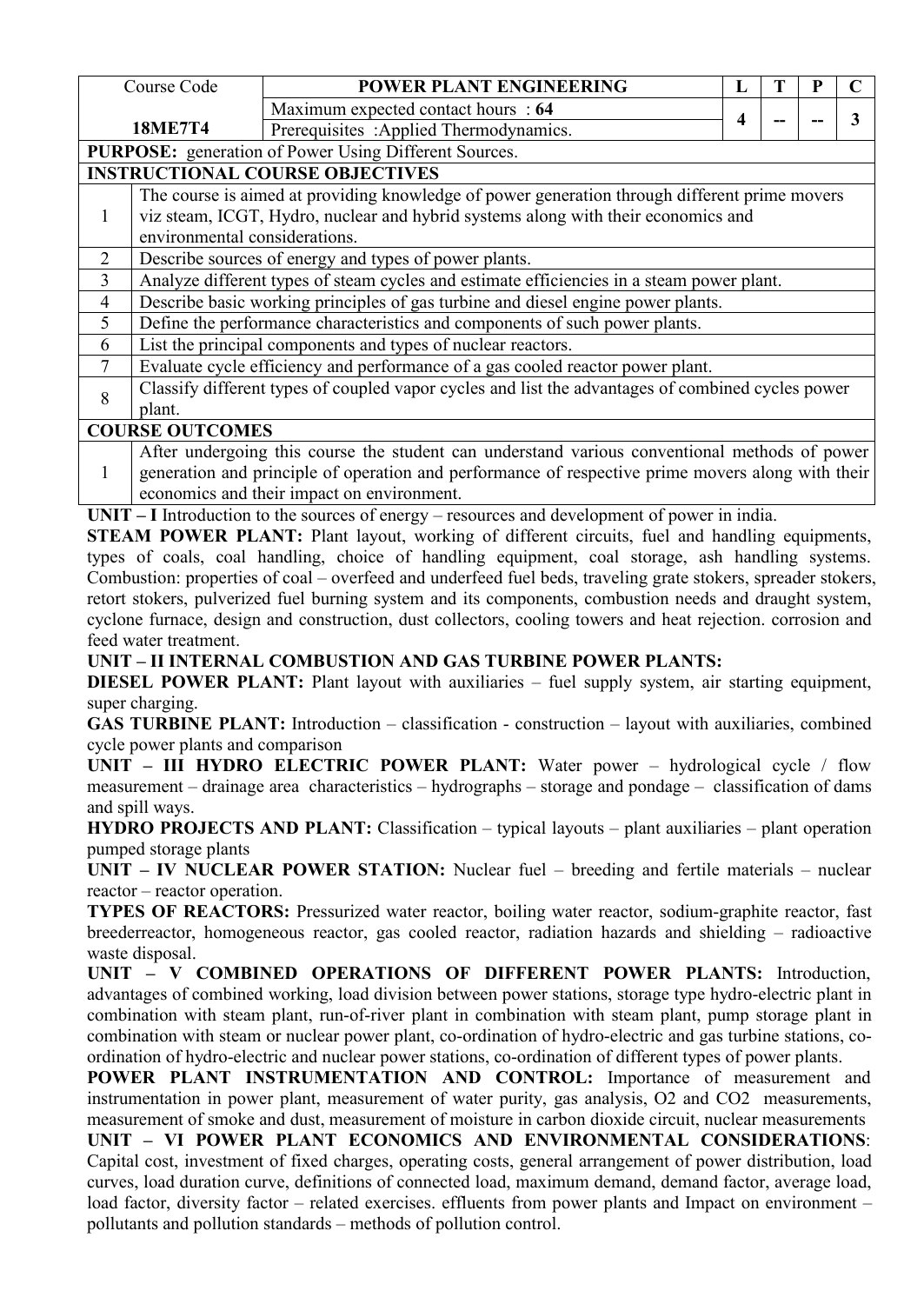| Course Code | POWER PLANT ENGINEERING | L | T | P | C |
|---|---|---|---|---|---|
| 18ME7T4 | Maximum expected contact hours : **64** | 4 | -- | -- | 3 |
| | Prerequisites :Applied Thermodynamics. | | | | |

**PURPOSE:** generation of Power Using Different Sources.

| INSTRUCTIONAL COURSE OBJECTIVES | |
|---|---|
| 1 | The course is aimed at providing knowledge of power generation through different prime movers viz steam, ICGT, Hydro, nuclear and hybrid systems along with their economics and environmental considerations. |
| 2 | Describe sources of energy and types of power plants. |
| 3 | Analyze different types of steam cycles and estimate efficiencies in a steam power plant. |
| 4 | Describe basic working principles of gas turbine and diesel engine power plants. |
| 5 | Define the performance characteristics and components of such power plants. |
| 6 | List the principal components and types of nuclear reactors. |
| 7 | Evaluate cycle efficiency and performance of a gas cooled reactor power plant. |
| 8 | Classify different types of coupled vapor cycles and list the advantages of combined cycles power plant. |

| COURSE OUTCOMES | |
|---|---|
| 1 | After undergoing this course the student can understand various conventional methods of power generation and principle of operation and performance of respective prime movers along with their economics and their impact on environment. |

**UNIT – I** Introduction to the sources of energy – resources and development of power in india.

**STEAM POWER PLANT:** Plant layout, working of different circuits, fuel and handling equipments, types of coals, coal handling, choice of handling equipment, coal storage, ash handling systems. Combustion: properties of coal – overfeed and underfeed fuel beds, traveling grate stokers, spreader stokers, retort stokers, pulverized fuel burning system and its components, combustion needs and draught system, cyclone furnace, design and construction, dust collectors, cooling towers and heat rejection. corrosion and feed water treatment.

**UNIT – II INTERNAL COMBUSTION AND GAS TURBINE POWER PLANTS:**

**DIESEL POWER PLANT:** Plant layout with auxiliaries – fuel supply system, air starting equipment, super charging.

**GAS TURBINE PLANT:** Introduction – classification - construction – layout with auxiliaries, combined cycle power plants and comparison

**UNIT – III HYDRO ELECTRIC POWER PLANT:** Water power – hydrological cycle / flow measurement – drainage area characteristics – hydrographs – storage and pondage – classification of dams and spill ways.

**HYDRO PROJECTS AND PLANT:** Classification – typical layouts – plant auxiliaries – plant operation pumped storage plants

**UNIT – IV NUCLEAR POWER STATION:** Nuclear fuel – breeding and fertile materials – nuclear reactor – reactor operation.

**TYPES OF REACTORS:** Pressurized water reactor, boiling water reactor, sodium-graphite reactor, fast breederreactor, homogeneous reactor, gas cooled reactor, radiation hazards and shielding – radioactive waste disposal.

**UNIT – V COMBINED OPERATIONS OF DIFFERENT POWER PLANTS:** Introduction, advantages of combined working, load division between power stations, storage type hydro-electric plant in combination with steam plant, run-of-river plant in combination with steam plant, pump storage plant in combination with steam or nuclear power plant, co-ordination of hydro-electric and gas turbine stations, co-ordination of hydro-electric and nuclear power stations, co-ordination of different types of power plants.

**POWER PLANT INSTRUMENTATION AND CONTROL:** Importance of measurement and instrumentation in power plant, measurement of water purity, gas analysis, $O_2$ and $CO_2$ measurements, measurement of smoke and dust, measurement of moisture in carbon dioxide circuit, nuclear measurements

**UNIT – VI POWER PLANT ECONOMICS AND ENVIRONMENTAL CONSIDERATIONS**: Capital cost, investment of fixed charges, operating costs, general arrangement of power distribution, load curves, load duration curve, definitions of connected load, maximum demand, demand factor, average load, load factor, diversity factor – related exercises. effluents from power plants and Impact on environment – pollutants and pollution standards – methods of pollution control.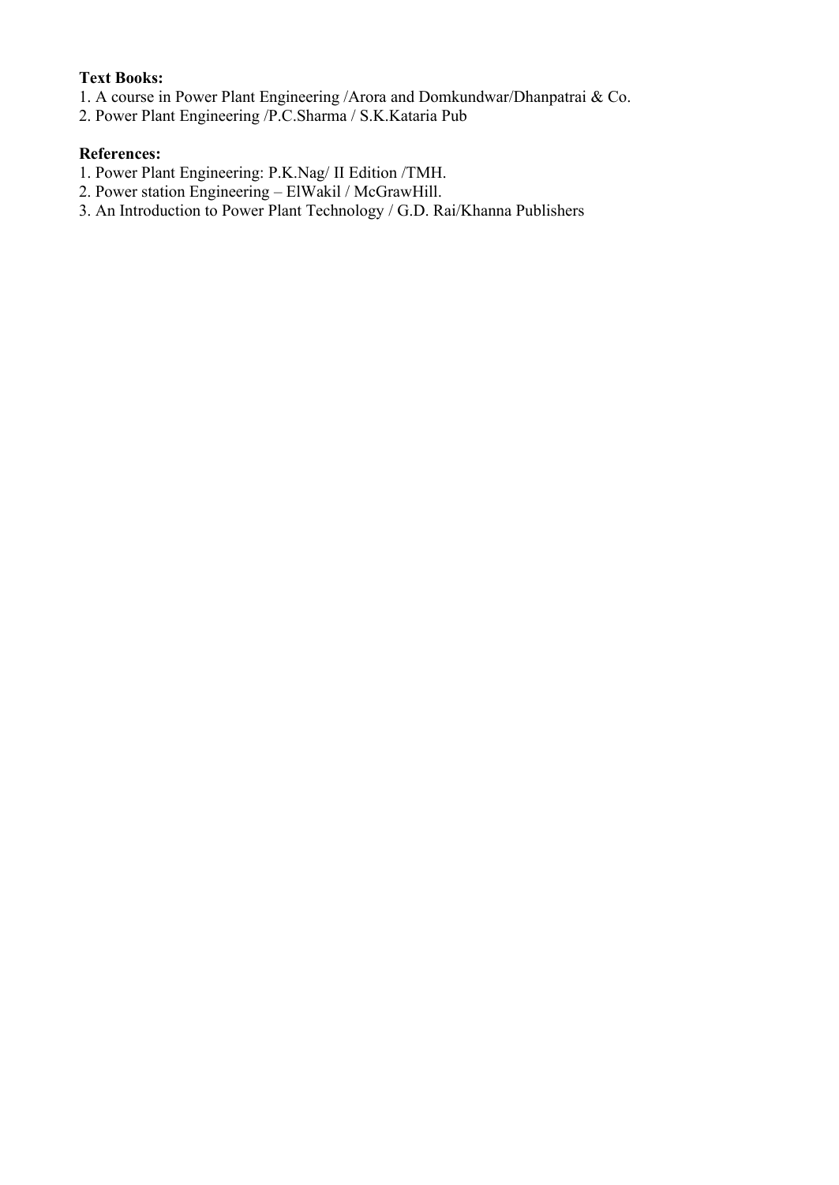**Text Books:**

1. A course in Power Plant Engineering /Arora and Domkundwar/Dhanpatrai & Co.
2. Power Plant Engineering /P.C.Sharma / S.K.Kataria Pub

**References:**

1. Power Plant Engineering: P.K.Nag/ II Edition /TMH.
2. Power station Engineering – ElWakil / McGrawHill.
3. An Introduction to Power Plant Technology / G.D. Rai/Khanna Publishers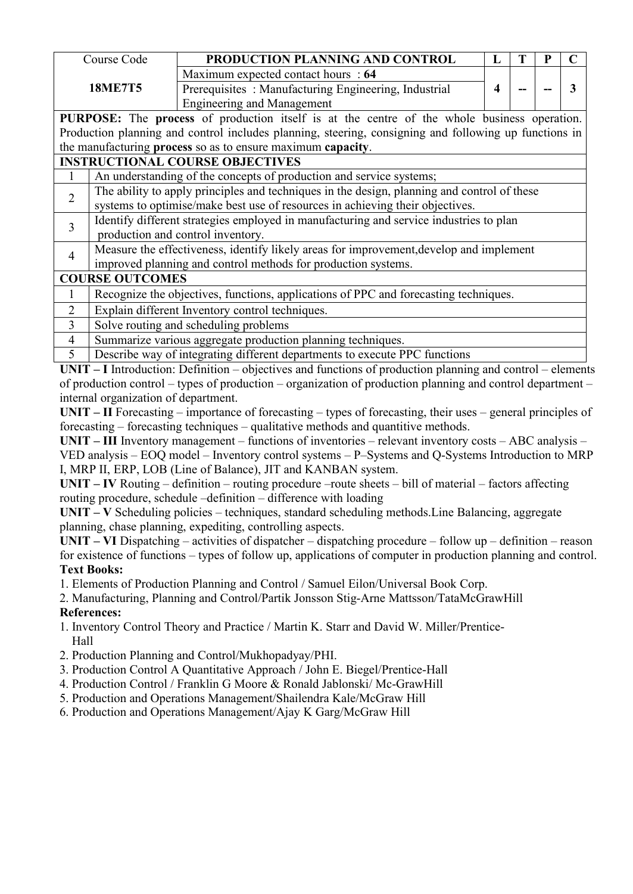| Course Code | PRODUCTION PLANNING AND CONTROL | L | T | P | C |
|---|---|---|---|---|---|
| **18ME7T5** | Maximum expected contact hours : **64**<br>Prerequisites : Manufacturing Engineering, Industrial Engineering and Management | **4** | **--** | **--** | **3** |

**PURPOSE:** The **process** of production itself is at the centre of the whole business operation. Production planning and control includes planning, steering, consigning and following up functions in the manufacturing **process** so as to ensure maximum **capacity**.

| **INSTRUCTIONAL COURSE OBJECTIVES** | |
|---|---|
| 1 | An understanding of the concepts of production and service systems; |
| 2 | The ability to apply principles and techniques in the design, planning and control of these systems to optimise/make best use of resources in achieving their objectives. |
| 3 | Identify different strategies employed in manufacturing and service industries to plan production and control inventory. |
| 4 | Measure the effectiveness, identify likely areas for improvement,develop and implement improved planning and control methods for production systems. |

| **COURSE OUTCOMES** | |
|---|---|
| 1 | Recognize the objectives, functions, applications of PPC and forecasting techniques. |
| 2 | Explain different Inventory control techniques. |
| 3 | Solve routing and scheduling problems |
| 4 | Summarize various aggregate production planning techniques. |
| 5 | Describe way of integrating different departments to execute PPC functions |

**UNIT – I** Introduction: Definition – objectives and functions of production planning and control – elements of production control – types of production – organization of production planning and control department – internal organization of department.

**UNIT – II** Forecasting – importance of forecasting – types of forecasting, their uses – general principles of forecasting – forecasting techniques – qualitative methods and quantitive methods.

**UNIT – III** Inventory management – functions of inventories – relevant inventory costs – ABC analysis – VED analysis – EOQ model – Inventory control systems – P–Systems and Q-Systems Introduction to MRP I, MRP II, ERP, LOB (Line of Balance), JIT and KANBAN system.

**UNIT – IV** Routing – definition – routing procedure –route sheets – bill of material – factors affecting routing procedure, schedule –definition – difference with loading

**UNIT – V** Scheduling policies – techniques, standard scheduling methods.Line Balancing, aggregate planning, chase planning, expediting, controlling aspects.

**UNIT – VI** Dispatching – activities of dispatcher – dispatching procedure – follow up – definition – reason for existence of functions – types of follow up, applications of computer in production planning and control.

**Text Books:**

1. Elements of Production Planning and Control / Samuel Eilon/Universal Book Corp.
2. Manufacturing, Planning and Control/Partik Jonsson Stig-Arne Mattsson/TataMcGrawHill

**References:**

1. Inventory Control Theory and Practice / Martin K. Starr and David W. Miller/Prentice-Hall
2. Production Planning and Control/Mukhopadyay/PHI.
3. Production Control A Quantitative Approach / John E. Biegel/Prentice-Hall
4. Production Control / Franklin G Moore & Ronald Jablonski/ Mc-GrawHill
5. Production and Operations Management/Shailendra Kale/McGraw Hill
6. Production and Operations Management/Ajay K Garg/McGraw Hill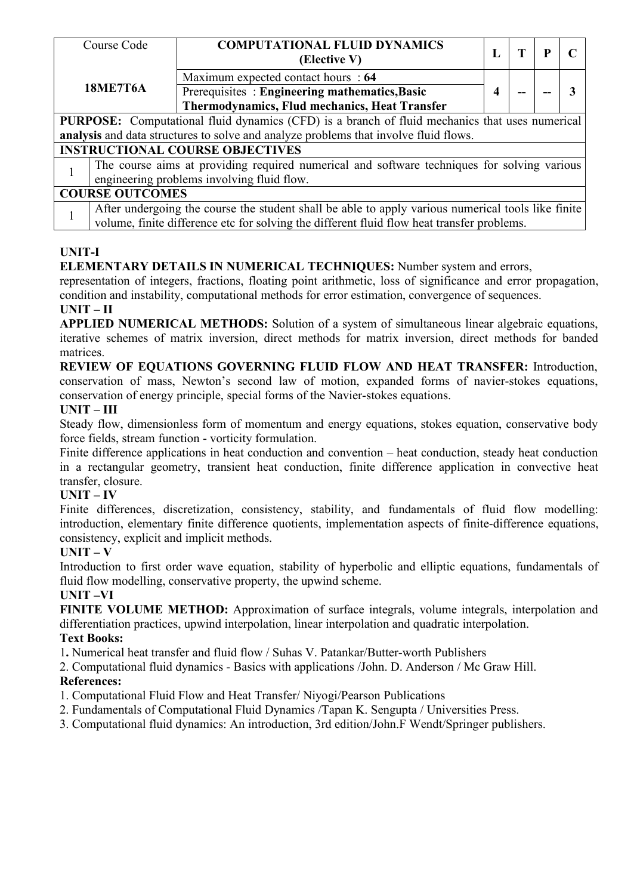| Course Code | COMPUTATIONAL FLUID DYNAMICS (Elective V) | L | T | P | C |
|---|---|---|---|---|---|
| **18ME7T6A** | Maximum expected contact hours : **64** | **4** | **--** | **--** | **3** |
| | Prerequisites : **Engineering mathematics,Basic Thermodynamics, Flud mechanics, Heat Transfer** | | | | |

**PURPOSE:** Computational fluid dynamics (CFD) is a branch of fluid mechanics that uses numerical **analysis** and data structures to solve and analyze problems that involve fluid flows.

**INSTRUCTIONAL COURSE OBJECTIVES**

| | |
|---|---|
| 1 | The course aims at providing required numerical and software techniques for solving various engineering problems involving fluid flow. |

**COURSE OUTCOMES**

| | |
|---|---|
| 1 | After undergoing the course the student shall be able to apply various numerical tools like finite volume, finite difference etc for solving the different fluid flow heat transfer problems. |

**UNIT-I**

**ELEMENTARY DETAILS IN NUMERICAL TECHNIQUES:** Number system and errors, representation of integers, fractions, floating point arithmetic, loss of significance and error propagation, condition and instability, computational methods for error estimation, convergence of sequences.

**UNIT – II**

**APPLIED NUMERICAL METHODS:** Solution of a system of simultaneous linear algebraic equations, iterative schemes of matrix inversion, direct methods for matrix inversion, direct methods for banded matrices.

**REVIEW OF EQUATIONS GOVERNING FLUID FLOW AND HEAT TRANSFER:** Introduction, conservation of mass, Newton's second law of motion, expanded forms of navier-stokes equations, conservation of energy principle, special forms of the Navier-stokes equations.

**UNIT – III**

Steady flow, dimensionless form of momentum and energy equations, stokes equation, conservative body force fields, stream function - vorticity formulation.

Finite difference applications in heat conduction and convention – heat conduction, steady heat conduction in a rectangular geometry, transient heat conduction, finite difference application in convective heat transfer, closure.

**UNIT – IV**

Finite differences, discretization, consistency, stability, and fundamentals of fluid flow modelling: introduction, elementary finite difference quotients, implementation aspects of finite-difference equations, consistency, explicit and implicit methods.

**UNIT – V**

Introduction to first order wave equation, stability of hyperbolic and elliptic equations, fundamentals of fluid flow modelling, conservative property, the upwind scheme.

**UNIT –VI**

**FINITE VOLUME METHOD:** Approximation of surface integrals, volume integrals, interpolation and differentiation practices, upwind interpolation, linear interpolation and quadratic interpolation.

**Text Books:**

1. Numerical heat transfer and fluid flow / Suhas V. Patankar/Butter-worth Publishers
2. Computational fluid dynamics - Basics with applications /John. D. Anderson / Mc Graw Hill.

**References:**

1. Computational Fluid Flow and Heat Transfer/ Niyogi/Pearson Publications
2. Fundamentals of Computational Fluid Dynamics /Tapan K. Sengupta / Universities Press.
3. Computational fluid dynamics: An introduction, 3rd edition/John.F Wendt/Springer publishers.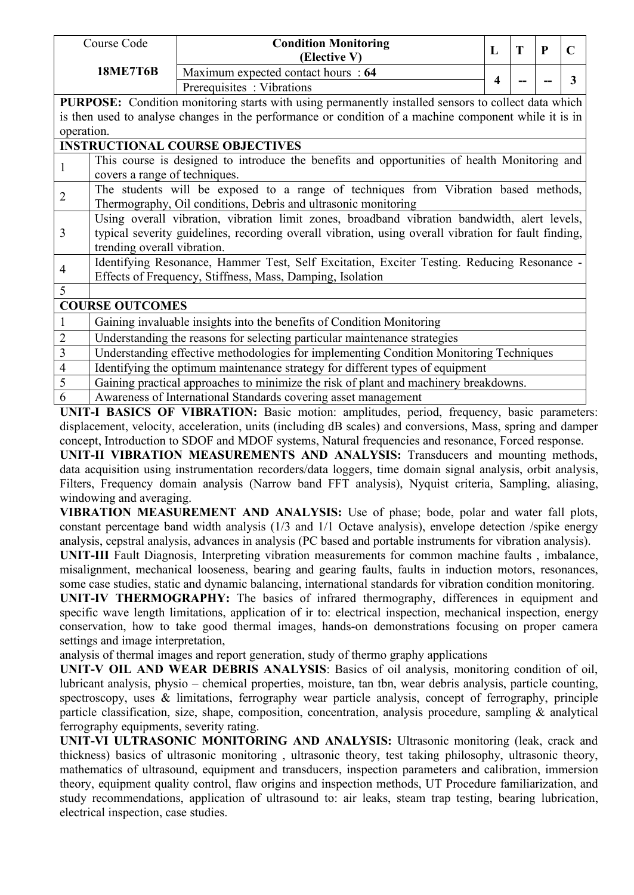| Course Code | Condition Monitoring (Elective V) | L | T | P | C |
|---|---|---|---|---|---|
| **18ME7T6B** | Maximum expected contact hours : **64** | **4** | -- | -- | **3** |
| | Prerequisites : Vibrations | | | | |

**PURPOSE:** Condition monitoring starts with using permanently installed sensors to collect data which is then used to analyse changes in the performance or condition of a machine component while it is in operation.

| **INSTRUCTIONAL COURSE OBJECTIVES** | |
|---|---|
| 1 | This course is designed to introduce the benefits and opportunities of health Monitoring and covers a range of techniques. |
| 2 | The students will be exposed to a range of techniques from Vibration based methods, Thermography, Oil conditions, Debris and ultrasonic monitoring |
| 3 | Using overall vibration, vibration limit zones, broadband vibration bandwidth, alert levels, typical severity guidelines, recording overall vibration, using overall vibration for fault finding, trending overall vibration. |
| 4 | Identifying Resonance, Hammer Test, Self Excitation, Exciter Testing. Reducing Resonance - Effects of Frequency, Stiffness, Mass, Damping, Isolation |
| 5 | |

| **COURSE OUTCOMES** | |
|---|---|
| 1 | Gaining invaluable insights into the benefits of Condition Monitoring |
| 2 | Understanding the reasons for selecting particular maintenance strategies |
| 3 | Understanding effective methodologies for implementing Condition Monitoring Techniques |
| 4 | Identifying the optimum maintenance strategy for different types of equipment |
| 5 | Gaining practical approaches to minimize the risk of plant and machinery breakdowns. |
| 6 | Awareness of International Standards covering asset management |

**UNIT-I BASICS OF VIBRATION:** Basic motion: amplitudes, period, frequency, basic parameters: displacement, velocity, acceleration, units (including dB scales) and conversions, Mass, spring and damper concept, Introduction to SDOF and MDOF systems, Natural frequencies and resonance, Forced response.

**UNIT-II VIBRATION MEASUREMENTS AND ANALYSIS:** Transducers and mounting methods, data acquisition using instrumentation recorders/data loggers, time domain signal analysis, orbit analysis, Filters, Frequency domain analysis (Narrow band FFT analysis), Nyquist criteria, Sampling, aliasing, windowing and averaging.

**VIBRATION MEASUREMENT AND ANALYSIS:** Use of phase; bode, polar and water fall plots, constant percentage band width analysis (1/3 and 1/1 Octave analysis), envelope detection /spike energy analysis, cepstral analysis, advances in analysis (PC based and portable instruments for vibration analysis).

**UNIT-III** Fault Diagnosis, Interpreting vibration measurements for common machine faults , imbalance, misalignment, mechanical looseness, bearing and gearing faults, faults in induction motors, resonances, some case studies, static and dynamic balancing, international standards for vibration condition monitoring.

**UNIT-IV THERMOGRAPHY:** The basics of infrared thermography, differences in equipment and specific wave length limitations, application of ir to: electrical inspection, mechanical inspection, energy conservation, how to take good thermal images, hands-on demonstrations focusing on proper camera settings and image interpretation,

analysis of thermal images and report generation, study of thermo graphy applications

**UNIT-V OIL AND WEAR DEBRIS ANALYSIS**: Basics of oil analysis, monitoring condition of oil, lubricant analysis, physio – chemical properties, moisture, tan tbn, wear debris analysis, particle counting, spectroscopy, uses & limitations, ferrography wear particle analysis, concept of ferrography, principle particle classification, size, shape, composition, concentration, analysis procedure, sampling & analytical ferrography equipments, severity rating.

**UNIT-VI ULTRASONIC MONITORING AND ANALYSIS:** Ultrasonic monitoring (leak, crack and thickness) basics of ultrasonic monitoring , ultrasonic theory, test taking philosophy, ultrasonic theory, mathematics of ultrasound, equipment and transducers, inspection parameters and calibration, immersion theory, equipment quality control, flaw origins and inspection methods, UT Procedure familiarization, and study recommendations, application of ultrasound to: air leaks, steam trap testing, bearing lubrication, electrical inspection, case studies.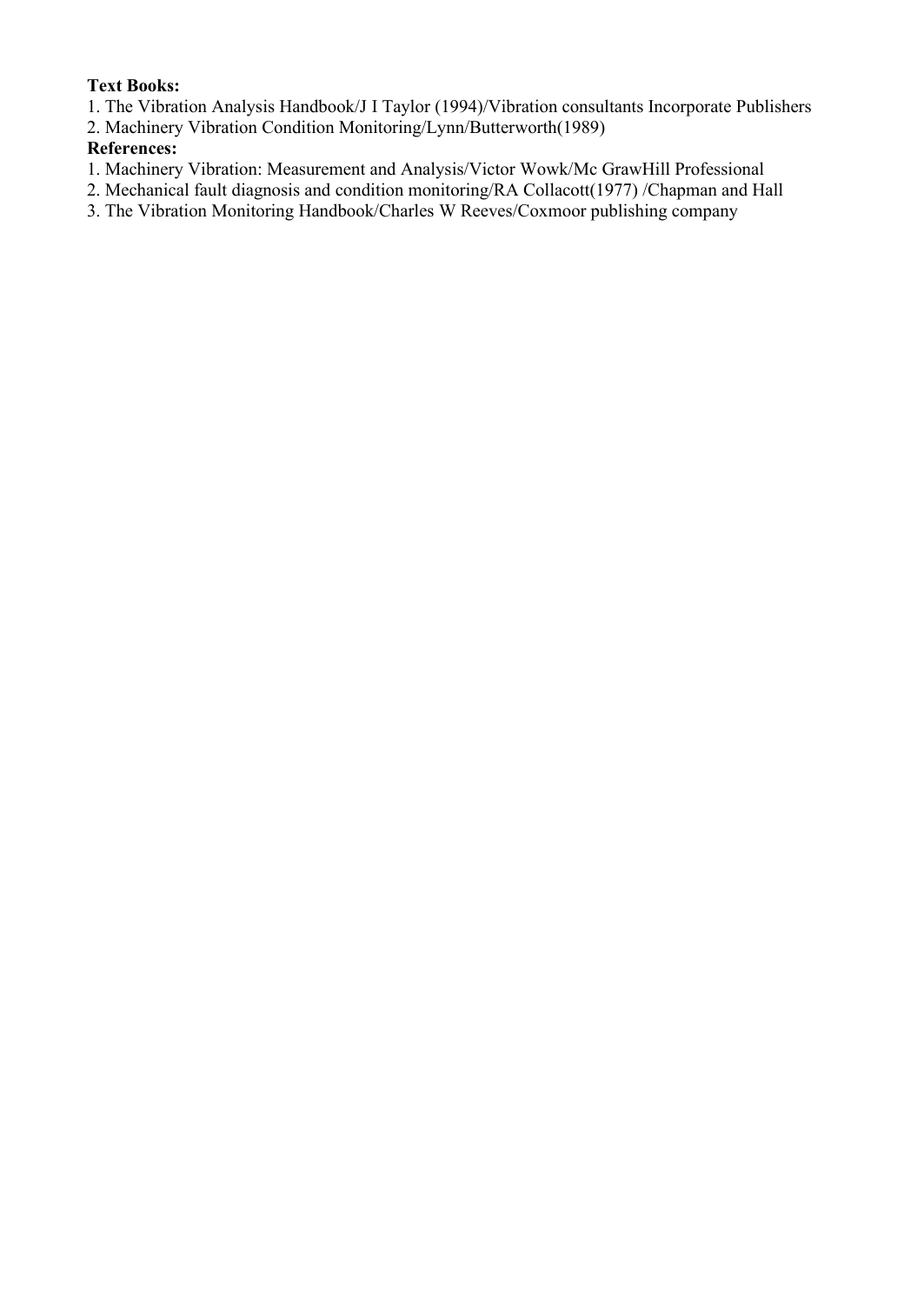**Text Books:**

1. The Vibration Analysis Handbook/J I Taylor (1994)/Vibration consultants Incorporate Publishers
2. Machinery Vibration Condition Monitoring/Lynn/Butterworth(1989)

**References:**

1. Machinery Vibration: Measurement and Analysis/Victor Wowk/Mc GrawHill Professional
2. Mechanical fault diagnosis and condition monitoring/RA Collacott(1977) /Chapman and Hall
3. The Vibration Monitoring Handbook/Charles W Reeves/Coxmoor publishing company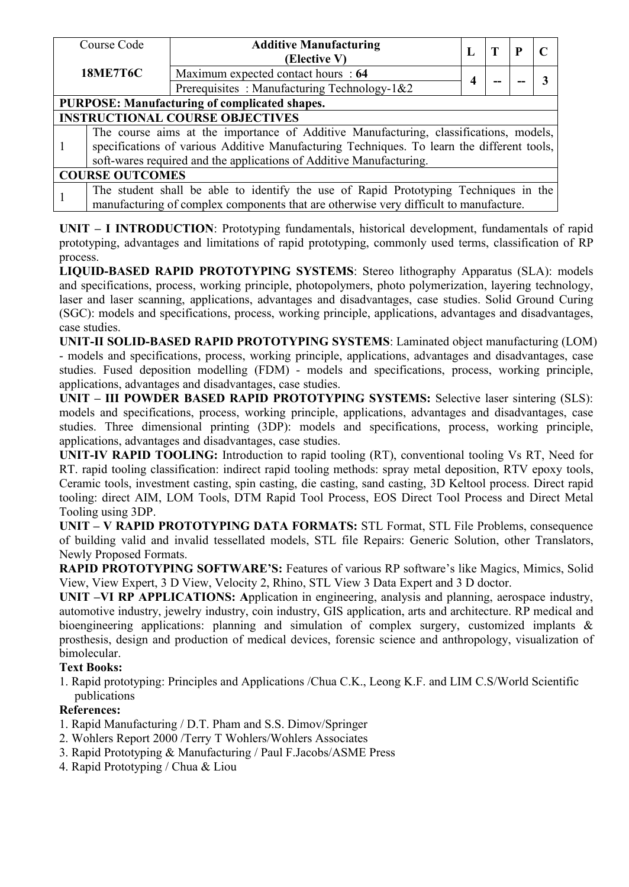| Course Code | Additive Manufacturing (Elective V) | L | T | P | C |
|---|---|---|---|---|---|
| 18ME7T6C | Maximum expected contact hours : **64** | 4 | -- | -- | 3 |
| | Prerequisites : Manufacturing Technology-1&2 | | | | |

**PURPOSE: Manufacturing of complicated shapes.**

**INSTRUCTIONAL COURSE OBJECTIVES**

| | |
|---|---|
| 1 | The course aims at the importance of Additive Manufacturing, classifications, models, specifications of various Additive Manufacturing Techniques. To learn the different tools, soft-wares required and the applications of Additive Manufacturing. |

**COURSE OUTCOMES**

| | |
|---|---|
| 1 | The student shall be able to identify the use of Rapid Prototyping Techniques in the manufacturing of complex components that are otherwise very difficult to manufacture. |

**UNIT – I INTRODUCTION**: Prototyping fundamentals, historical development, fundamentals of rapid prototyping, advantages and limitations of rapid prototyping, commonly used terms, classification of RP process.

**LIQUID-BASED RAPID PROTOTYPING SYSTEMS**: Stereo lithography Apparatus (SLA): models and specifications, process, working principle, photopolymers, photo polymerization, layering technology, laser and laser scanning, applications, advantages and disadvantages, case studies. Solid Ground Curing (SGC): models and specifications, process, working principle, applications, advantages and disadvantages, case studies.

**UNIT-II SOLID-BASED RAPID PROTOTYPING SYSTEMS**: Laminated object manufacturing (LOM) - models and specifications, process, working principle, applications, advantages and disadvantages, case studies. Fused deposition modelling (FDM) - models and specifications, process, working principle, applications, advantages and disadvantages, case studies.

**UNIT – III POWDER BASED RAPID PROTOTYPING SYSTEMS:** Selective laser sintering (SLS): models and specifications, process, working principle, applications, advantages and disadvantages, case studies. Three dimensional printing (3DP): models and specifications, process, working principle, applications, advantages and disadvantages, case studies.

**UNIT-IV RAPID TOOLING:** Introduction to rapid tooling (RT), conventional tooling Vs RT, Need for RT. rapid tooling classification: indirect rapid tooling methods: spray metal deposition, RTV epoxy tools, Ceramic tools, investment casting, spin casting, die casting, sand casting, 3D Keltool process. Direct rapid tooling: direct AIM, LOM Tools, DTM Rapid Tool Process, EOS Direct Tool Process and Direct Metal Tooling using 3DP.

**UNIT – V RAPID PROTOTYPING DATA FORMATS:** STL Format, STL File Problems, consequence of building valid and invalid tessellated models, STL file Repairs: Generic Solution, other Translators, Newly Proposed Formats.

**RAPID PROTOTYPING SOFTWARE'S:** Features of various RP software's like Magics, Mimics, Solid View, View Expert, 3 D View, Velocity 2, Rhino, STL View 3 Data Expert and 3 D doctor.

**UNIT –VI RP APPLICATIONS:** Application in engineering, analysis and planning, aerospace industry, automotive industry, jewelry industry, coin industry, GIS application, arts and architecture. RP medical and bioengineering applications: planning and simulation of complex surgery, customized implants & prosthesis, design and production of medical devices, forensic science and anthropology, visualization of bimolecular.

**Text Books:**

1. Rapid prototyping: Principles and Applications /Chua C.K., Leong K.F. and LIM C.S/World Scientific publications

**References:**

1. Rapid Manufacturing / D.T. Pham and S.S. Dimov/Springer
2. Wohlers Report 2000 /Terry T Wohlers/Wohlers Associates
3. Rapid Prototyping & Manufacturing / Paul F.Jacobs/ASME Press
4. Rapid Prototyping / Chua & Liou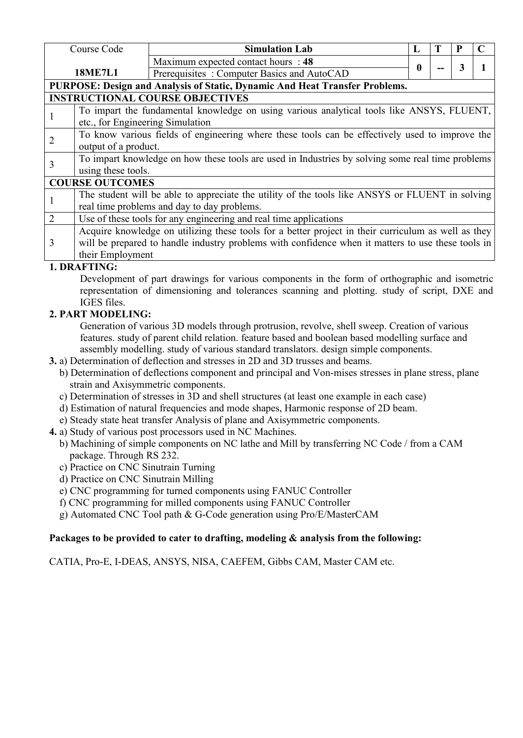| Course Code | Simulation Lab | L | T | P | C |
|---|---|---|---|---|---|
| 18ME7L1 | Maximum expected contact hours : **48** | 0 | -- | 3 | 1 |
| | Prerequisites : Computer Basics and AutoCAD | | | | |

**PURPOSE: Design and Analysis of Static, Dynamic And Heat Transfer Problems.**

**INSTRUCTIONAL COURSE OBJECTIVES**

| | |
|---|---|
| 1 | To impart the fundamental knowledge on using various analytical tools like ANSYS, FLUENT, etc., for Engineering Simulation |
| 2 | To know various fields of engineering where these tools can be effectively used to improve the output of a product. |
| 3 | To impart knowledge on how these tools are used in Industries by solving some real time problems using these tools. |

**COURSE OUTCOMES**

| | |
|---|---|
| 1 | The student will be able to appreciate the utility of the tools like ANSYS or FLUENT in solving real time problems and day to day problems. |
| 2 | Use of these tools for any engineering and real time applications |
| 3 | Acquire knowledge on utilizing these tools for a better project in their curriculum as well as they will be prepared to handle industry problems with confidence when it matters to use these tools in their Employment |

**1. DRAFTING:**

Development of part drawings for various components in the form of orthographic and isometric representation of dimensioning and tolerances scanning and plotting. study of script, DXE and IGES files.

**2. PART MODELING:**

Generation of various 3D models through protrusion, revolve, shell sweep. Creation of various features. study of parent child relation. feature based and boolean based modelling surface and assembly modelling. study of various standard translators. design simple components.

**3.** a) Determination of deflection and stresses in 2D and 3D trusses and beams.

b) Determination of deflections component and principal and Von-mises stresses in plane stress, plane strain and Axisymmetric components.

c) Determination of stresses in 3D and shell structures (at least one example in each case)

d) Estimation of natural frequencies and mode shapes, Harmonic response of 2D beam.

e) Steady state heat transfer Analysis of plane and Axisymmetric components.

**4.** a) Study of various post processors used in NC Machines.

b) Machining of simple components on NC lathe and Mill by transferring NC Code / from a CAM package. Through RS 232.

c) Practice on CNC Sinutrain Turning

d) Practice on CNC Sinutrain Milling

e) CNC programming for turned components using FANUC Controller

f) CNC programming for milled components using FANUC Controller

g) Automated CNC Tool path & G-Code generation using Pro/E/MasterCAM

**Packages to be provided to cater to drafting, modeling & analysis from the following:**

CATIA, Pro-E, I-DEAS, ANSYS, NISA, CAEFEM, Gibbs CAM, Master CAM etc.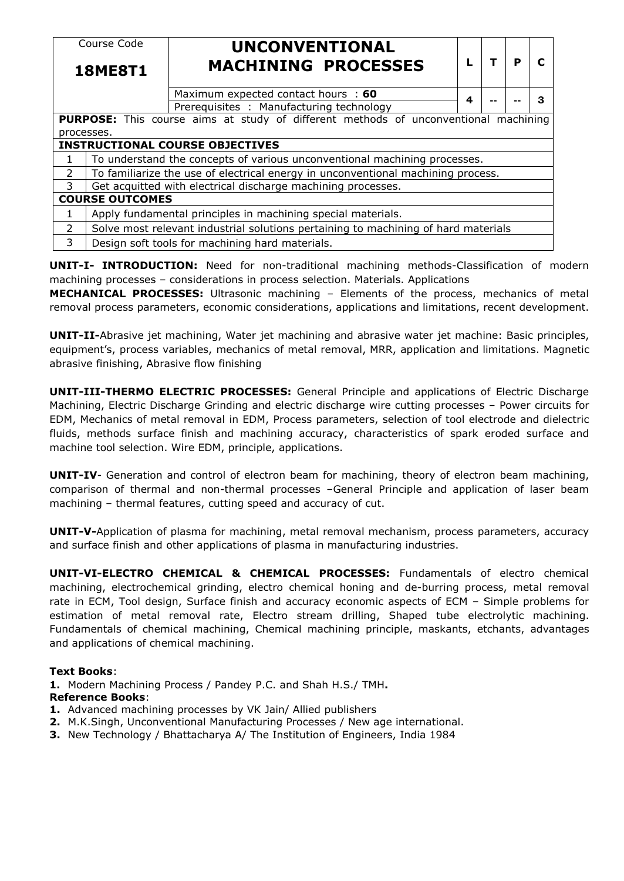| Course Code **18ME8T1** | **UNCONVENTIONAL MACHINING PROCESSES** | L | T | P | C |
|---|---|---|---|---|---|
| | Maximum expected contact hours : **60** | 4 | -- | -- | 3 |
| | Prerequisites : Manufacturing technology | | | | |

| | |
|---|---|
| **PURPOSE:** This course aims at study of different methods of unconventional machining processes. | |
| **INSTRUCTIONAL COURSE OBJECTIVES** | |
| 1 | To understand the concepts of various unconventional machining processes. |
| 2 | To familiarize the use of electrical energy in unconventional machining process. |
| 3 | Get acquitted with electrical discharge machining processes. |
| **COURSE OUTCOMES** | |
| 1 | Apply fundamental principles in machining special materials. |
| 2 | Solve most relevant industrial solutions pertaining to machining of hard materials |
| 3 | Design soft tools for machining hard materials. |

**UNIT-I- INTRODUCTION:** Need for non-traditional machining methods-Classification of modern machining processes – considerations in process selection. Materials. Applications

**MECHANICAL PROCESSES:** Ultrasonic machining – Elements of the process, mechanics of metal removal process parameters, economic considerations, applications and limitations, recent development.

**UNIT-II-**Abrasive jet machining, Water jet machining and abrasive water jet machine: Basic principles, equipment's, process variables, mechanics of metal removal, MRR, application and limitations. Magnetic abrasive finishing, Abrasive flow finishing

**UNIT-III-THERMO ELECTRIC PROCESSES:** General Principle and applications of Electric Discharge Machining, Electric Discharge Grinding and electric discharge wire cutting processes – Power circuits for EDM, Mechanics of metal removal in EDM, Process parameters, selection of tool electrode and dielectric fluids, methods surface finish and machining accuracy, characteristics of spark eroded surface and machine tool selection. Wire EDM, principle, applications.

**UNIT-IV**- Generation and control of electron beam for machining, theory of electron beam machining, comparison of thermal and non-thermal processes –General Principle and application of laser beam machining – thermal features, cutting speed and accuracy of cut.

**UNIT-V-**Application of plasma for machining, metal removal mechanism, process parameters, accuracy and surface finish and other applications of plasma in manufacturing industries.

**UNIT-VI-ELECTRO CHEMICAL & CHEMICAL PROCESSES:** Fundamentals of electro chemical machining, electrochemical grinding, electro chemical honing and de-burring process, metal removal rate in ECM, Tool design, Surface finish and accuracy economic aspects of ECM – Simple problems for estimation of metal removal rate, Electro stream drilling, Shaped tube electrolytic machining. Fundamentals of chemical machining, Chemical machining principle, maskants, etchants, advantages and applications of chemical machining.

**Text Books**:

**1.** Modern Machining Process / Pandey P.C. and Shah H.S./ TMH**.**

**Reference Books**:

**1.** Advanced machining processes by VK Jain/ Allied publishers

**2.** M.K.Singh, Unconventional Manufacturing Processes / New age international.

**3.** New Technology / Bhattacharya A/ The Institution of Engineers, India 1984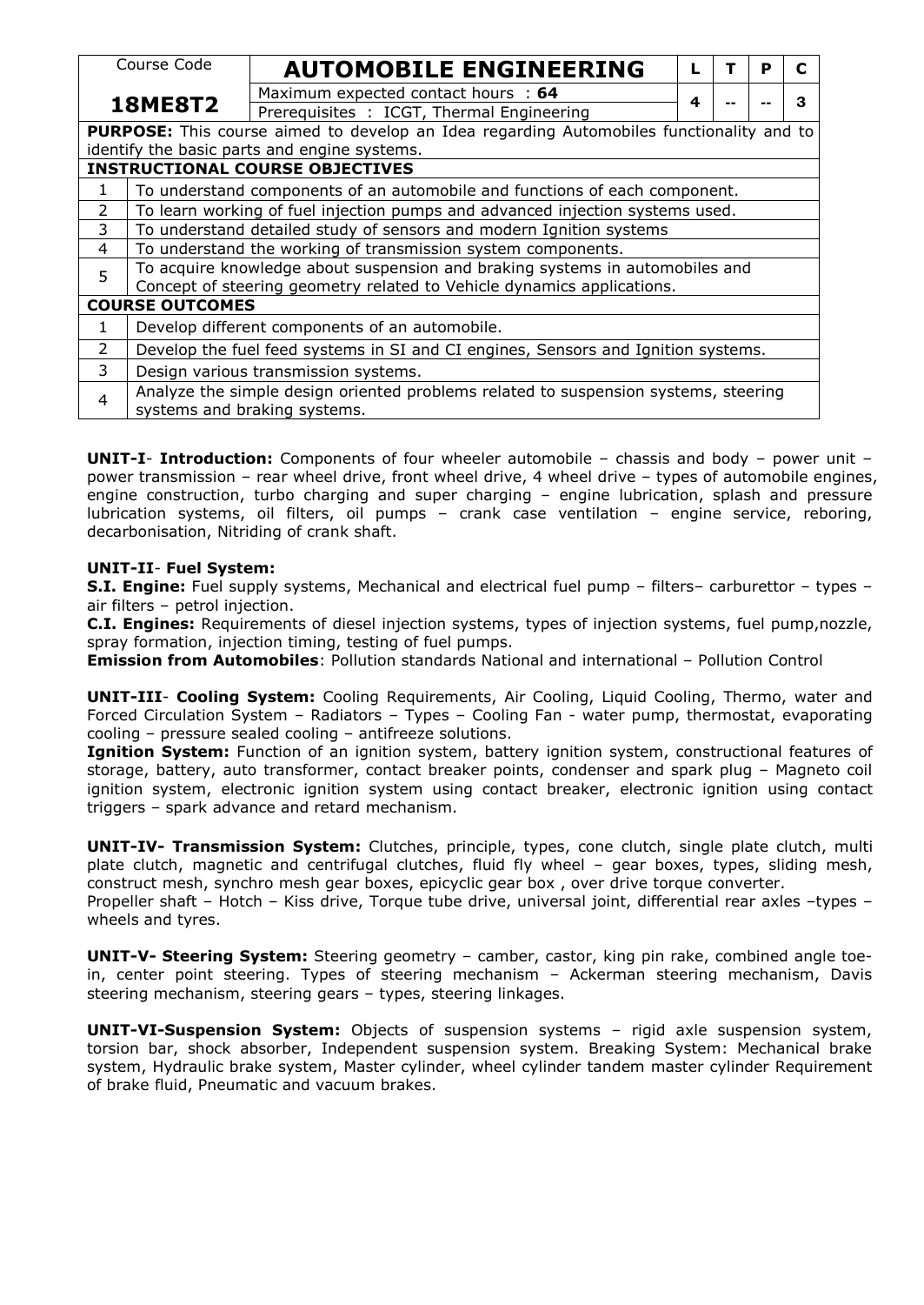| Course Code | AUTOMOBILE ENGINEERING | L | T | P | C |
|---|---|---|---|---|---|
| **18ME8T2** | Maximum expected contact hours : **64** | 4 | -- | -- | 3 |
| | Prerequisites : ICGT, Thermal Engineering | | | | |

**PURPOSE:** This course aimed to develop an Idea regarding Automobiles functionality and to identify the basic parts and engine systems.

| **INSTRUCTIONAL COURSE OBJECTIVES** | |
|---|---|
| 1 | To understand components of an automobile and functions of each component. |
| 2 | To learn working of fuel injection pumps and advanced injection systems used. |
| 3 | To understand detailed study of sensors and modern Ignition systems |
| 4 | To understand the working of transmission system components. |
| 5 | To acquire knowledge about suspension and braking systems in automobiles and Concept of steering geometry related to Vehicle dynamics applications. |

| **COURSE OUTCOMES** | |
|---|---|
| 1 | Develop different components of an automobile. |
| 2 | Develop the fuel feed systems in SI and CI engines, Sensors and Ignition systems. |
| 3 | Design various transmission systems. |
| 4 | Analyze the simple design oriented problems related to suspension systems, steering systems and braking systems. |

**UNIT-I**- **Introduction:** Components of four wheeler automobile – chassis and body – power unit – power transmission – rear wheel drive, front wheel drive, 4 wheel drive – types of automobile engines, engine construction, turbo charging and super charging – engine lubrication, splash and pressure lubrication systems, oil filters, oil pumps – crank case ventilation – engine service, reboring, decarbonisation, Nitriding of crank shaft.

**UNIT-II**- **Fuel System:**

**S.I. Engine:** Fuel supply systems, Mechanical and electrical fuel pump – filters– carburettor – types – air filters – petrol injection.

**C.I. Engines:** Requirements of diesel injection systems, types of injection systems, fuel pump,nozzle, spray formation, injection timing, testing of fuel pumps.

**Emission from Automobiles**: Pollution standards National and international – Pollution Control

**UNIT-III**- **Cooling System:** Cooling Requirements, Air Cooling, Liquid Cooling, Thermo, water and Forced Circulation System – Radiators – Types – Cooling Fan - water pump, thermostat, evaporating cooling – pressure sealed cooling – antifreeze solutions.

**Ignition System:** Function of an ignition system, battery ignition system, constructional features of storage, battery, auto transformer, contact breaker points, condenser and spark plug – Magneto coil ignition system, electronic ignition system using contact breaker, electronic ignition using contact triggers – spark advance and retard mechanism.

**UNIT-IV- Transmission System:** Clutches, principle, types, cone clutch, single plate clutch, multi plate clutch, magnetic and centrifugal clutches, fluid fly wheel – gear boxes, types, sliding mesh, construct mesh, synchro mesh gear boxes, epicyclic gear box , over drive torque converter.

Propeller shaft – Hotch – Kiss drive, Torque tube drive, universal joint, differential rear axles –types – wheels and tyres.

**UNIT-V- Steering System:** Steering geometry – camber, castor, king pin rake, combined angle toe-in, center point steering. Types of steering mechanism – Ackerman steering mechanism, Davis steering mechanism, steering gears – types, steering linkages.

**UNIT-VI-Suspension System:** Objects of suspension systems – rigid axle suspension system, torsion bar, shock absorber, Independent suspension system. Breaking System: Mechanical brake system, Hydraulic brake system, Master cylinder, wheel cylinder tandem master cylinder Requirement of brake fluid, Pneumatic and vacuum brakes.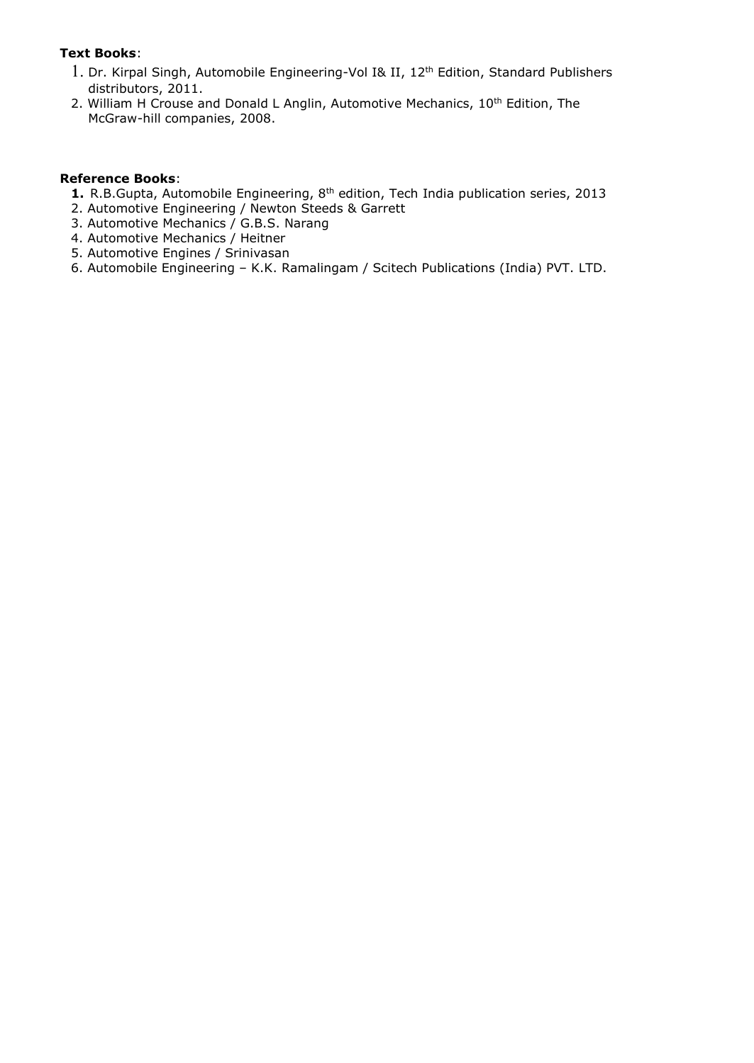**Text Books**:

1. Dr. Kirpal Singh, Automobile Engineering-Vol I& II, 12th Edition, Standard Publishers distributors, 2011.
2. William H Crouse and Donald L Anglin, Automotive Mechanics, 10th Edition, The McGraw-hill companies, 2008.

**Reference Books**:

1. R.B.Gupta, Automobile Engineering, 8th edition, Tech India publication series, 2013
2. Automotive Engineering / Newton Steeds & Garrett
3. Automotive Mechanics / G.B.S. Narang
4. Automotive Mechanics / Heitner
5. Automotive Engines / Srinivasan
6. Automobile Engineering – K.K. Ramalingam / Scitech Publications (India) PVT. LTD.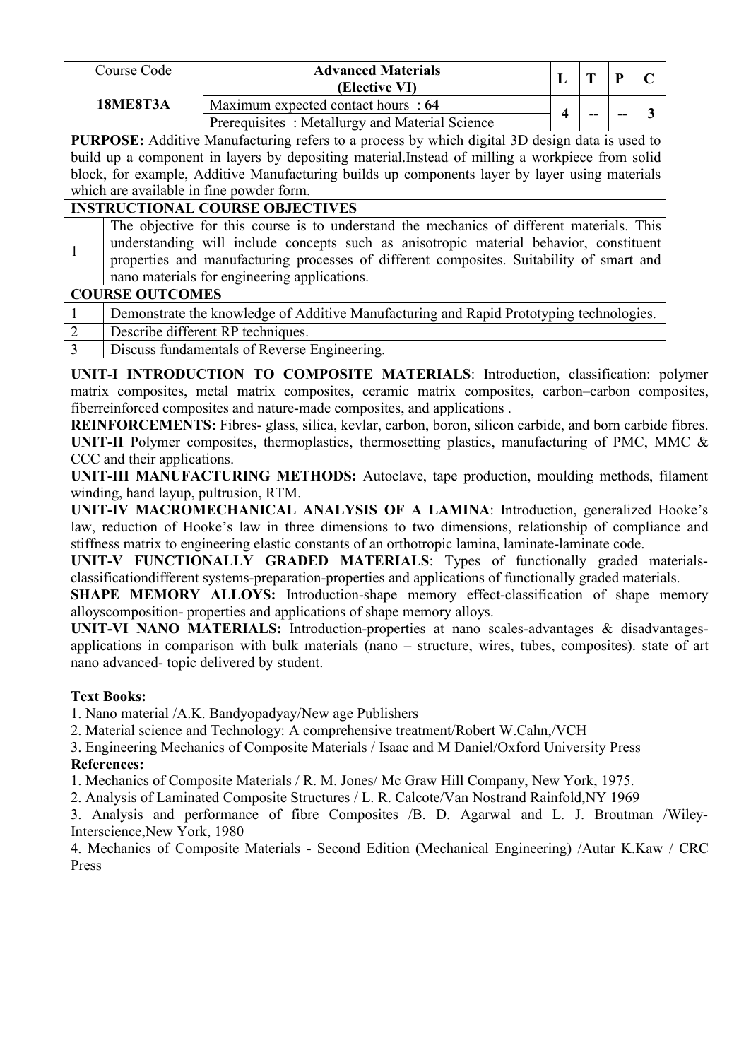| Course Code | Advanced Materials (Elective VI) | L | T | P | C |
|---|---|---|---|---|---|
| **18ME8T3A** | Maximum expected contact hours : **64** | **4** | -- | -- | **3** |
| | Prerequisites : Metallurgy and Material Science | | | | |

**PURPOSE:** Additive Manufacturing refers to a process by which digital 3D design data is used to build up a component in layers by depositing material.Instead of milling a workpiece from solid block, for example, Additive Manufacturing builds up components layer by layer using materials which are available in fine powder form.

**INSTRUCTIONAL COURSE OBJECTIVES**

| | |
|---|---|
| 1 | The objective for this course is to understand the mechanics of different materials. This understanding will include concepts such as anisotropic material behavior, constituent properties and manufacturing processes of different composites. Suitability of smart and nano materials for engineering applications. |

**COURSE OUTCOMES**

| | |
|---|---|
| 1 | Demonstrate the knowledge of Additive Manufacturing and Rapid Prototyping technologies. |
| 2 | Describe different RP techniques. |
| 3 | Discuss fundamentals of Reverse Engineering. |

**UNIT-I INTRODUCTION TO COMPOSITE MATERIALS**: Introduction, classification: polymer matrix composites, metal matrix composites, ceramic matrix composites, carbon–carbon composites, fiberreinforced composites and nature-made composites, and applications .

**REINFORCEMENTS:** Fibres- glass, silica, kevlar, carbon, boron, silicon carbide, and born carbide fibres.

**UNIT-II** Polymer composites, thermoplastics, thermosetting plastics, manufacturing of PMC, MMC & CCC and their applications.

**UNIT-III MANUFACTURING METHODS:** Autoclave, tape production, moulding methods, filament winding, hand layup, pultrusion, RTM.

**UNIT-IV MACROMECHANICAL ANALYSIS OF A LAMINA**: Introduction, generalized Hooke's law, reduction of Hooke's law in three dimensions to two dimensions, relationship of compliance and stiffness matrix to engineering elastic constants of an orthotropic lamina, laminate-laminate code.

**UNIT-V FUNCTIONALLY GRADED MATERIALS**: Types of functionally graded materials-classificationdifferent systems-preparation-properties and applications of functionally graded materials.

**SHAPE MEMORY ALLOYS:** Introduction-shape memory effect-classification of shape memory alloyscomposition- properties and applications of shape memory alloys.

**UNIT-VI NANO MATERIALS:** Introduction-properties at nano scales-advantages & disadvantages-applications in comparison with bulk materials (nano – structure, wires, tubes, composites). state of art nano advanced- topic delivered by student.

**Text Books:**

1. Nano material /A.K. Bandyopadyay/New age Publishers
2. Material science and Technology: A comprehensive treatment/Robert W.Cahn,/VCH
3. Engineering Mechanics of Composite Materials / Isaac and M Daniel/Oxford University Press

**References:**

1. Mechanics of Composite Materials / R. M. Jones/ Mc Graw Hill Company, New York, 1975.
2. Analysis of Laminated Composite Structures / L. R. Calcote/Van Nostrand Rainfold,NY 1969
3. Analysis and performance of fibre Composites /B. D. Agarwal and L. J. Broutman /Wiley-Interscience,New York, 1980
4. Mechanics of Composite Materials - Second Edition (Mechanical Engineering) /Autar K.Kaw / CRC Press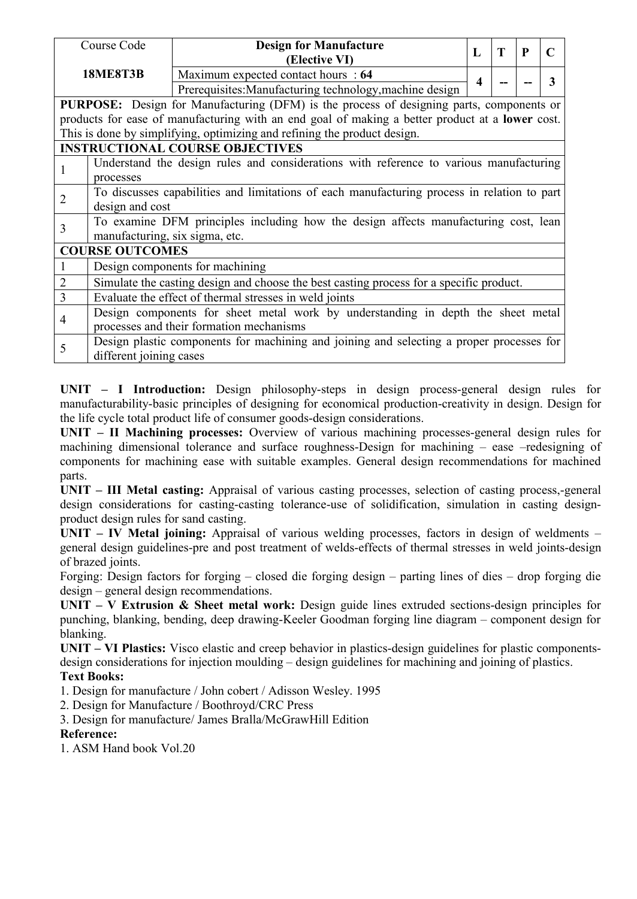| Course Code | Design for Manufacture (Elective VI) | L | T | P | C |
|---|---|---|---|---|---|
| **18ME8T3B** | Maximum expected contact hours : **64** | **4** | -- | -- | **3** |
| | Prerequisites:Manufacturing technology,machine design | | | | |

**PURPOSE:** Design for Manufacturing (DFM) is the process of designing parts, components or products for ease of manufacturing with an end goal of making a better product at a **lower** cost. This is done by simplifying, optimizing and refining the product design.

**INSTRUCTIONAL COURSE OBJECTIVES**

| | |
|---|---|
| 1 | Understand the design rules and considerations with reference to various manufacturing processes |
| 2 | To discusses capabilities and limitations of each manufacturing process in relation to part design and cost |
| 3 | To examine DFM principles including how the design affects manufacturing cost, lean manufacturing, six sigma, etc. |

**COURSE OUTCOMES**

| | |
|---|---|
| 1 | Design components for machining |
| 2 | Simulate the casting design and choose the best casting process for a specific product. |
| 3 | Evaluate the effect of thermal stresses in weld joints |
| 4 | Design components for sheet metal work by understanding in depth the sheet metal processes and their formation mechanisms |
| 5 | Design plastic components for machining and joining and selecting a proper processes for different joining cases |

**UNIT – I Introduction:** Design philosophy-steps in design process-general design rules for manufacturability-basic principles of designing for economical production-creativity in design. Design for the life cycle total product life of consumer goods-design considerations.

**UNIT – II Machining processes:** Overview of various machining processes-general design rules for machining dimensional tolerance and surface roughness-Design for machining – ease –redesigning of components for machining ease with suitable examples. General design recommendations for machined parts.

**UNIT – III Metal casting:** Appraisal of various casting processes, selection of casting process,-general design considerations for casting-casting tolerance-use of solidification, simulation in casting design-product design rules for sand casting.

**UNIT – IV Metal joining:** Appraisal of various welding processes, factors in design of weldments – general design guidelines-pre and post treatment of welds-effects of thermal stresses in weld joints-design of brazed joints.

Forging: Design factors for forging – closed die forging design – parting lines of dies – drop forging die design – general design recommendations.

**UNIT – V Extrusion & Sheet metal work:** Design guide lines extruded sections-design principles for punching, blanking, bending, deep drawing-Keeler Goodman forging line diagram – component design for blanking.

**UNIT – VI Plastics:** Visco elastic and creep behavior in plastics-design guidelines for plastic components-design considerations for injection moulding – design guidelines for machining and joining of plastics.

**Text Books:**

1. Design for manufacture / John cobert / Adisson Wesley. 1995
2. Design for Manufacture / Boothroyd/CRC Press
3. Design for manufacture/ James Bralla/McGrawHill Edition

**Reference:**

1. ASM Hand book Vol.20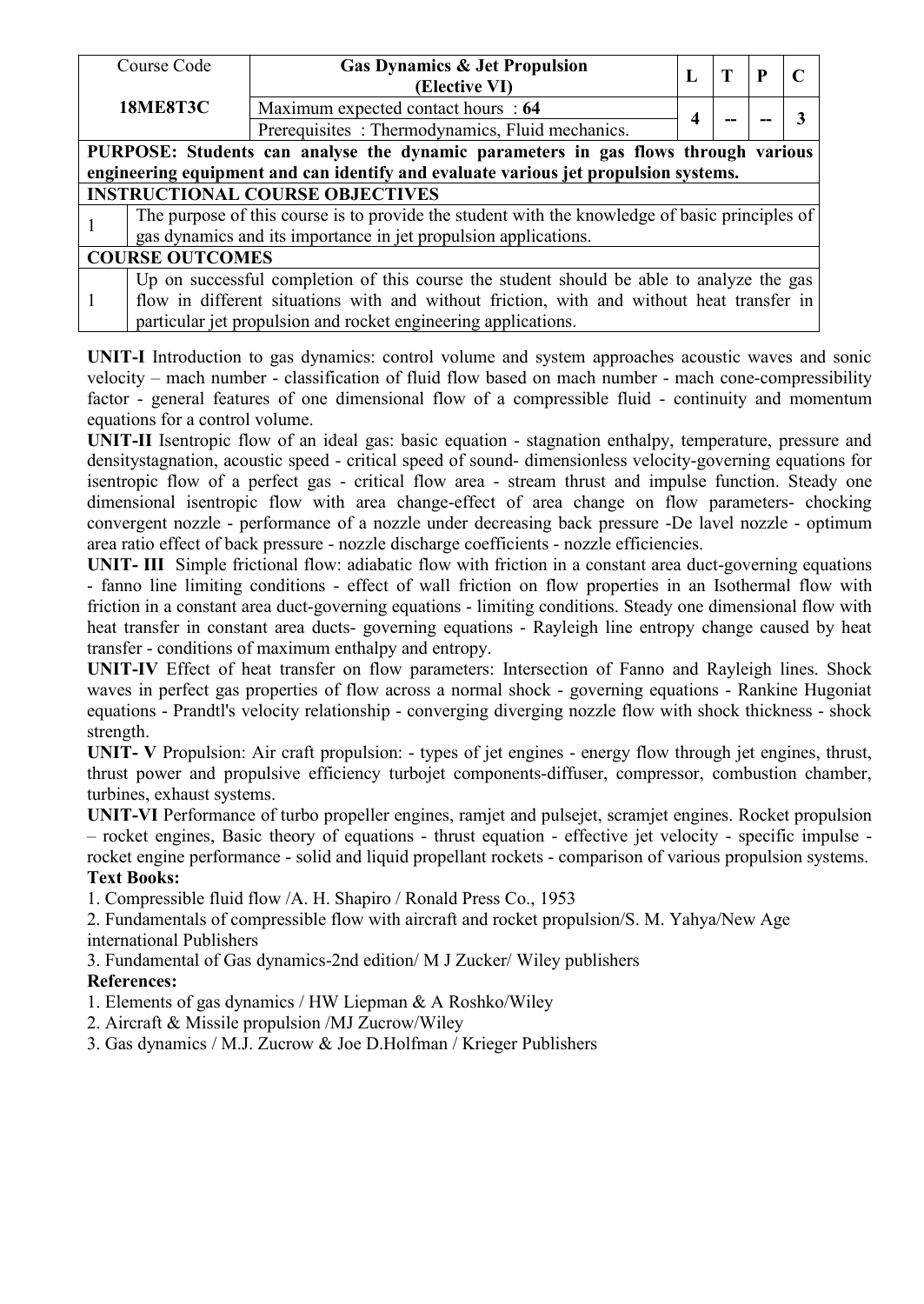| Course Code | Gas Dynamics & Jet Propulsion (Elective VI) | L | T | P | C |
|---|---|---|---|---|---|
| **18ME8T3C** | Maximum expected contact hours : **64** | **4** | -- | -- | **3** |
| | Prerequisites : Thermodynamics, Fluid mechanics. | | | | |

| | |
|---|---|
| **PURPOSE: Students can analyse the dynamic parameters in gas flows through various engineering equipment and can identify and evaluate various jet propulsion systems.** | |
| **INSTRUCTIONAL COURSE OBJECTIVES** | |
| 1 | The purpose of this course is to provide the student with the knowledge of basic principles of gas dynamics and its importance in jet propulsion applications. |
| **COURSE OUTCOMES** | |
| 1 | Up on successful completion of this course the student should be able to analyze the gas flow in different situations with and without friction, with and without heat transfer in particular jet propulsion and rocket engineering applications. |

**UNIT-I** Introduction to gas dynamics: control volume and system approaches acoustic waves and sonic velocity – mach number - classification of fluid flow based on mach number - mach cone-compressibility factor - general features of one dimensional flow of a compressible fluid - continuity and momentum equations for a control volume.

**UNIT-II** Isentropic flow of an ideal gas: basic equation - stagnation enthalpy, temperature, pressure and densitystagnation, acoustic speed - critical speed of sound- dimensionless velocity-governing equations for isentropic flow of a perfect gas - critical flow area - stream thrust and impulse function. Steady one dimensional isentropic flow with area change-effect of area change on flow parameters- chocking convergent nozzle - performance of a nozzle under decreasing back pressure -De lavel nozzle - optimum area ratio effect of back pressure - nozzle discharge coefficients - nozzle efficiencies.

**UNIT- III** Simple frictional flow: adiabatic flow with friction in a constant area duct-governing equations - fanno line limiting conditions - effect of wall friction on flow properties in an Isothermal flow with friction in a constant area duct-governing equations - limiting conditions. Steady one dimensional flow with heat transfer in constant area ducts- governing equations - Rayleigh line entropy change caused by heat transfer - conditions of maximum enthalpy and entropy.

**UNIT-IV** Effect of heat transfer on flow parameters: Intersection of Fanno and Rayleigh lines. Shock waves in perfect gas properties of flow across a normal shock - governing equations - Rankine Hugoniat equations - Prandtl's velocity relationship - converging diverging nozzle flow with shock thickness - shock strength.

**UNIT- V** Propulsion: Air craft propulsion: - types of jet engines - energy flow through jet engines, thrust, thrust power and propulsive efficiency turbojet components-diffuser, compressor, combustion chamber, turbines, exhaust systems.

**UNIT-VI** Performance of turbo propeller engines, ramjet and pulsejet, scramjet engines. Rocket propulsion – rocket engines, Basic theory of equations - thrust equation - effective jet velocity - specific impulse - rocket engine performance - solid and liquid propellant rockets - comparison of various propulsion systems.

**Text Books:**

1. Compressible fluid flow /A. H. Shapiro / Ronald Press Co., 1953
2. Fundamentals of compressible flow with aircraft and rocket propulsion/S. M. Yahya/New Age international Publishers
3. Fundamental of Gas dynamics-2nd edition/ M J Zucker/ Wiley publishers

**References:**

1. Elements of gas dynamics / HW Liepman & A Roshko/Wiley
2. Aircraft & Missile propulsion /MJ Zucrow/Wiley
3. Gas dynamics / M.J. Zucrow & Joe D.Holfman / Krieger Publishers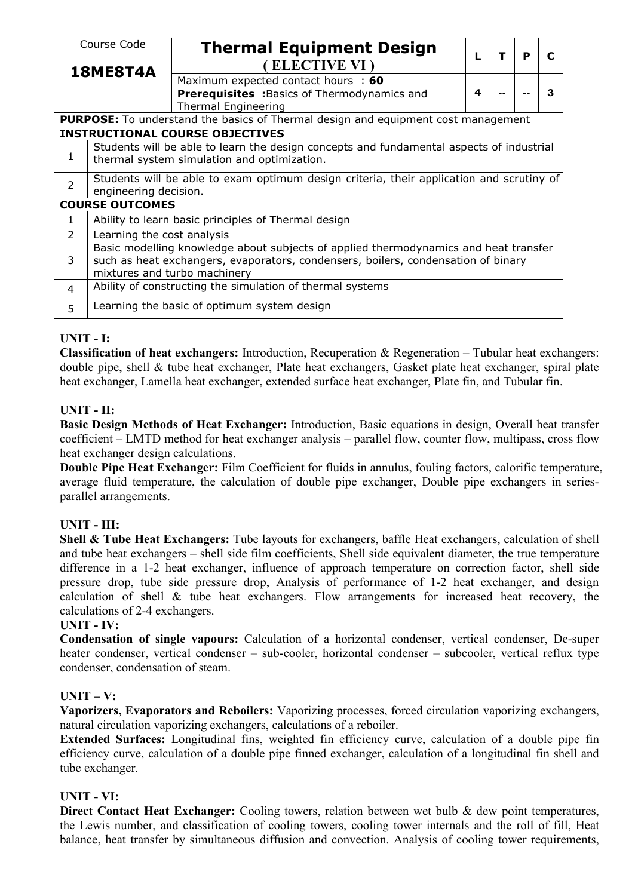| Course Code **18ME8T4A** | **Thermal Equipment Design (ELECTIVE VI)** | L | T | P | C |
|---|---|---|---|---|---|
| | Maximum expected contact hours : **60** | | | | |
| | **Prerequisites** :Basics of Thermodynamics and Thermal Engineering | 4 | -- | -- | 3 |

| **PURPOSE:** To understand the basics of Thermal design and equipment cost management | |
|---|---|
| **INSTRUCTIONAL COURSE OBJECTIVES** | |
| 1 | Students will be able to learn the design concepts and fundamental aspects of industrial thermal system simulation and optimization. |
| 2 | Students will be able to exam optimum design criteria, their application and scrutiny of engineering decision. |
| **COURSE OUTCOMES** | |
| 1 | Ability to learn basic principles of Thermal design |
| 2 | Learning the cost analysis |
| 3 | Basic modelling knowledge about subjects of applied thermodynamics and heat transfer such as heat exchangers, evaporators, condensers, boilers, condensation of binary mixtures and turbo machinery |
| 4 | Ability of constructing the simulation of thermal systems |
| 5 | Learning the basic of optimum system design |

**UNIT - I:**

**Classification of heat exchangers:** Introduction, Recuperation & Regeneration – Tubular heat exchangers: double pipe, shell & tube heat exchanger, Plate heat exchangers, Gasket plate heat exchanger, spiral plate heat exchanger, Lamella heat exchanger, extended surface heat exchanger, Plate fin, and Tubular fin.

**UNIT - II:**

**Basic Design Methods of Heat Exchanger:** Introduction, Basic equations in design, Overall heat transfer coefficient – LMTD method for heat exchanger analysis – parallel flow, counter flow, multipass, cross flow heat exchanger design calculations.

**Double Pipe Heat Exchanger:** Film Coefficient for fluids in annulus, fouling factors, calorific temperature, average fluid temperature, the calculation of double pipe exchanger, Double pipe exchangers in series-parallel arrangements.

**UNIT - III:**

**Shell & Tube Heat Exchangers:** Tube layouts for exchangers, baffle Heat exchangers, calculation of shell and tube heat exchangers – shell side film coefficients, Shell side equivalent diameter, the true temperature difference in a 1-2 heat exchanger, influence of approach temperature on correction factor, shell side pressure drop, tube side pressure drop, Analysis of performance of 1-2 heat exchanger, and design calculation of shell & tube heat exchangers. Flow arrangements for increased heat recovery, the calculations of 2-4 exchangers.

**UNIT - IV:**

**Condensation of single vapours:** Calculation of a horizontal condenser, vertical condenser, De-super heater condenser, vertical condenser – sub-cooler, horizontal condenser – subcooler, vertical reflux type condenser, condensation of steam.

**UNIT – V:**

**Vaporizers, Evaporators and Reboilers:** Vaporizing processes, forced circulation vaporizing exchangers, natural circulation vaporizing exchangers, calculations of a reboiler.

**Extended Surfaces:** Longitudinal fins, weighted fin efficiency curve, calculation of a double pipe fin efficiency curve, calculation of a double pipe finned exchanger, calculation of a longitudinal fin shell and tube exchanger.

**UNIT - VI:**

**Direct Contact Heat Exchanger:** Cooling towers, relation between wet bulb & dew point temperatures, the Lewis number, and classification of cooling towers, cooling tower internals and the roll of fill, Heat balance, heat transfer by simultaneous diffusion and convection. Analysis of cooling tower requirements,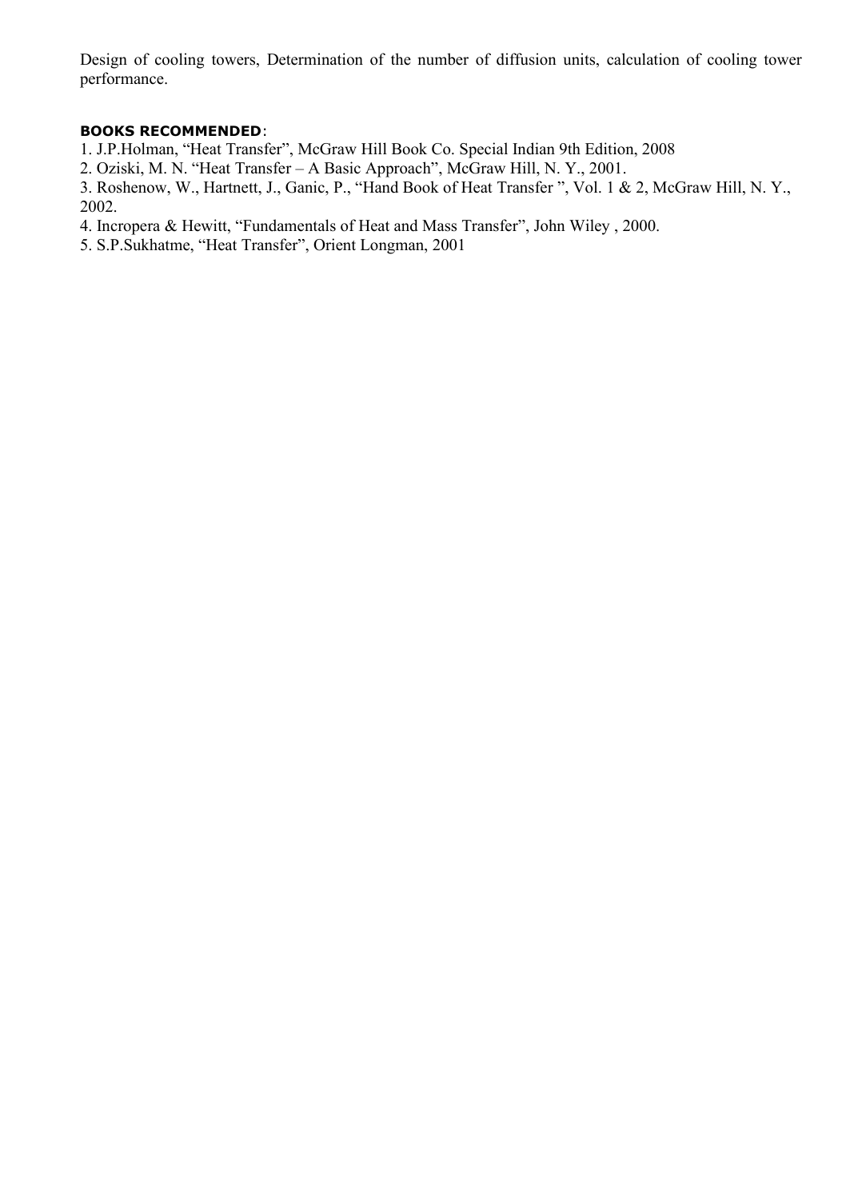Design of cooling towers, Determination of the number of diffusion units, calculation of cooling tower performance.

**BOOKS RECOMMENDED**:

1. J.P.Holman, "Heat Transfer", McGraw Hill Book Co. Special Indian 9th Edition, 2008
2. Oziski, M. N. "Heat Transfer – A Basic Approach", McGraw Hill, N. Y., 2001.
3. Roshenow, W., Hartnett, J., Ganic, P., "Hand Book of Heat Transfer ", Vol. 1 & 2, McGraw Hill, N. Y., 2002.
4. Incropera & Hewitt, "Fundamentals of Heat and Mass Transfer", John Wiley , 2000.
5. S.P.Sukhatme, "Heat Transfer", Orient Longman, 2001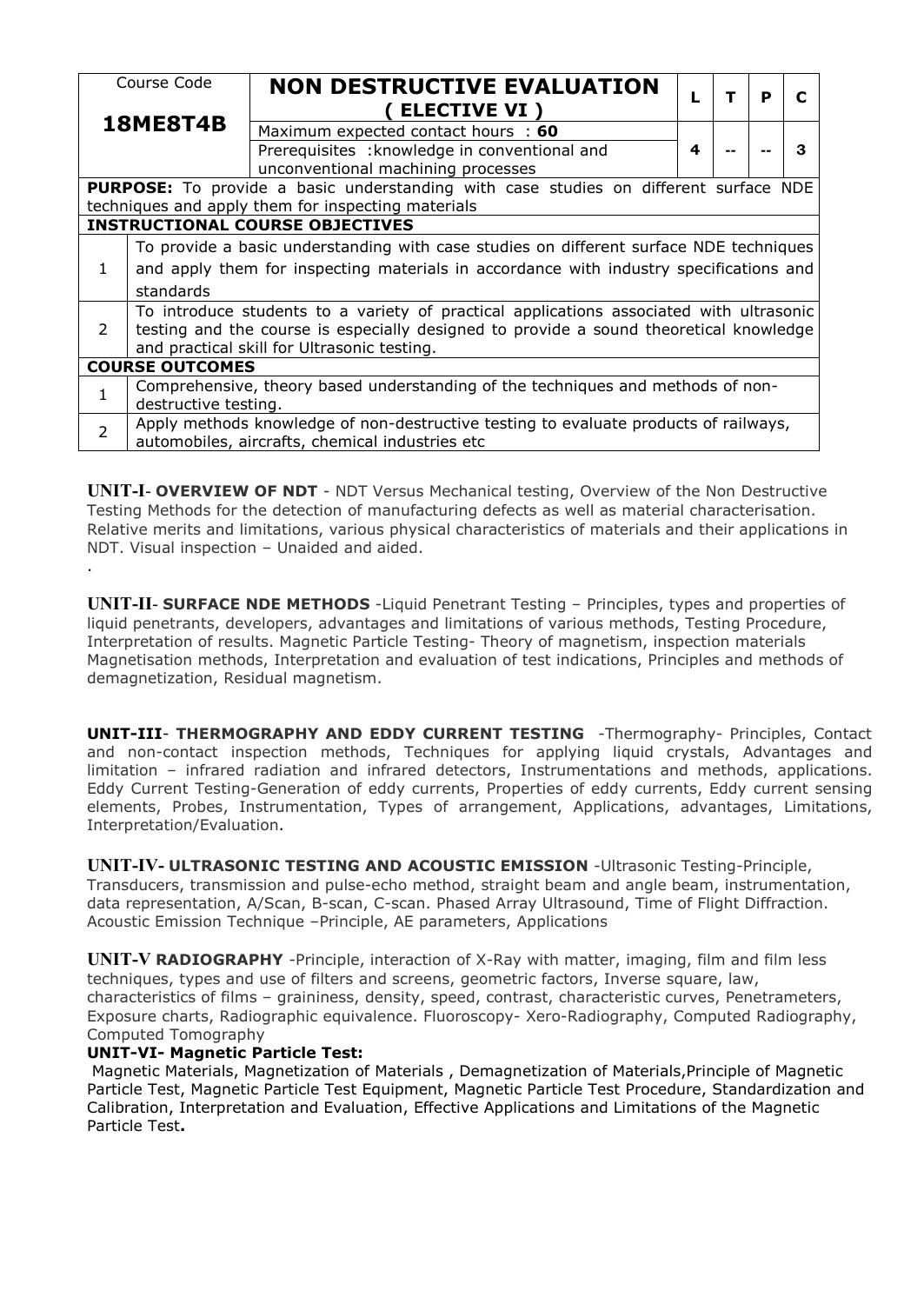| Course Code | NON DESTRUCTIVE EVALUATION ( ELECTIVE VI ) | L | T | P | C |
|---|---|---|---|---|---|
| **18ME8T4B** | Maximum expected contact hours : **60** | | | | |
| | Prerequisites :knowledge in conventional and unconventional machining processes | 4 | -- | -- | 3 |

| | |
|---|---|
| **PURPOSE:** To provide a basic understanding with case studies on different surface NDE techniques and apply them for inspecting materials | |
| **INSTRUCTIONAL COURSE OBJECTIVES** | |
| 1 | To provide a basic understanding with case studies on different surface NDE techniques and apply them for inspecting materials in accordance with industry specifications and standards |
| 2 | To introduce students to a variety of practical applications associated with ultrasonic testing and the course is especially designed to provide a sound theoretical knowledge and practical skill for Ultrasonic testing. |
| **COURSE OUTCOMES** | |
| 1 | Comprehensive, theory based understanding of the techniques and methods of non-destructive testing. |
| 2 | Apply methods knowledge of non-destructive testing to evaluate products of railways, automobiles, aircrafts, chemical industries etc |

**UNIT-I**- **OVERVIEW OF NDT** - NDT Versus Mechanical testing, Overview of the Non Destructive Testing Methods for the detection of manufacturing defects as well as material characterisation. Relative merits and limitations, various physical characteristics of materials and their applications in NDT. Visual inspection – Unaided and aided.

.

**UNIT-II**- **SURFACE NDE METHODS** -Liquid Penetrant Testing – Principles, types and properties of liquid penetrants, developers, advantages and limitations of various methods, Testing Procedure, Interpretation of results. Magnetic Particle Testing- Theory of magnetism, inspection materials Magnetisation methods, Interpretation and evaluation of test indications, Principles and methods of demagnetization, Residual magnetism.

**UNIT-III**- **THERMOGRAPHY AND EDDY CURRENT TESTING** -Thermography- Principles, Contact and non-contact inspection methods, Techniques for applying liquid crystals, Advantages and limitation – infrared radiation and infrared detectors, Instrumentations and methods, applications. Eddy Current Testing-Generation of eddy currents, Properties of eddy currents, Eddy current sensing elements, Probes, Instrumentation, Types of arrangement, Applications, advantages, Limitations, Interpretation/Evaluation.

**UNIT-IV- ULTRASONIC TESTING AND ACOUSTIC EMISSION** -Ultrasonic Testing-Principle, Transducers, transmission and pulse-echo method, straight beam and angle beam, instrumentation, data representation, A/Scan, B-scan, C-scan. Phased Array Ultrasound, Time of Flight Diffraction. Acoustic Emission Technique –Principle, AE parameters, Applications

**UNIT-V RADIOGRAPHY** -Principle, interaction of X-Ray with matter, imaging, film and film less techniques, types and use of filters and screens, geometric factors, Inverse square, law, characteristics of films – graininess, density, speed, contrast, characteristic curves, Penetrameters, Exposure charts, Radiographic equivalence. Fluoroscopy- Xero-Radiography, Computed Radiography, Computed Tomography

**UNIT-VI- Magnetic Particle Test:**

Magnetic Materials, Magnetization of Materials , Demagnetization of Materials,Principle of Magnetic Particle Test, Magnetic Particle Test Equipment, Magnetic Particle Test Procedure, Standardization and Calibration, Interpretation and Evaluation, Effective Applications and Limitations of the Magnetic Particle Test**.**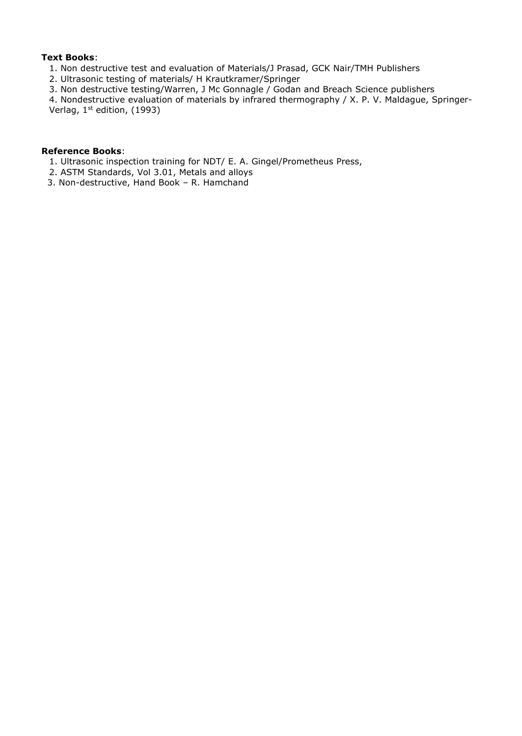**Text Books**:

1. Non destructive test and evaluation of Materials/J Prasad, GCK Nair/TMH Publishers
2. Ultrasonic testing of materials/ H Krautkramer/Springer
3. Non destructive testing/Warren, J Mc Gonnagle / Godan and Breach Science publishers
4. Nondestructive evaluation of materials by infrared thermography / X. P. V. Maldague, Springer-Verlag, 1st edition, (1993)

**Reference Books**:

1. Ultrasonic inspection training for NDT/ E. A. Gingel/Prometheus Press,
2. ASTM Standards, Vol 3.01, Metals and alloys
3. Non-destructive, Hand Book – R. Hamchand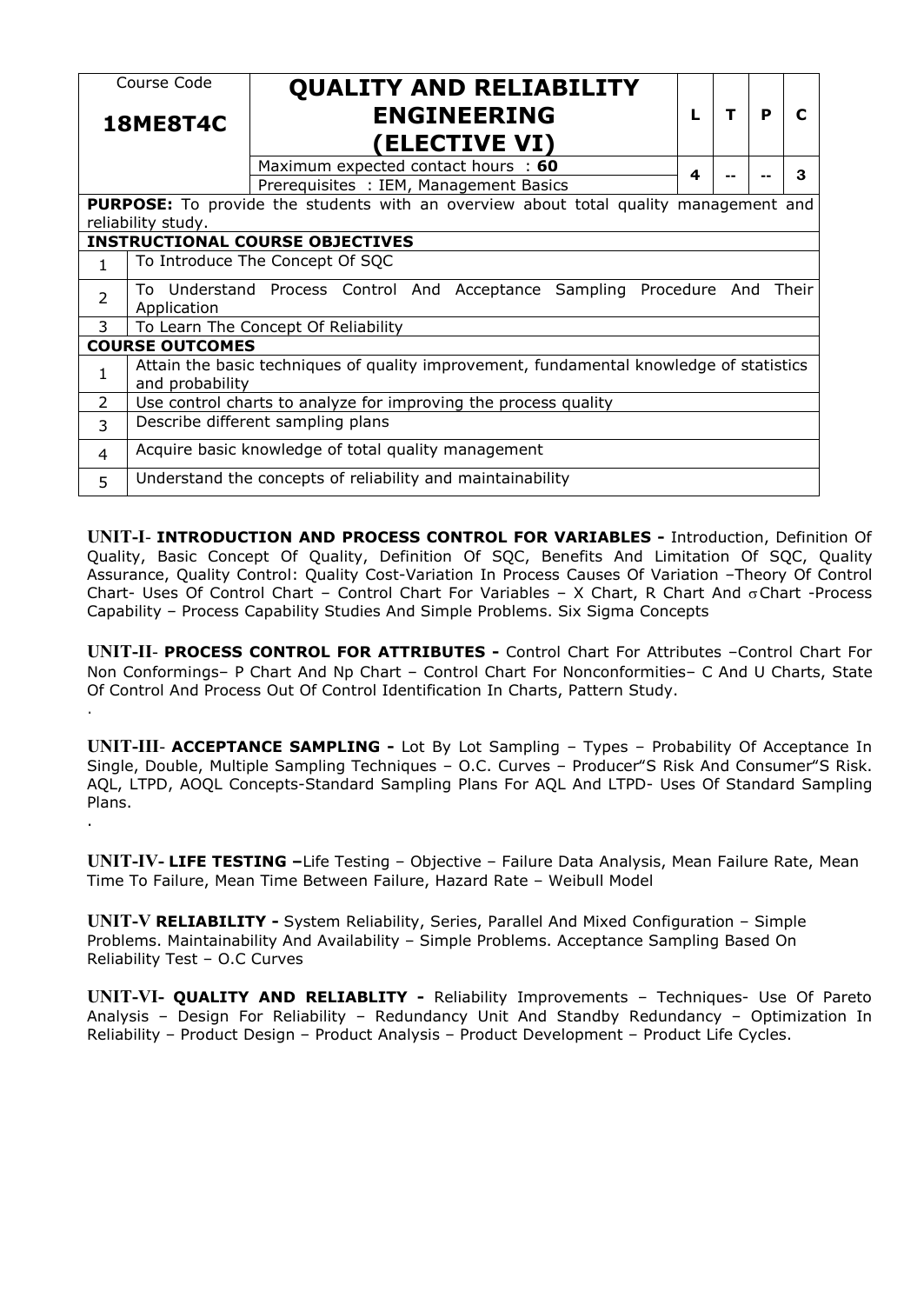| Course Code | QUALITY AND RELIABILITY ENGINEERING (ELECTIVE VI) | L | T | P | C |
|---|---|---|---|---|---|
| **18ME8T4C** | Maximum expected contact hours : **60** | **4** | **--** | **--** | **3** |
| | Prerequisites : IEM, Management Basics | | | | |
| **PURPOSE:** To provide the students with an overview about total quality management and reliability study. | | | | | |
| **INSTRUCTIONAL COURSE OBJECTIVES** | | | | | |
| 1 | To Introduce The Concept Of SQC | | | | |
| 2 | To Understand Process Control And Acceptance Sampling Procedure And Their Application | | | | |
| 3 | To Learn The Concept Of Reliability | | | | |
| **COURSE OUTCOMES** | | | | | |
| 1 | Attain the basic techniques of quality improvement, fundamental knowledge of statistics and probability | | | | |
| 2 | Use control charts to analyze for improving the process quality | | | | |
| 3 | Describe different sampling plans | | | | |
| 4 | Acquire basic knowledge of total quality management | | | | |
| 5 | Understand the concepts of reliability and maintainability | | | | |

**UNIT-I**- **INTRODUCTION AND PROCESS CONTROL FOR VARIABLES -** Introduction, Definition Of Quality, Basic Concept Of Quality, Definition Of SQC, Benefits And Limitation Of SQC, Quality Assurance, Quality Control: Quality Cost-Variation In Process Causes Of Variation –Theory Of Control Chart- Uses Of Control Chart – Control Chart For Variables – X Chart, R Chart And $\sigma$Chart -Process Capability – Process Capability Studies And Simple Problems. Six Sigma Concepts

**UNIT-II**- **PROCESS CONTROL FOR ATTRIBUTES -** Control Chart For Attributes –Control Chart For Non Conformings– P Chart And Np Chart – Control Chart For Nonconformities– C And U Charts, State Of Control And Process Out Of Control Identification In Charts, Pattern Study.

.

**UNIT-III**- **ACCEPTANCE SAMPLING -** Lot By Lot Sampling – Types – Probability Of Acceptance In Single, Double, Multiple Sampling Techniques – O.C. Curves – Producer"S Risk And Consumer"S Risk. AQL, LTPD, AOQL Concepts-Standard Sampling Plans For AQL And LTPD- Uses Of Standard Sampling Plans.

.

**UNIT-IV- LIFE TESTING –**Life Testing – Objective – Failure Data Analysis, Mean Failure Rate, Mean Time To Failure, Mean Time Between Failure, Hazard Rate – Weibull Model

**UNIT-V RELIABILITY -** System Reliability, Series, Parallel And Mixed Configuration – Simple Problems. Maintainability And Availability – Simple Problems. Acceptance Sampling Based On Reliability Test – O.C Curves

**UNIT-VI- QUALITY AND RELIABLITY -** Reliability Improvements – Techniques- Use Of Pareto Analysis – Design For Reliability – Redundancy Unit And Standby Redundancy – Optimization In Reliability – Product Design – Product Analysis – Product Development – Product Life Cycles.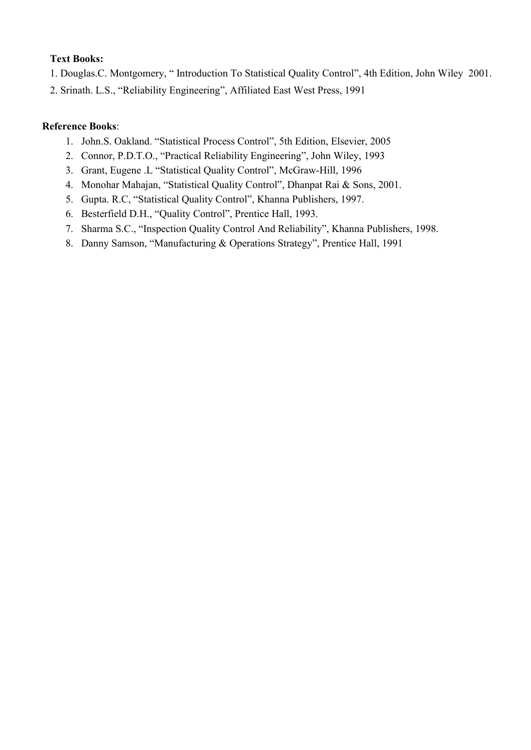**Text Books:**

1. Douglas.C. Montgomery, " Introduction To Statistical Quality Control", 4th Edition, John Wiley 2001.
2. Srinath. L.S., "Reliability Engineering", Affiliated East West Press, 1991

**Reference Books**:

1. John.S. Oakland. "Statistical Process Control", 5th Edition, Elsevier, 2005
2. Connor, P.D.T.O., "Practical Reliability Engineering", John Wiley, 1993
3. Grant, Eugene .L "Statistical Quality Control", McGraw-Hill, 1996
4. Monohar Mahajan, "Statistical Quality Control", Dhanpat Rai & Sons, 2001.
5. Gupta. R.C, "Statistical Quality Control", Khanna Publishers, 1997.
6. Besterfield D.H., "Quality Control", Prentice Hall, 1993.
7. Sharma S.C., "Inspection Quality Control And Reliability", Khanna Publishers, 1998.
8. Danny Samson, "Manufacturing & Operations Strategy", Prentice Hall, 1991